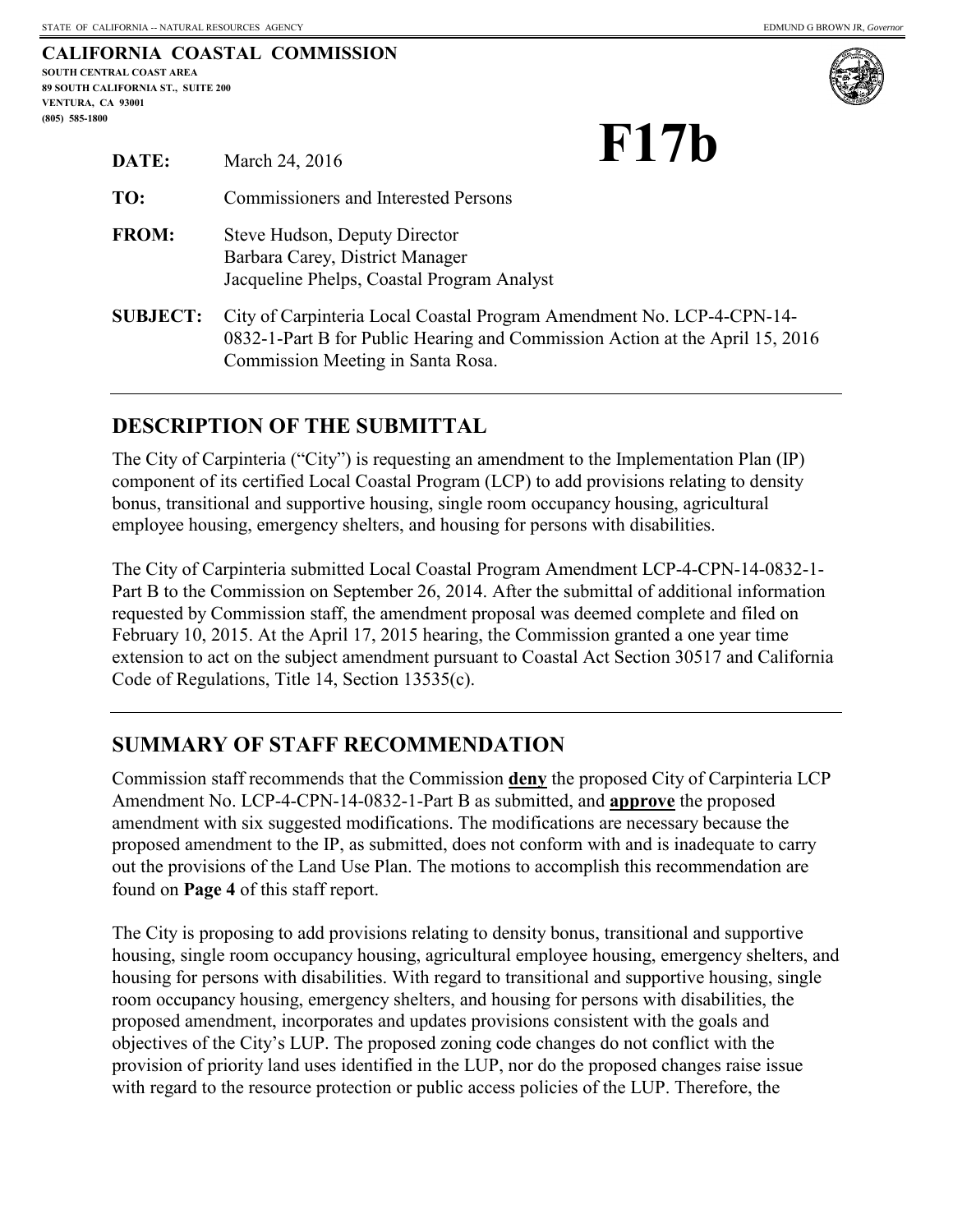STATE OF CALIFORNIA -- NATURAL RESOURCES AGENCY — EDMUND G BROWN JR, *Governor*

**CALIFORNIA COASTAL COMMISSION**
**SOUTH CENTRAL COAST AREA**
**89 SOUTH CALIFORNIA ST., SUITE 200**
**VENTURA, CA 93001**
**(805) 585-1800**

# F17b

**DATE:** March 24, 2016

**TO:** Commissioners and Interested Persons

**FROM:** Steve Hudson, Deputy Director
Barbara Carey, District Manager
Jacqueline Phelps, Coastal Program Analyst

**SUBJECT:** City of Carpinteria Local Coastal Program Amendment No. LCP-4-CPN-14-0832-1-Part B for Public Hearing and Commission Action at the April 15, 2016 Commission Meeting in Santa Rosa.

---

## DESCRIPTION OF THE SUBMITTAL

The City of Carpinteria ("City") is requesting an amendment to the Implementation Plan (IP) component of its certified Local Coastal Program (LCP) to add provisions relating to density bonus, transitional and supportive housing, single room occupancy housing, agricultural employee housing, emergency shelters, and housing for persons with disabilities.

The City of Carpinteria submitted Local Coastal Program Amendment LCP-4-CPN-14-0832-1-Part B to the Commission on September 26, 2014. After the submittal of additional information requested by Commission staff, the amendment proposal was deemed complete and filed on February 10, 2015. At the April 17, 2015 hearing, the Commission granted a one year time extension to act on the subject amendment pursuant to Coastal Act Section 30517 and California Code of Regulations, Title 14, Section 13535(c).

---

## SUMMARY OF STAFF RECOMMENDATION

Commission staff recommends that the Commission **deny** the proposed City of Carpinteria LCP Amendment No. LCP-4-CPN-14-0832-1-Part B as submitted, and **approve** the proposed amendment with six suggested modifications. The modifications are necessary because the proposed amendment to the IP, as submitted, does not conform with and is inadequate to carry out the provisions of the Land Use Plan. The motions to accomplish this recommendation are found on **Page 4** of this staff report.

The City is proposing to add provisions relating to density bonus, transitional and supportive housing, single room occupancy housing, agricultural employee housing, emergency shelters, and housing for persons with disabilities. With regard to transitional and supportive housing, single room occupancy housing, emergency shelters, and housing for persons with disabilities, the proposed amendment, incorporates and updates provisions consistent with the goals and objectives of the City's LUP. The proposed zoning code changes do not conflict with the provision of priority land uses identified in the LUP, nor do the proposed changes raise issue with regard to the resource protection or public access policies of the LUP. Therefore, the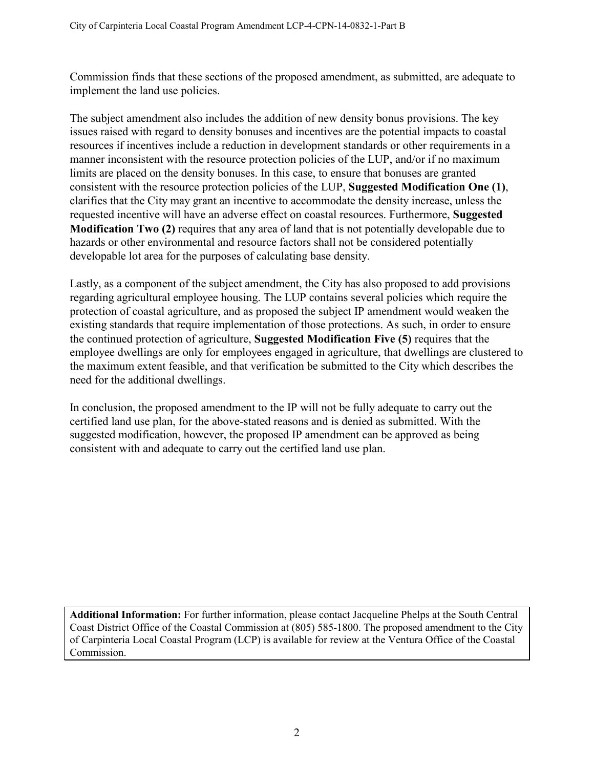Commission finds that these sections of the proposed amendment, as submitted, are adequate to implement the land use policies.

The subject amendment also includes the addition of new density bonus provisions. The key issues raised with regard to density bonuses and incentives are the potential impacts to coastal resources if incentives include a reduction in development standards or other requirements in a manner inconsistent with the resource protection policies of the LUP, and/or if no maximum limits are placed on the density bonuses. In this case, to ensure that bonuses are granted consistent with the resource protection policies of the LUP, **Suggested Modification One (1)**, clarifies that the City may grant an incentive to accommodate the density increase, unless the requested incentive will have an adverse effect on coastal resources. Furthermore, **Suggested Modification Two (2)** requires that any area of land that is not potentially developable due to hazards or other environmental and resource factors shall not be considered potentially developable lot area for the purposes of calculating base density.

Lastly, as a component of the subject amendment, the City has also proposed to add provisions regarding agricultural employee housing. The LUP contains several policies which require the protection of coastal agriculture, and as proposed the subject IP amendment would weaken the existing standards that require implementation of those protections. As such, in order to ensure the continued protection of agriculture, **Suggested Modification Five (5)** requires that the employee dwellings are only for employees engaged in agriculture, that dwellings are clustered to the maximum extent feasible, and that verification be submitted to the City which describes the need for the additional dwellings.

In conclusion, the proposed amendment to the IP will not be fully adequate to carry out the certified land use plan, for the above-stated reasons and is denied as submitted. With the suggested modification, however, the proposed IP amendment can be approved as being consistent with and adequate to carry out the certified land use plan.

**Additional Information:** For further information, please contact Jacqueline Phelps at the South Central Coast District Office of the Coastal Commission at (805) 585-1800. The proposed amendment to the City of Carpinteria Local Coastal Program (LCP) is available for review at the Ventura Office of the Coastal Commission.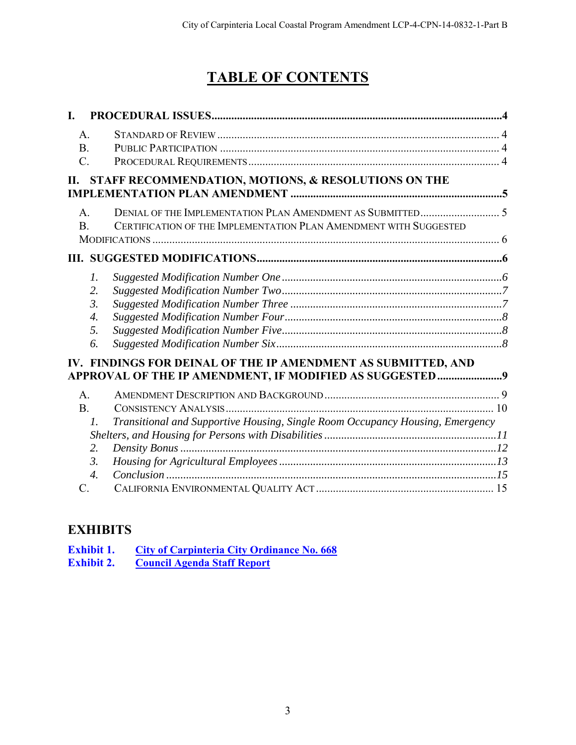# TABLE OF CONTENTS

**I. PROCEDURAL ISSUES....................................................................................................4**

A. STANDARD OF REVIEW .................................................................................................. 4
B. PUBLIC PARTICIPATION .................................................................................................. 4
C. PROCEDURAL REQUIREMENTS ........................................................................................ 4

**II. STAFF RECOMMENDATION, MOTIONS, & RESOLUTIONS ON THE IMPLEMENTATION PLAN AMENDMENT ..........................................................................5**

A. DENIAL OF THE IMPLEMENTATION PLAN AMENDMENT AS SUBMITTED............................ 5
B. CERTIFICATION OF THE IMPLEMENTATION PLAN AMENDMENT WITH SUGGESTED MODIFICATIONS .......................................................................................................... 6

**III. SUGGESTED MODIFICATIONS......................................................................................6**

*1. Suggested Modification Number One ............................................................................6*
*2. Suggested Modification Number Two............................................................................7*
*3. Suggested Modification Number Three ..........................................................................7*
*4. Suggested Modification Number Four............................................................................8*
*5. Suggested Modification Number Five.............................................................................8*
*6. Suggested Modification Number Six...............................................................................8*

**IV. FINDINGS FOR DEINAL OF THE IP AMENDMENT AS SUBMITTED, AND APPROVAL OF THE IP AMENDMENT, IF MODIFIED AS SUGGESTED.......................9**

A. AMENDMENT DESCRIPTION AND BACKGROUND ............................................................. 9
B. CONSISTENCY ANALYSIS.............................................................................................. 10

*1. Transitional and Supportive Housing, Single Room Occupancy Housing, Emergency Shelters, and Housing for Persons with Disabilities ............................................................11*
*2. Density Bonus ..............................................................................................................12*
*3. Housing for Agricultural Employees ............................................................................13*
*4. Conclusion ...................................................................................................................15*

C. CALIFORNIA ENVIRONMENTAL QUALITY ACT .............................................................. 15

## EXHIBITS

**Exhibit 1.** **City of Carpinteria City Ordinance No. 668**
**Exhibit 2.** **Council Agenda Staff Report**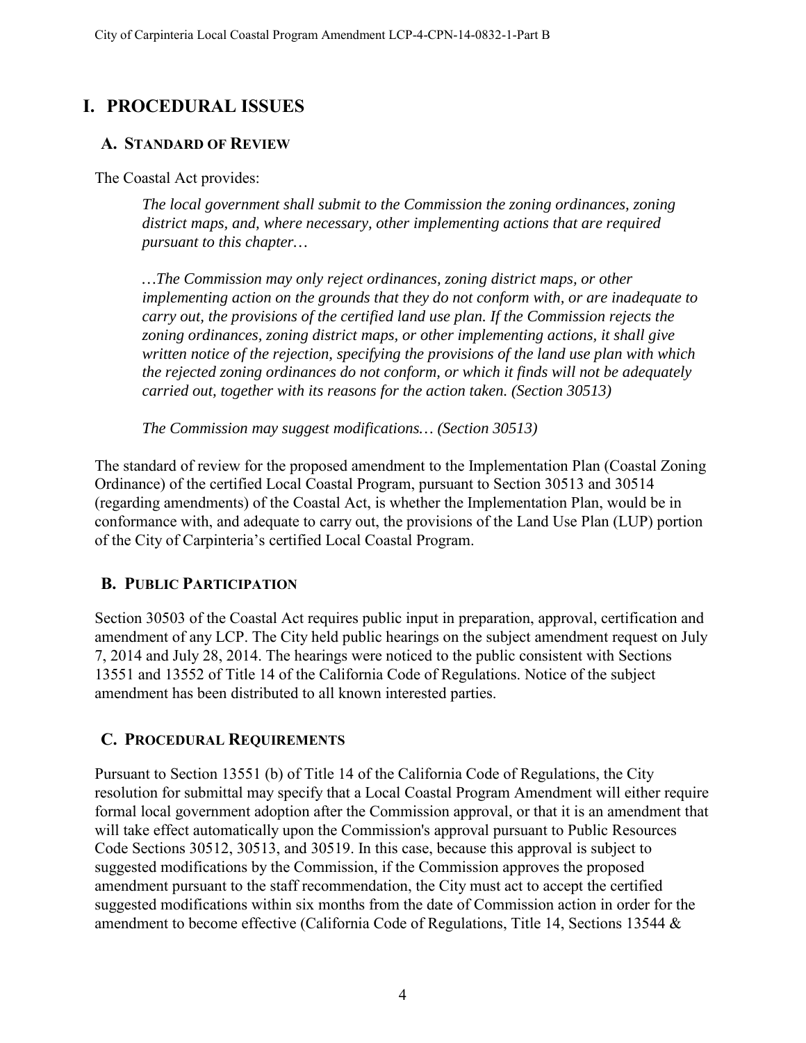# I. PROCEDURAL ISSUES

## A. STANDARD OF REVIEW

The Coastal Act provides:

> *The local government shall submit to the Commission the zoning ordinances, zoning district maps, and, where necessary, other implementing actions that are required pursuant to this chapter…*
>
> *…The Commission may only reject ordinances, zoning district maps, or other implementing action on the grounds that they do not conform with, or are inadequate to carry out, the provisions of the certified land use plan. If the Commission rejects the zoning ordinances, zoning district maps, or other implementing actions, it shall give written notice of the rejection, specifying the provisions of the land use plan with which the rejected zoning ordinances do not conform, or which it finds will not be adequately carried out, together with its reasons for the action taken. (Section 30513)*
>
> *The Commission may suggest modifications… (Section 30513)*

The standard of review for the proposed amendment to the Implementation Plan (Coastal Zoning Ordinance) of the certified Local Coastal Program, pursuant to Section 30513 and 30514 (regarding amendments) of the Coastal Act, is whether the Implementation Plan, would be in conformance with, and adequate to carry out, the provisions of the Land Use Plan (LUP) portion of the City of Carpinteria's certified Local Coastal Program.

## B. PUBLIC PARTICIPATION

Section 30503 of the Coastal Act requires public input in preparation, approval, certification and amendment of any LCP. The City held public hearings on the subject amendment request on July 7, 2014 and July 28, 2014. The hearings were noticed to the public consistent with Sections 13551 and 13552 of Title 14 of the California Code of Regulations. Notice of the subject amendment has been distributed to all known interested parties.

## C. PROCEDURAL REQUIREMENTS

Pursuant to Section 13551 (b) of Title 14 of the California Code of Regulations, the City resolution for submittal may specify that a Local Coastal Program Amendment will either require formal local government adoption after the Commission approval, or that it is an amendment that will take effect automatically upon the Commission's approval pursuant to Public Resources Code Sections 30512, 30513, and 30519. In this case, because this approval is subject to suggested modifications by the Commission, if the Commission approves the proposed amendment pursuant to the staff recommendation, the City must act to accept the certified suggested modifications within six months from the date of Commission action in order for the amendment to become effective (California Code of Regulations, Title 14, Sections 13544 &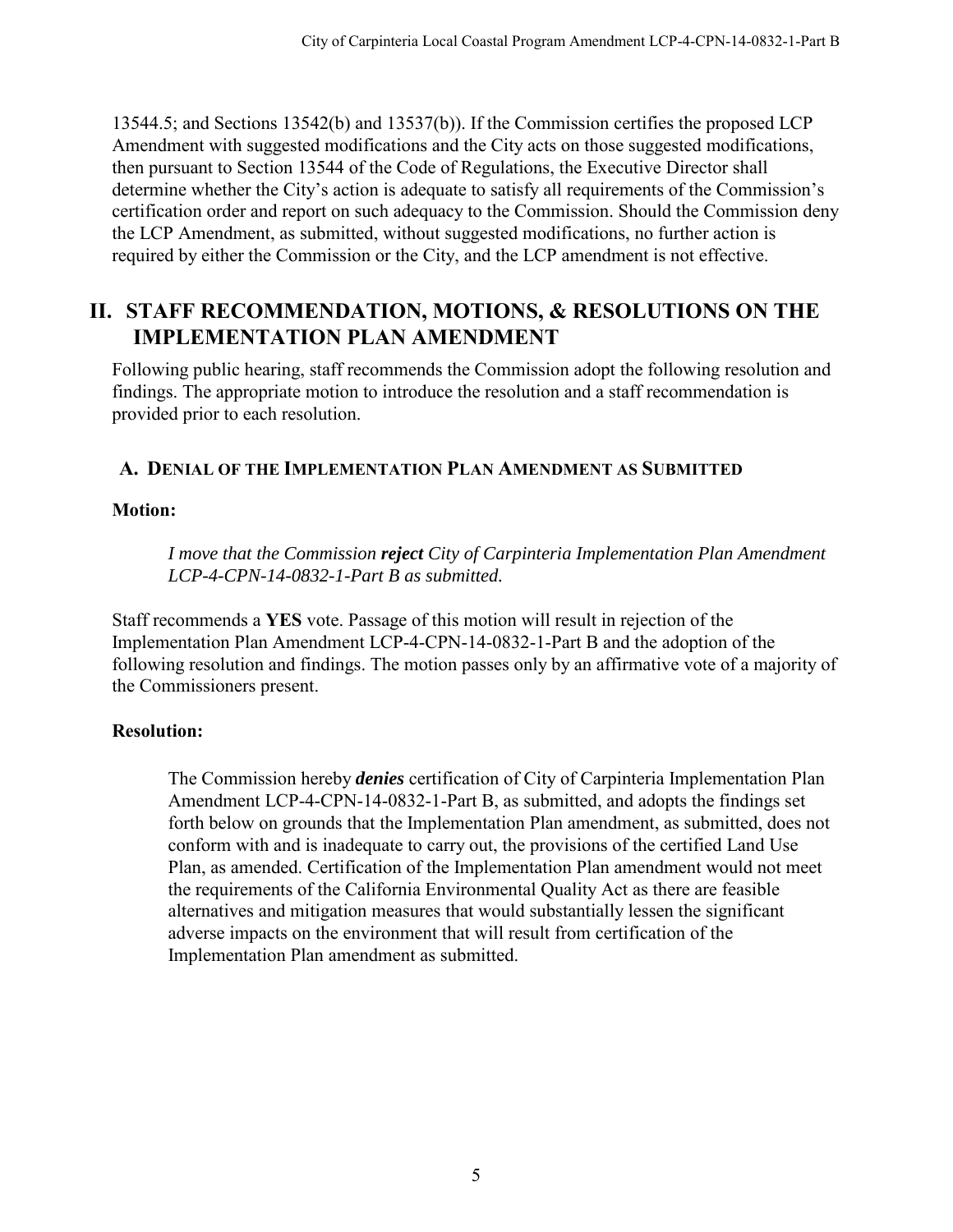13544.5; and Sections 13542(b) and 13537(b)). If the Commission certifies the proposed LCP Amendment with suggested modifications and the City acts on those suggested modifications, then pursuant to Section 13544 of the Code of Regulations, the Executive Director shall determine whether the City's action is adequate to satisfy all requirements of the Commission's certification order and report on such adequacy to the Commission. Should the Commission deny the LCP Amendment, as submitted, without suggested modifications, no further action is required by either the Commission or the City, and the LCP amendment is not effective.

# II. STAFF RECOMMENDATION, MOTIONS, & RESOLUTIONS ON THE IMPLEMENTATION PLAN AMENDMENT

Following public hearing, staff recommends the Commission adopt the following resolution and findings. The appropriate motion to introduce the resolution and a staff recommendation is provided prior to each resolution.

## A. DENIAL OF THE IMPLEMENTATION PLAN AMENDMENT AS SUBMITTED

**Motion:**

*I move that the Commission **reject** City of Carpinteria Implementation Plan Amendment LCP-4-CPN-14-0832-1-Part B as submitted.*

Staff recommends a **YES** vote. Passage of this motion will result in rejection of the Implementation Plan Amendment LCP-4-CPN-14-0832-1-Part B and the adoption of the following resolution and findings. The motion passes only by an affirmative vote of a majority of the Commissioners present.

**Resolution:**

The Commission hereby ***denies*** certification of City of Carpinteria Implementation Plan Amendment LCP-4-CPN-14-0832-1-Part B, as submitted, and adopts the findings set forth below on grounds that the Implementation Plan amendment, as submitted, does not conform with and is inadequate to carry out, the provisions of the certified Land Use Plan, as amended. Certification of the Implementation Plan amendment would not meet the requirements of the California Environmental Quality Act as there are feasible alternatives and mitigation measures that would substantially lessen the significant adverse impacts on the environment that will result from certification of the Implementation Plan amendment as submitted.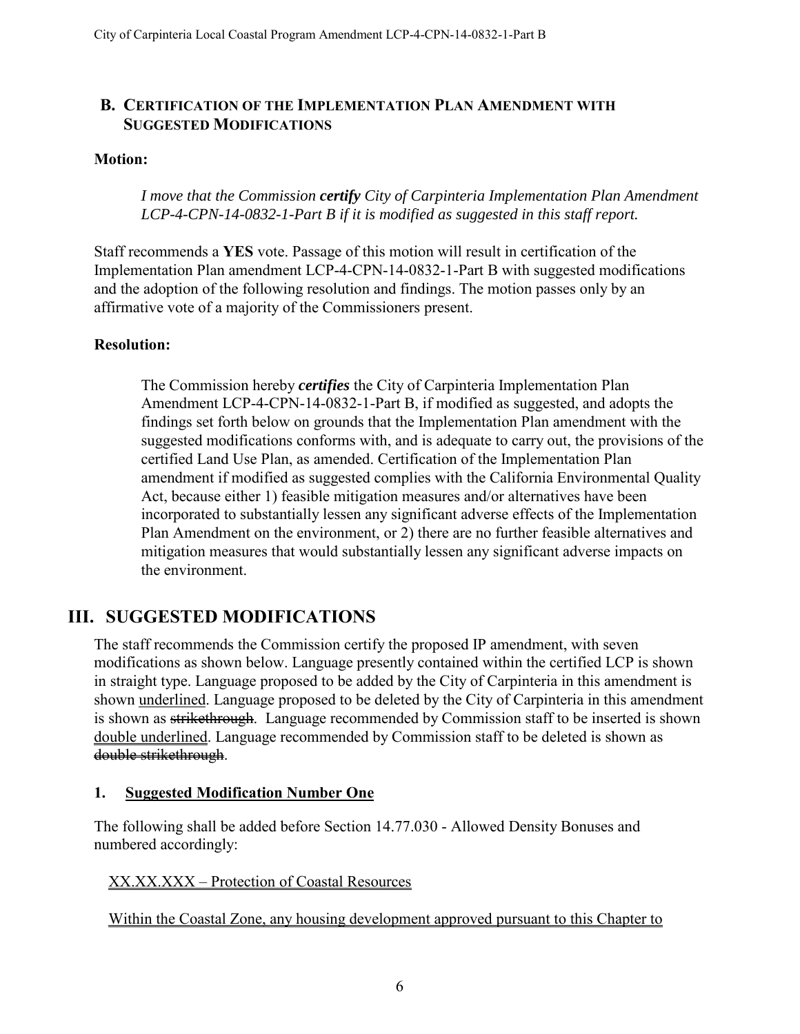## B. CERTIFICATION OF THE IMPLEMENTATION PLAN AMENDMENT WITH SUGGESTED MODIFICATIONS

**Motion:**

> *I move that the Commission* ***certify*** *City of Carpinteria Implementation Plan Amendment LCP-4-CPN-14-0832-1-Part B if it is modified as suggested in this staff report.*

Staff recommends a **YES** vote. Passage of this motion will result in certification of the Implementation Plan amendment LCP-4-CPN-14-0832-1-Part B with suggested modifications and the adoption of the following resolution and findings. The motion passes only by an affirmative vote of a majority of the Commissioners present.

**Resolution:**

> The Commission hereby ***certifies*** the City of Carpinteria Implementation Plan Amendment LCP-4-CPN-14-0832-1-Part B, if modified as suggested, and adopts the findings set forth below on grounds that the Implementation Plan amendment with the suggested modifications conforms with, and is adequate to carry out, the provisions of the certified Land Use Plan, as amended. Certification of the Implementation Plan amendment if modified as suggested complies with the California Environmental Quality Act, because either 1) feasible mitigation measures and/or alternatives have been incorporated to substantially lessen any significant adverse effects of the Implementation Plan Amendment on the environment, or 2) there are no further feasible alternatives and mitigation measures that would substantially lessen any significant adverse impacts on the environment.

# III. SUGGESTED MODIFICATIONS

The staff recommends the Commission certify the proposed IP amendment, with seven modifications as shown below. Language presently contained within the certified LCP is shown in straight type. Language proposed to be added by the City of Carpinteria in this amendment is shown underlined. Language proposed to be deleted by the City of Carpinteria in this amendment is shown as ~~strikethrough~~. Language recommended by Commission staff to be inserted is shown double underlined. Language recommended by Commission staff to be deleted is shown as ~~double strikethrough~~.

### 1. Suggested Modification Number One

The following shall be added before Section 14.77.030 - Allowed Density Bonuses and numbered accordingly:

XX.XX.XXX – Protection of Coastal Resources

Within the Coastal Zone, any housing development approved pursuant to this Chapter to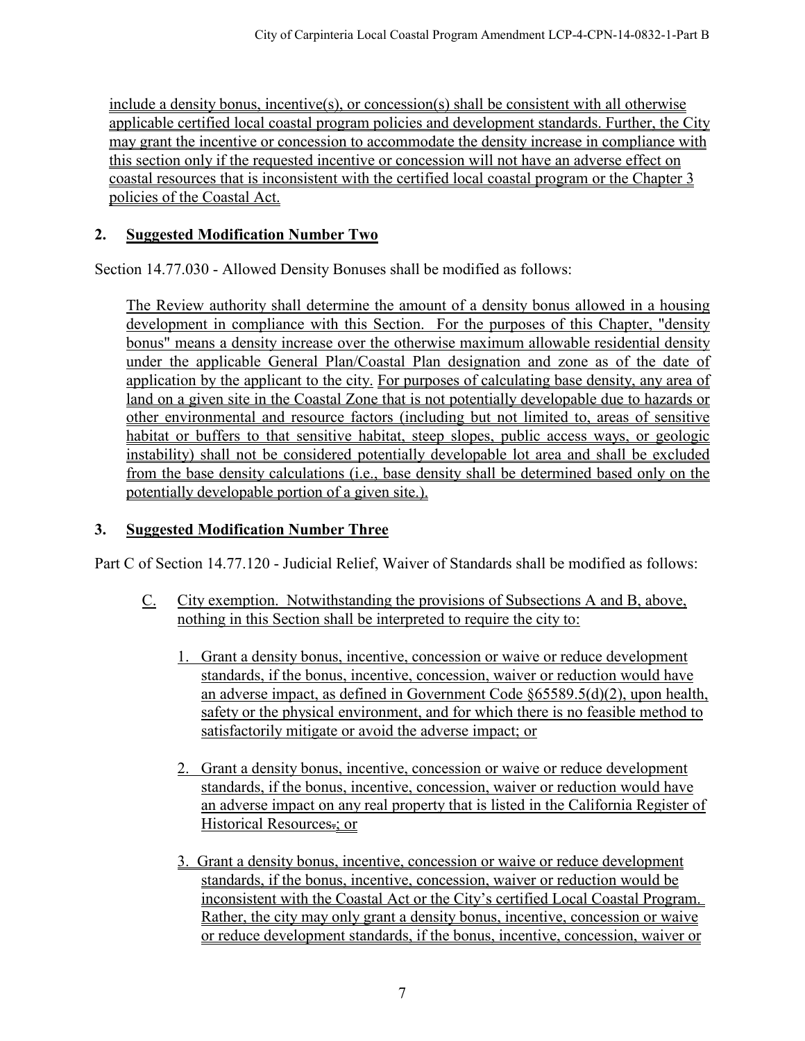include a density bonus, incentive(s), or concession(s) shall be consistent with all otherwise applicable certified local coastal program policies and development standards. Further, the City may grant the incentive or concession to accommodate the density increase in compliance with this section only if the requested incentive or concession will not have an adverse effect on coastal resources that is inconsistent with the certified local coastal program or the Chapter 3 policies of the Coastal Act.

## 2. Suggested Modification Number Two

Section 14.77.030 - Allowed Density Bonuses shall be modified as follows:

The Review authority shall determine the amount of a density bonus allowed in a housing development in compliance with this Section. For the purposes of this Chapter, "density bonus" means a density increase over the otherwise maximum allowable residential density under the applicable General Plan/Coastal Plan designation and zone as of the date of application by the applicant to the city. For purposes of calculating base density, any area of land on a given site in the Coastal Zone that is not potentially developable due to hazards or other environmental and resource factors (including but not limited to, areas of sensitive habitat or buffers to that sensitive habitat, steep slopes, public access ways, or geologic instability) shall not be considered potentially developable lot area and shall be excluded from the base density calculations (i.e., base density shall be determined based only on the potentially developable portion of a given site.).

## 3. Suggested Modification Number Three

Part C of Section 14.77.120 - Judicial Relief, Waiver of Standards shall be modified as follows:

C. City exemption. Notwithstanding the provisions of Subsections A and B, above, nothing in this Section shall be interpreted to require the city to:

1. Grant a density bonus, incentive, concession or waive or reduce development standards, if the bonus, incentive, concession, waiver or reduction would have an adverse impact, as defined in Government Code §65589.5(d)(2), upon health, safety or the physical environment, and for which there is no feasible method to satisfactorily mitigate or avoid the adverse impact; or

2. Grant a density bonus, incentive, concession or waive or reduce development standards, if the bonus, incentive, concession, waiver or reduction would have an adverse impact on any real property that is listed in the California Register of Historical Resources~~.~~; or

3. Grant a density bonus, incentive, concession or waive or reduce development standards, if the bonus, incentive, concession, waiver or reduction would be inconsistent with the Coastal Act or the City's certified Local Coastal Program. Rather, the city may only grant a density bonus, incentive, concession or waive or reduce development standards, if the bonus, incentive, concession, waiver or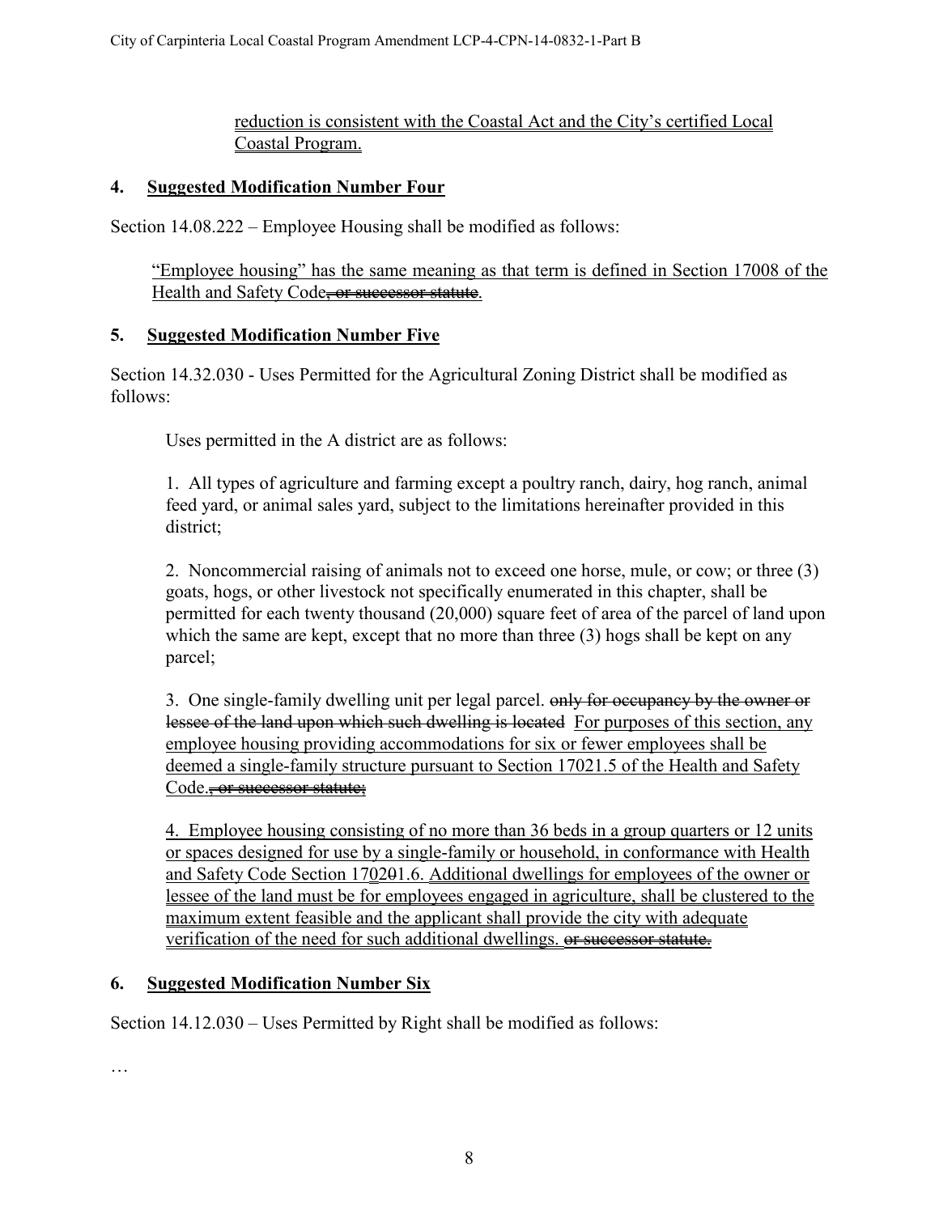reduction is consistent with the Coastal Act and the City's certified Local Coastal Program.

## 4. Suggested Modification Number Four

Section 14.08.222 – Employee Housing shall be modified as follows:

> "Employee housing" has the same meaning as that term is defined in Section 17008 of the Health and Safety Code~~, or successor statute~~.

## 5. Suggested Modification Number Five

Section 14.32.030 - Uses Permitted for the Agricultural Zoning District shall be modified as follows:

> Uses permitted in the A district are as follows:
>
> 1. All types of agriculture and farming except a poultry ranch, dairy, hog ranch, animal feed yard, or animal sales yard, subject to the limitations hereinafter provided in this district;
>
> 2. Noncommercial raising of animals not to exceed one horse, mule, or cow; or three (3) goats, hogs, or other livestock not specifically enumerated in this chapter, shall be permitted for each twenty thousand (20,000) square feet of area of the parcel of land upon which the same are kept, except that no more than three (3) hogs shall be kept on any parcel;
>
> 3. One single-family dwelling unit per legal parcel. ~~only for occupancy by the owner or lessee of the land upon which such dwelling is located~~ For purposes of this section, any employee housing providing accommodations for six or fewer employees shall be deemed a single-family structure pursuant to Section 17021.5 of the Health and Safety Code.~~, or successor statute;~~
>
> 4. Employee housing consisting of no more than 36 beds in a group quarters or 12 units or spaces designed for use by a single-family or household, in conformance with Health and Safety Code Section 1702~~0~~1.6. Additional dwellings for employees of the owner or lessee of the land must be for employees engaged in agriculture, shall be clustered to the maximum extent feasible and the applicant shall provide the city with adequate verification of the need for such additional dwellings. ~~or successor statute.~~

## 6. Suggested Modification Number Six

Section 14.12.030 – Uses Permitted by Right shall be modified as follows:

…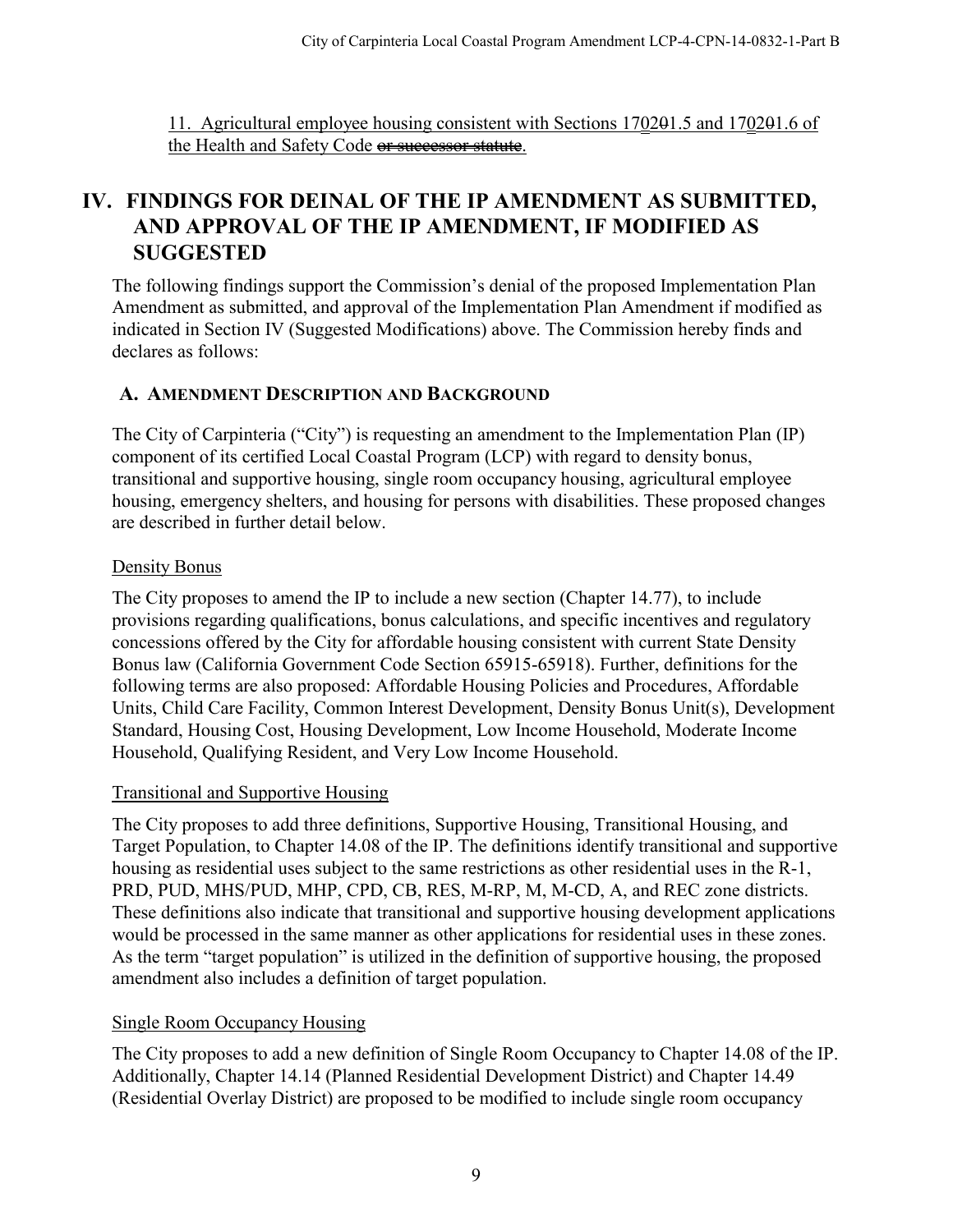11. Agricultural employee housing consistent with Sections 1702~~0~~1.5 and 1702~~0~~1.6 of the Health and Safety Code ~~or successor statute~~.

# IV. FINDINGS FOR DEINAL OF THE IP AMENDMENT AS SUBMITTED, AND APPROVAL OF THE IP AMENDMENT, IF MODIFIED AS SUGGESTED

The following findings support the Commission's denial of the proposed Implementation Plan Amendment as submitted, and approval of the Implementation Plan Amendment if modified as indicated in Section IV (Suggested Modifications) above. The Commission hereby finds and declares as follows:

## A. Amendment Description and Background

The City of Carpinteria ("City") is requesting an amendment to the Implementation Plan (IP) component of its certified Local Coastal Program (LCP) with regard to density bonus, transitional and supportive housing, single room occupancy housing, agricultural employee housing, emergency shelters, and housing for persons with disabilities. These proposed changes are described in further detail below.

### Density Bonus

The City proposes to amend the IP to include a new section (Chapter 14.77), to include provisions regarding qualifications, bonus calculations, and specific incentives and regulatory concessions offered by the City for affordable housing consistent with current State Density Bonus law (California Government Code Section 65915-65918). Further, definitions for the following terms are also proposed: Affordable Housing Policies and Procedures, Affordable Units, Child Care Facility, Common Interest Development, Density Bonus Unit(s), Development Standard, Housing Cost, Housing Development, Low Income Household, Moderate Income Household, Qualifying Resident, and Very Low Income Household.

### Transitional and Supportive Housing

The City proposes to add three definitions, Supportive Housing, Transitional Housing, and Target Population, to Chapter 14.08 of the IP. The definitions identify transitional and supportive housing as residential uses subject to the same restrictions as other residential uses in the R-1, PRD, PUD, MHS/PUD, MHP, CPD, CB, RES, M-RP, M, M-CD, A, and REC zone districts. These definitions also indicate that transitional and supportive housing development applications would be processed in the same manner as other applications for residential uses in these zones. As the term "target population" is utilized in the definition of supportive housing, the proposed amendment also includes a definition of target population.

### Single Room Occupancy Housing

The City proposes to add a new definition of Single Room Occupancy to Chapter 14.08 of the IP. Additionally, Chapter 14.14 (Planned Residential Development District) and Chapter 14.49 (Residential Overlay District) are proposed to be modified to include single room occupancy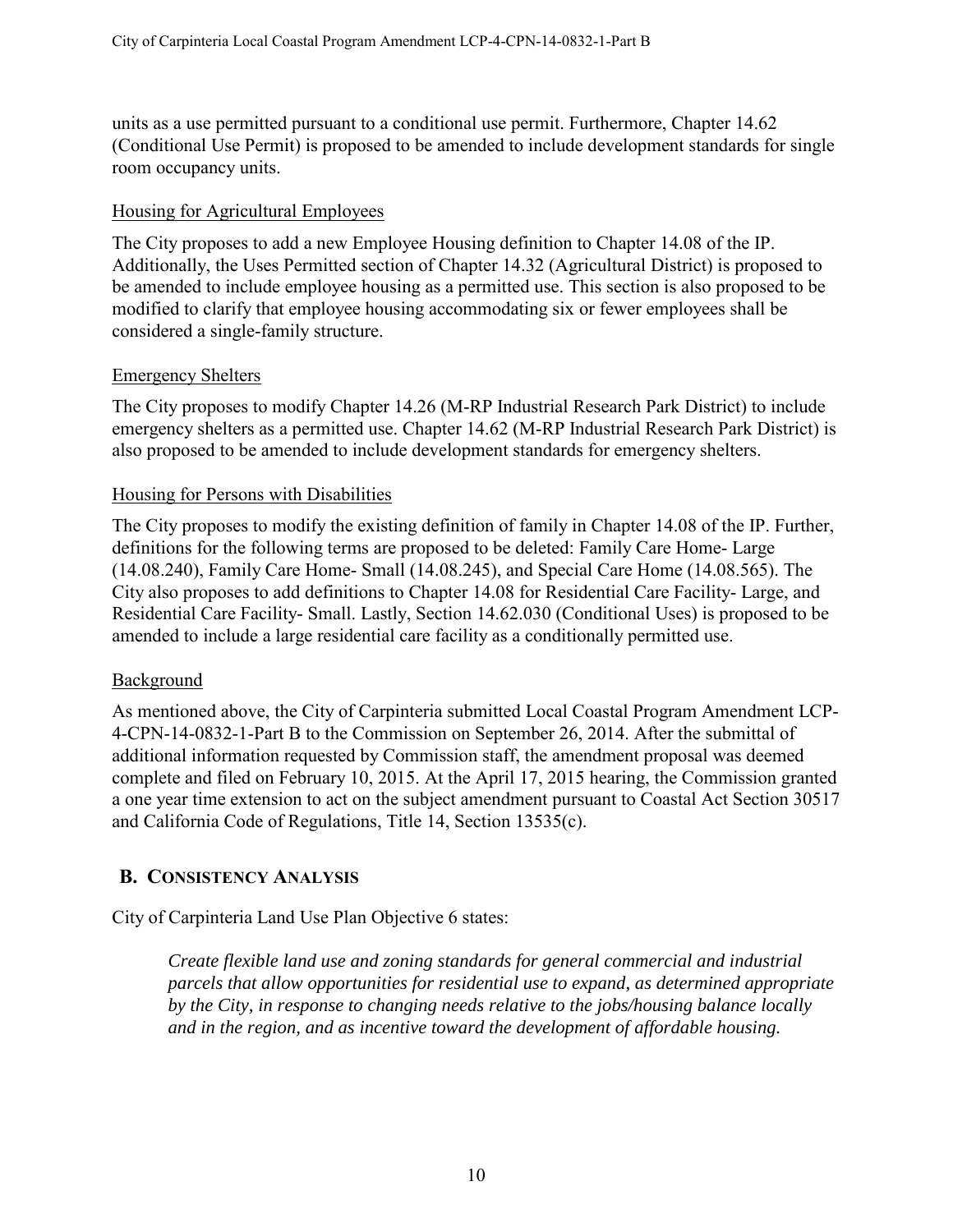units as a use permitted pursuant to a conditional use permit. Furthermore, Chapter 14.62 (Conditional Use Permit) is proposed to be amended to include development standards for single room occupancy units.

Housing for Agricultural Employees

The City proposes to add a new Employee Housing definition to Chapter 14.08 of the IP. Additionally, the Uses Permitted section of Chapter 14.32 (Agricultural District) is proposed to be amended to include employee housing as a permitted use. This section is also proposed to be modified to clarify that employee housing accommodating six or fewer employees shall be considered a single-family structure.

Emergency Shelters

The City proposes to modify Chapter 14.26 (M-RP Industrial Research Park District) to include emergency shelters as a permitted use. Chapter 14.62 (M-RP Industrial Research Park District) is also proposed to be amended to include development standards for emergency shelters.

Housing for Persons with Disabilities

The City proposes to modify the existing definition of family in Chapter 14.08 of the IP. Further, definitions for the following terms are proposed to be deleted: Family Care Home- Large (14.08.240), Family Care Home- Small (14.08.245), and Special Care Home (14.08.565). The City also proposes to add definitions to Chapter 14.08 for Residential Care Facility- Large, and Residential Care Facility- Small. Lastly, Section 14.62.030 (Conditional Uses) is proposed to be amended to include a large residential care facility as a conditionally permitted use.

Background

As mentioned above, the City of Carpinteria submitted Local Coastal Program Amendment LCP-4-CPN-14-0832-1-Part B to the Commission on September 26, 2014. After the submittal of additional information requested by Commission staff, the amendment proposal was deemed complete and filed on February 10, 2015. At the April 17, 2015 hearing, the Commission granted a one year time extension to act on the subject amendment pursuant to Coastal Act Section 30517 and California Code of Regulations, Title 14, Section 13535(c).

## B. CONSISTENCY ANALYSIS

City of Carpinteria Land Use Plan Objective 6 states:

> *Create flexible land use and zoning standards for general commercial and industrial parcels that allow opportunities for residential use to expand, as determined appropriate by the City, in response to changing needs relative to the jobs/housing balance locally and in the region, and as incentive toward the development of affordable housing.*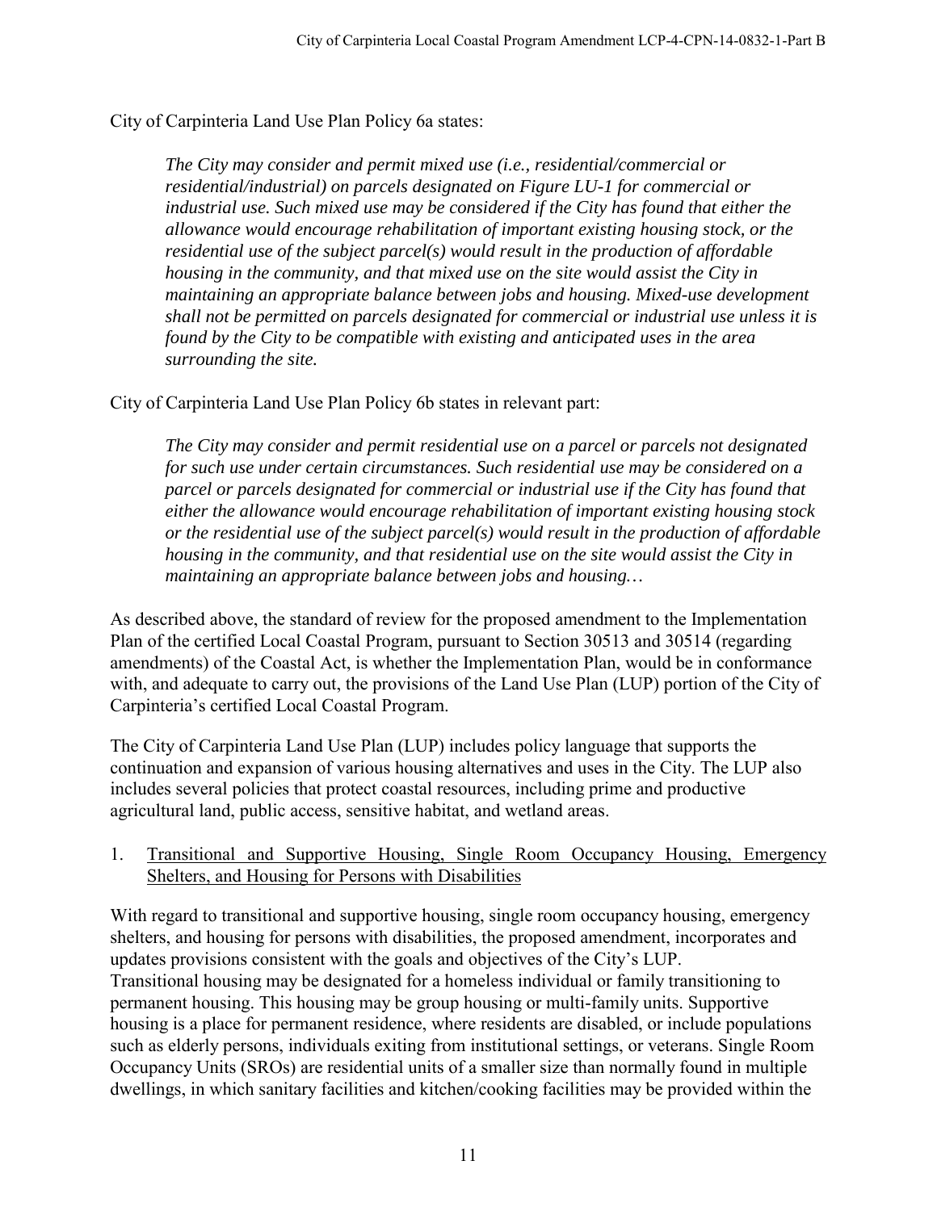City of Carpinteria Land Use Plan Policy 6a states:

> *The City may consider and permit mixed use (i.e., residential/commercial or residential/industrial) on parcels designated on Figure LU-1 for commercial or industrial use. Such mixed use may be considered if the City has found that either the allowance would encourage rehabilitation of important existing housing stock, or the residential use of the subject parcel(s) would result in the production of affordable housing in the community, and that mixed use on the site would assist the City in maintaining an appropriate balance between jobs and housing. Mixed-use development shall not be permitted on parcels designated for commercial or industrial use unless it is found by the City to be compatible with existing and anticipated uses in the area surrounding the site.*

City of Carpinteria Land Use Plan Policy 6b states in relevant part:

> *The City may consider and permit residential use on a parcel or parcels not designated for such use under certain circumstances. Such residential use may be considered on a parcel or parcels designated for commercial or industrial use if the City has found that either the allowance would encourage rehabilitation of important existing housing stock or the residential use of the subject parcel(s) would result in the production of affordable housing in the community, and that residential use on the site would assist the City in maintaining an appropriate balance between jobs and housing…*

As described above, the standard of review for the proposed amendment to the Implementation Plan of the certified Local Coastal Program, pursuant to Section 30513 and 30514 (regarding amendments) of the Coastal Act, is whether the Implementation Plan, would be in conformance with, and adequate to carry out, the provisions of the Land Use Plan (LUP) portion of the City of Carpinteria's certified Local Coastal Program.

The City of Carpinteria Land Use Plan (LUP) includes policy language that supports the continuation and expansion of various housing alternatives and uses in the City. The LUP also includes several policies that protect coastal resources, including prime and productive agricultural land, public access, sensitive habitat, and wetland areas.

1. <u>Transitional and Supportive Housing, Single Room Occupancy Housing, Emergency Shelters, and Housing for Persons with Disabilities</u>

With regard to transitional and supportive housing, single room occupancy housing, emergency shelters, and housing for persons with disabilities, the proposed amendment, incorporates and updates provisions consistent with the goals and objectives of the City's LUP. Transitional housing may be designated for a homeless individual or family transitioning to permanent housing. This housing may be group housing or multi-family units. Supportive housing is a place for permanent residence, where residents are disabled, or include populations such as elderly persons, individuals exiting from institutional settings, or veterans. Single Room Occupancy Units (SROs) are residential units of a smaller size than normally found in multiple dwellings, in which sanitary facilities and kitchen/cooking facilities may be provided within the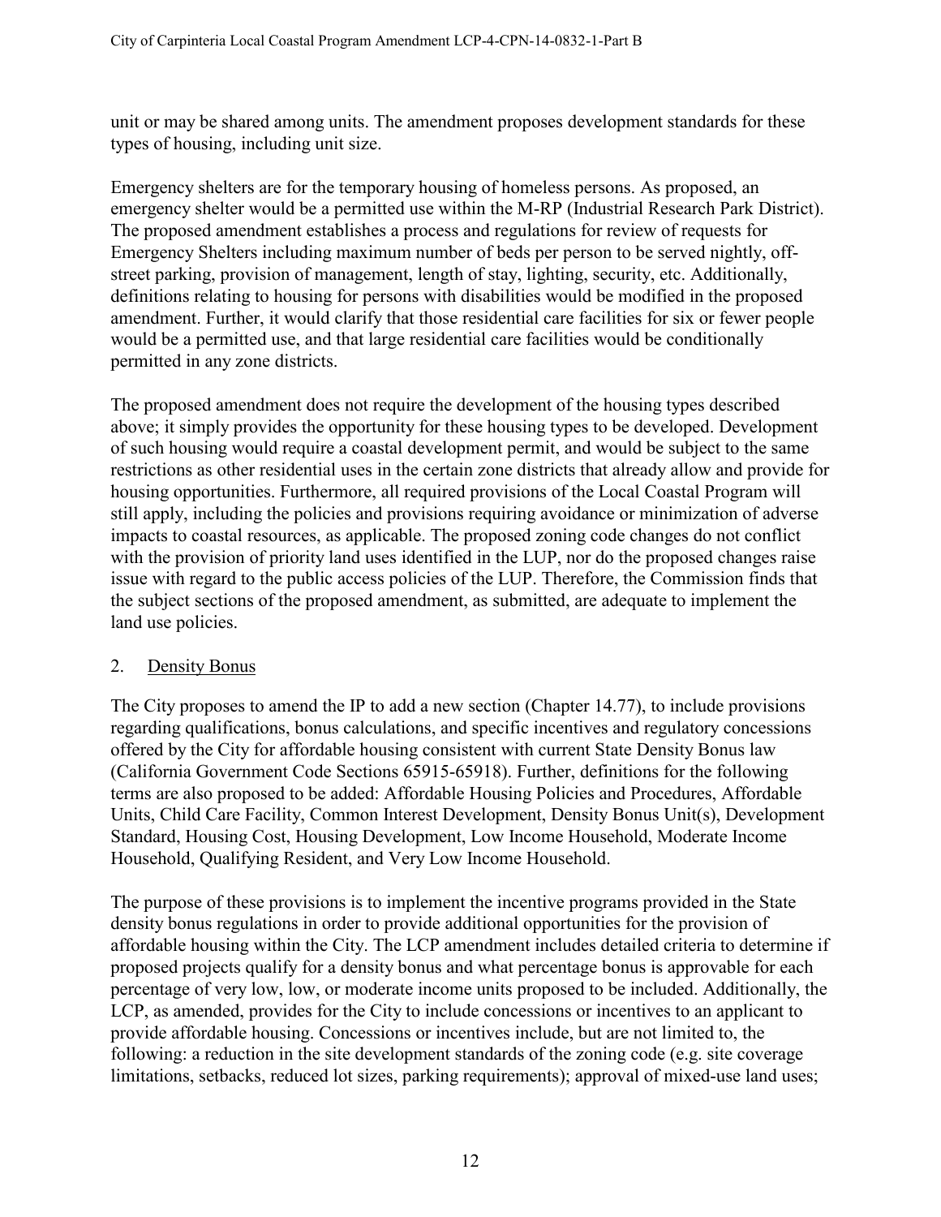unit or may be shared among units. The amendment proposes development standards for these types of housing, including unit size.

Emergency shelters are for the temporary housing of homeless persons. As proposed, an emergency shelter would be a permitted use within the M-RP (Industrial Research Park District). The proposed amendment establishes a process and regulations for review of requests for Emergency Shelters including maximum number of beds per person to be served nightly, off-street parking, provision of management, length of stay, lighting, security, etc. Additionally, definitions relating to housing for persons with disabilities would be modified in the proposed amendment. Further, it would clarify that those residential care facilities for six or fewer people would be a permitted use, and that large residential care facilities would be conditionally permitted in any zone districts.

The proposed amendment does not require the development of the housing types described above; it simply provides the opportunity for these housing types to be developed. Development of such housing would require a coastal development permit, and would be subject to the same restrictions as other residential uses in the certain zone districts that already allow and provide for housing opportunities. Furthermore, all required provisions of the Local Coastal Program will still apply, including the policies and provisions requiring avoidance or minimization of adverse impacts to coastal resources, as applicable. The proposed zoning code changes do not conflict with the provision of priority land uses identified in the LUP, nor do the proposed changes raise issue with regard to the public access policies of the LUP. Therefore, the Commission finds that the subject sections of the proposed amendment, as submitted, are adequate to implement the land use policies.

2. Density Bonus

The City proposes to amend the IP to add a new section (Chapter 14.77), to include provisions regarding qualifications, bonus calculations, and specific incentives and regulatory concessions offered by the City for affordable housing consistent with current State Density Bonus law (California Government Code Sections 65915-65918). Further, definitions for the following terms are also proposed to be added: Affordable Housing Policies and Procedures, Affordable Units, Child Care Facility, Common Interest Development, Density Bonus Unit(s), Development Standard, Housing Cost, Housing Development, Low Income Household, Moderate Income Household, Qualifying Resident, and Very Low Income Household.

The purpose of these provisions is to implement the incentive programs provided in the State density bonus regulations in order to provide additional opportunities for the provision of affordable housing within the City. The LCP amendment includes detailed criteria to determine if proposed projects qualify for a density bonus and what percentage bonus is approvable for each percentage of very low, low, or moderate income units proposed to be included. Additionally, the LCP, as amended, provides for the City to include concessions or incentives to an applicant to provide affordable housing. Concessions or incentives include, but are not limited to, the following: a reduction in the site development standards of the zoning code (e.g. site coverage limitations, setbacks, reduced lot sizes, parking requirements); approval of mixed-use land uses;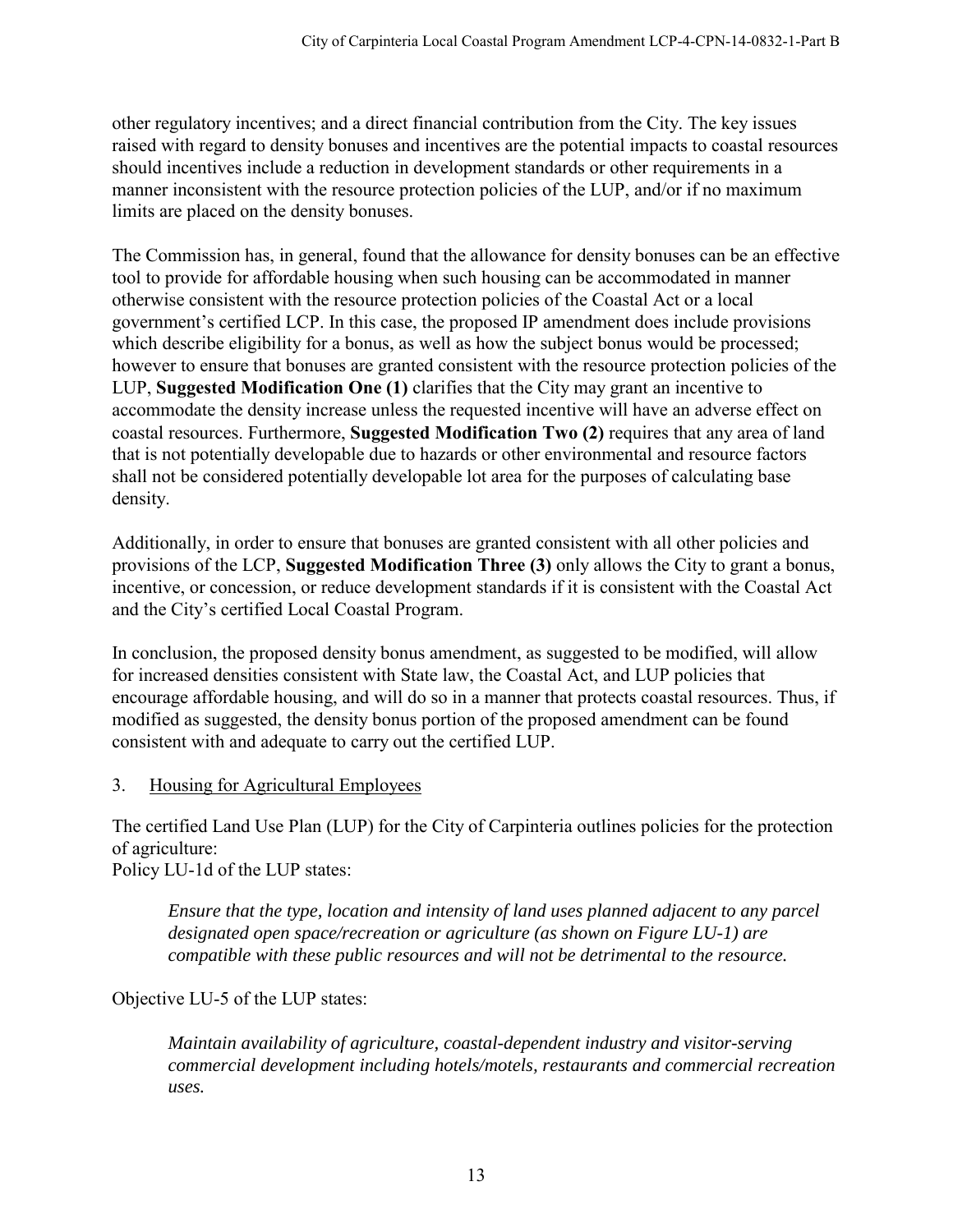other regulatory incentives; and a direct financial contribution from the City. The key issues raised with regard to density bonuses and incentives are the potential impacts to coastal resources should incentives include a reduction in development standards or other requirements in a manner inconsistent with the resource protection policies of the LUP, and/or if no maximum limits are placed on the density bonuses.

The Commission has, in general, found that the allowance for density bonuses can be an effective tool to provide for affordable housing when such housing can be accommodated in manner otherwise consistent with the resource protection policies of the Coastal Act or a local government's certified LCP. In this case, the proposed IP amendment does include provisions which describe eligibility for a bonus, as well as how the subject bonus would be processed; however to ensure that bonuses are granted consistent with the resource protection policies of the LUP, **Suggested Modification One (1)** clarifies that the City may grant an incentive to accommodate the density increase unless the requested incentive will have an adverse effect on coastal resources. Furthermore, **Suggested Modification Two (2)** requires that any area of land that is not potentially developable due to hazards or other environmental and resource factors shall not be considered potentially developable lot area for the purposes of calculating base density.

Additionally, in order to ensure that bonuses are granted consistent with all other policies and provisions of the LCP, **Suggested Modification Three (3)** only allows the City to grant a bonus, incentive, or concession, or reduce development standards if it is consistent with the Coastal Act and the City's certified Local Coastal Program.

In conclusion, the proposed density bonus amendment, as suggested to be modified, will allow for increased densities consistent with State law, the Coastal Act, and LUP policies that encourage affordable housing, and will do so in a manner that protects coastal resources. Thus, if modified as suggested, the density bonus portion of the proposed amendment can be found consistent with and adequate to carry out the certified LUP.

3. Housing for Agricultural Employees

The certified Land Use Plan (LUP) for the City of Carpinteria outlines policies for the protection of agriculture:
Policy LU-1d of the LUP states:

> *Ensure that the type, location and intensity of land uses planned adjacent to any parcel designated open space/recreation or agriculture (as shown on Figure LU-1) are compatible with these public resources and will not be detrimental to the resource.*

Objective LU-5 of the LUP states:

> *Maintain availability of agriculture, coastal-dependent industry and visitor-serving commercial development including hotels/motels, restaurants and commercial recreation uses.*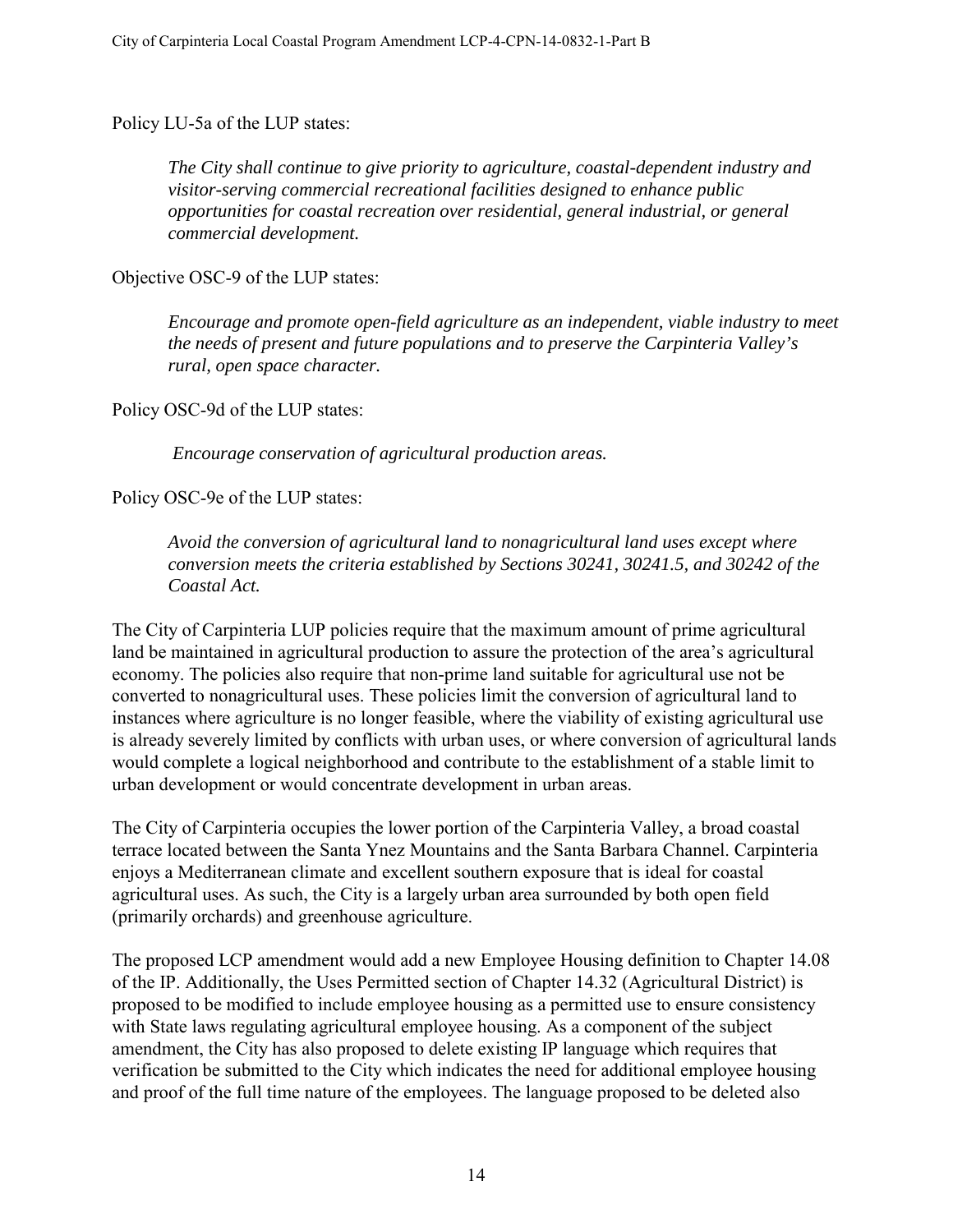Policy LU-5a of the LUP states:

> *The City shall continue to give priority to agriculture, coastal-dependent industry and visitor-serving commercial recreational facilities designed to enhance public opportunities for coastal recreation over residential, general industrial, or general commercial development.*

Objective OSC-9 of the LUP states:

> *Encourage and promote open-field agriculture as an independent, viable industry to meet the needs of present and future populations and to preserve the Carpinteria Valley's rural, open space character.*

Policy OSC-9d of the LUP states:

> *Encourage conservation of agricultural production areas.*

Policy OSC-9e of the LUP states:

> *Avoid the conversion of agricultural land to nonagricultural land uses except where conversion meets the criteria established by Sections 30241, 30241.5, and 30242 of the Coastal Act.*

The City of Carpinteria LUP policies require that the maximum amount of prime agricultural land be maintained in agricultural production to assure the protection of the area's agricultural economy. The policies also require that non-prime land suitable for agricultural use not be converted to nonagricultural uses. These policies limit the conversion of agricultural land to instances where agriculture is no longer feasible, where the viability of existing agricultural use is already severely limited by conflicts with urban uses, or where conversion of agricultural lands would complete a logical neighborhood and contribute to the establishment of a stable limit to urban development or would concentrate development in urban areas.

The City of Carpinteria occupies the lower portion of the Carpinteria Valley, a broad coastal terrace located between the Santa Ynez Mountains and the Santa Barbara Channel. Carpinteria enjoys a Mediterranean climate and excellent southern exposure that is ideal for coastal agricultural uses. As such, the City is a largely urban area surrounded by both open field (primarily orchards) and greenhouse agriculture.

The proposed LCP amendment would add a new Employee Housing definition to Chapter 14.08 of the IP. Additionally, the Uses Permitted section of Chapter 14.32 (Agricultural District) is proposed to be modified to include employee housing as a permitted use to ensure consistency with State laws regulating agricultural employee housing. As a component of the subject amendment, the City has also proposed to delete existing IP language which requires that verification be submitted to the City which indicates the need for additional employee housing and proof of the full time nature of the employees. The language proposed to be deleted also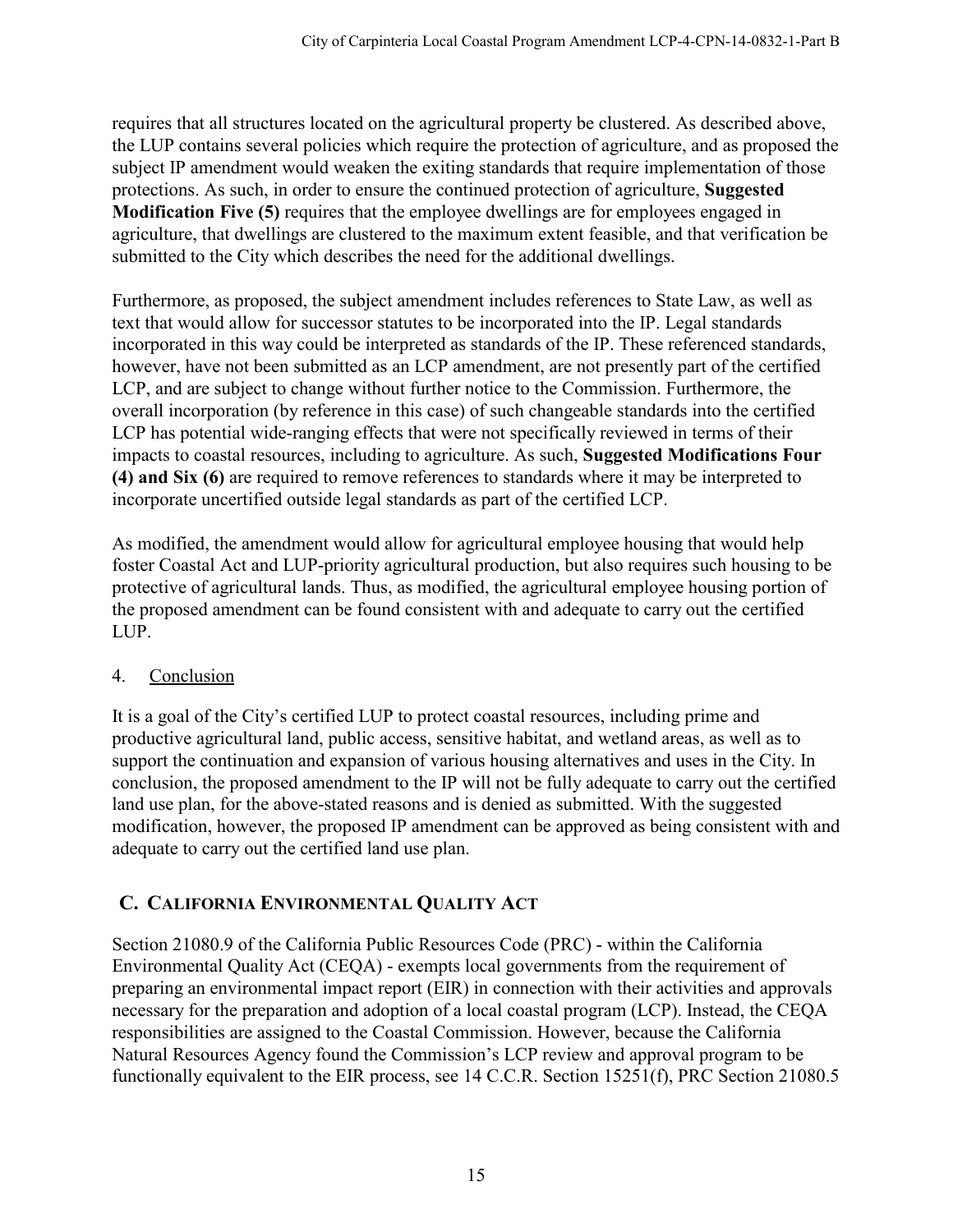requires that all structures located on the agricultural property be clustered. As described above, the LUP contains several policies which require the protection of agriculture, and as proposed the subject IP amendment would weaken the exiting standards that require implementation of those protections. As such, in order to ensure the continued protection of agriculture, **Suggested Modification Five (5)** requires that the employee dwellings are for employees engaged in agriculture, that dwellings are clustered to the maximum extent feasible, and that verification be submitted to the City which describes the need for the additional dwellings.

Furthermore, as proposed, the subject amendment includes references to State Law, as well as text that would allow for successor statutes to be incorporated into the IP. Legal standards incorporated in this way could be interpreted as standards of the IP. These referenced standards, however, have not been submitted as an LCP amendment, are not presently part of the certified LCP, and are subject to change without further notice to the Commission. Furthermore, the overall incorporation (by reference in this case) of such changeable standards into the certified LCP has potential wide-ranging effects that were not specifically reviewed in terms of their impacts to coastal resources, including to agriculture. As such, **Suggested Modifications Four (4) and Six (6)** are required to remove references to standards where it may be interpreted to incorporate uncertified outside legal standards as part of the certified LCP.

As modified, the amendment would allow for agricultural employee housing that would help foster Coastal Act and LUP-priority agricultural production, but also requires such housing to be protective of agricultural lands. Thus, as modified, the agricultural employee housing portion of the proposed amendment can be found consistent with and adequate to carry out the certified LUP.

4. Conclusion

It is a goal of the City's certified LUP to protect coastal resources, including prime and productive agricultural land, public access, sensitive habitat, and wetland areas, as well as to support the continuation and expansion of various housing alternatives and uses in the City. In conclusion, the proposed amendment to the IP will not be fully adequate to carry out the certified land use plan, for the above-stated reasons and is denied as submitted. With the suggested modification, however, the proposed IP amendment can be approved as being consistent with and adequate to carry out the certified land use plan.

## C. California Environmental Quality Act

Section 21080.9 of the California Public Resources Code (PRC) - within the California Environmental Quality Act (CEQA) - exempts local governments from the requirement of preparing an environmental impact report (EIR) in connection with their activities and approvals necessary for the preparation and adoption of a local coastal program (LCP). Instead, the CEQA responsibilities are assigned to the Coastal Commission. However, because the California Natural Resources Agency found the Commission's LCP review and approval program to be functionally equivalent to the EIR process, see 14 C.C.R. Section 15251(f), PRC Section 21080.5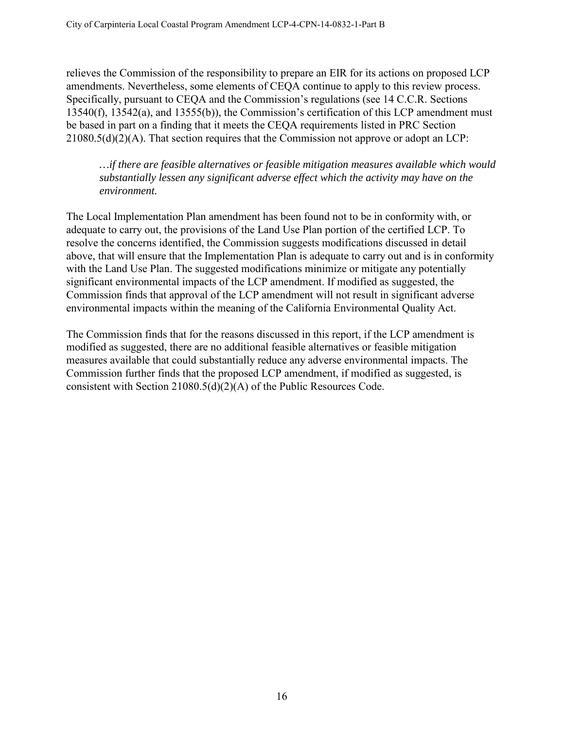relieves the Commission of the responsibility to prepare an EIR for its actions on proposed LCP amendments. Nevertheless, some elements of CEQA continue to apply to this review process. Specifically, pursuant to CEQA and the Commission's regulations (see 14 C.C.R. Sections 13540(f), 13542(a), and 13555(b)), the Commission's certification of this LCP amendment must be based in part on a finding that it meets the CEQA requirements listed in PRC Section 21080.5(d)(2)(A). That section requires that the Commission not approve or adopt an LCP:

> *…if there are feasible alternatives or feasible mitigation measures available which would substantially lessen any significant adverse effect which the activity may have on the environment.*

The Local Implementation Plan amendment has been found not to be in conformity with, or adequate to carry out, the provisions of the Land Use Plan portion of the certified LCP. To resolve the concerns identified, the Commission suggests modifications discussed in detail above, that will ensure that the Implementation Plan is adequate to carry out and is in conformity with the Land Use Plan. The suggested modifications minimize or mitigate any potentially significant environmental impacts of the LCP amendment. If modified as suggested, the Commission finds that approval of the LCP amendment will not result in significant adverse environmental impacts within the meaning of the California Environmental Quality Act.

The Commission finds that for the reasons discussed in this report, if the LCP amendment is modified as suggested, there are no additional feasible alternatives or feasible mitigation measures available that could substantially reduce any adverse environmental impacts. The Commission further finds that the proposed LCP amendment, if modified as suggested, is consistent with Section 21080.5(d)(2)(A) of the Public Resources Code.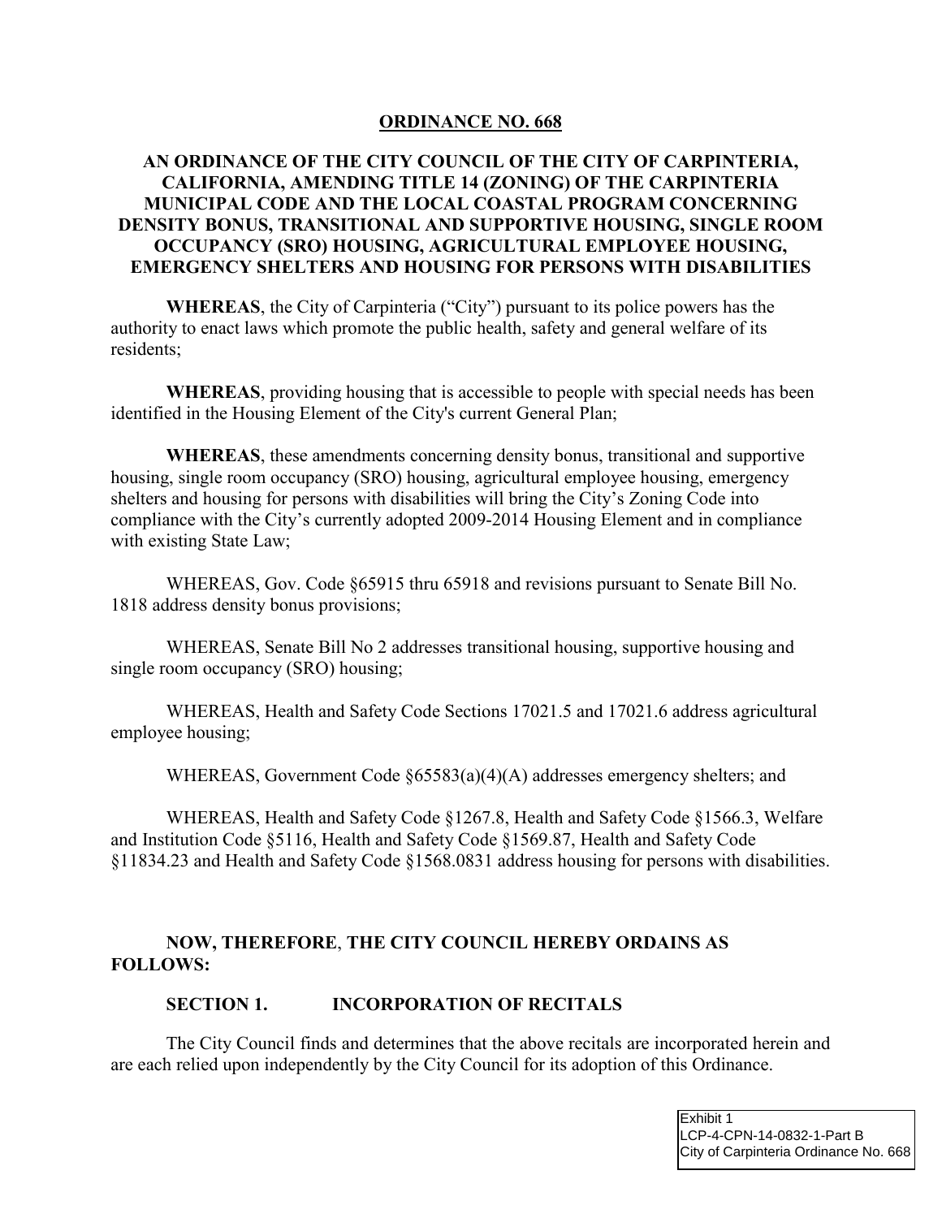# ORDINANCE NO. 668

## AN ORDINANCE OF THE CITY COUNCIL OF THE CITY OF CARPINTERIA, CALIFORNIA, AMENDING TITLE 14 (ZONING) OF THE CARPINTERIA MUNICIPAL CODE AND THE LOCAL COASTAL PROGRAM CONCERNING DENSITY BONUS, TRANSITIONAL AND SUPPORTIVE HOUSING, SINGLE ROOM OCCUPANCY (SRO) HOUSING, AGRICULTURAL EMPLOYEE HOUSING, EMERGENCY SHELTERS AND HOUSING FOR PERSONS WITH DISABILITIES

**WHEREAS**, the City of Carpinteria ("City") pursuant to its police powers has the authority to enact laws which promote the public health, safety and general welfare of its residents;

**WHEREAS**, providing housing that is accessible to people with special needs has been identified in the Housing Element of the City's current General Plan;

**WHEREAS**, these amendments concerning density bonus, transitional and supportive housing, single room occupancy (SRO) housing, agricultural employee housing, emergency shelters and housing for persons with disabilities will bring the City's Zoning Code into compliance with the City's currently adopted 2009-2014 Housing Element and in compliance with existing State Law;

WHEREAS, Gov. Code §65915 thru 65918 and revisions pursuant to Senate Bill No. 1818 address density bonus provisions;

WHEREAS, Senate Bill No 2 addresses transitional housing, supportive housing and single room occupancy (SRO) housing;

WHEREAS, Health and Safety Code Sections 17021.5 and 17021.6 address agricultural employee housing;

WHEREAS, Government Code §65583(a)(4)(A) addresses emergency shelters; and

WHEREAS, Health and Safety Code §1267.8, Health and Safety Code §1566.3, Welfare and Institution Code §5116, Health and Safety Code §1569.87, Health and Safety Code §11834.23 and Health and Safety Code §1568.0831 address housing for persons with disabilities.

**NOW, THEREFORE**, **THE CITY COUNCIL HEREBY ORDAINS AS FOLLOWS:**

**SECTION 1. INCORPORATION OF RECITALS**

The City Council finds and determines that the above recitals are incorporated herein and are each relied upon independently by the City Council for its adoption of this Ordinance.

Exhibit 1
LCP-4-CPN-14-0832-1-Part B
City of Carpinteria Ordinance No. 668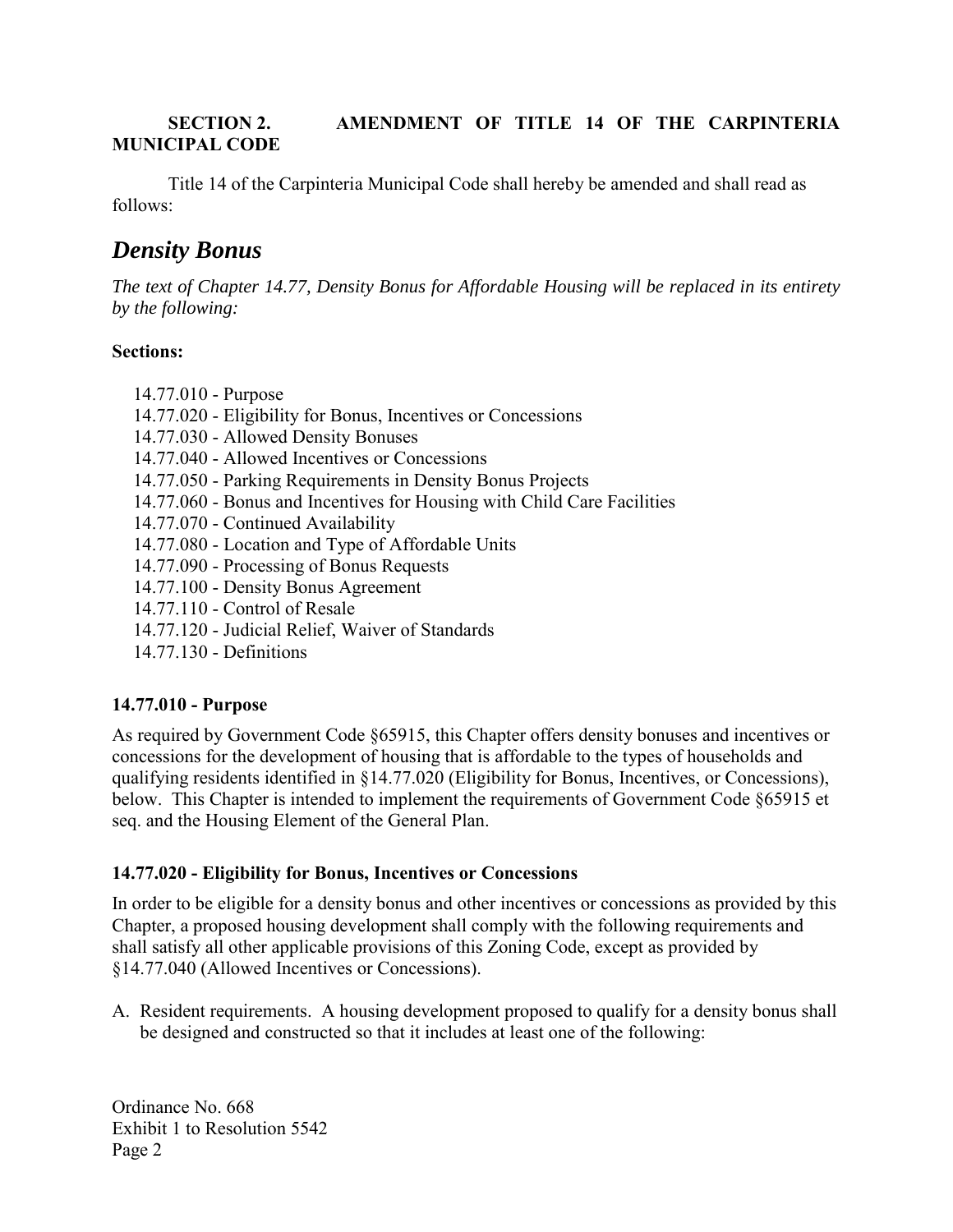**SECTION 2. AMENDMENT OF TITLE 14 OF THE CARPINTERIA MUNICIPAL CODE**

Title 14 of the Carpinteria Municipal Code shall hereby be amended and shall read as follows:

## *Density Bonus*

*The text of Chapter 14.77, Density Bonus for Affordable Housing will be replaced in its entirety by the following:*

**Sections:**

- 14.77.010 - Purpose
- 14.77.020 - Eligibility for Bonus, Incentives or Concessions
- 14.77.030 - Allowed Density Bonuses
- 14.77.040 - Allowed Incentives or Concessions
- 14.77.050 - Parking Requirements in Density Bonus Projects
- 14.77.060 - Bonus and Incentives for Housing with Child Care Facilities
- 14.77.070 - Continued Availability
- 14.77.080 - Location and Type of Affordable Units
- 14.77.090 - Processing of Bonus Requests
- 14.77.100 - Density Bonus Agreement
- 14.77.110 - Control of Resale
- 14.77.120 - Judicial Relief, Waiver of Standards
- 14.77.130 - Definitions

### 14.77.010 - Purpose

As required by Government Code §65915, this Chapter offers density bonuses and incentives or concessions for the development of housing that is affordable to the types of households and qualifying residents identified in §14.77.020 (Eligibility for Bonus, Incentives, or Concessions), below. This Chapter is intended to implement the requirements of Government Code §65915 et seq. and the Housing Element of the General Plan.

### 14.77.020 - Eligibility for Bonus, Incentives or Concessions

In order to be eligible for a density bonus and other incentives or concessions as provided by this Chapter, a proposed housing development shall comply with the following requirements and shall satisfy all other applicable provisions of this Zoning Code, except as provided by §14.77.040 (Allowed Incentives or Concessions).

A. Resident requirements. A housing development proposed to qualify for a density bonus shall be designed and constructed so that it includes at least one of the following:

Ordinance No. 668
Exhibit 1 to Resolution 5542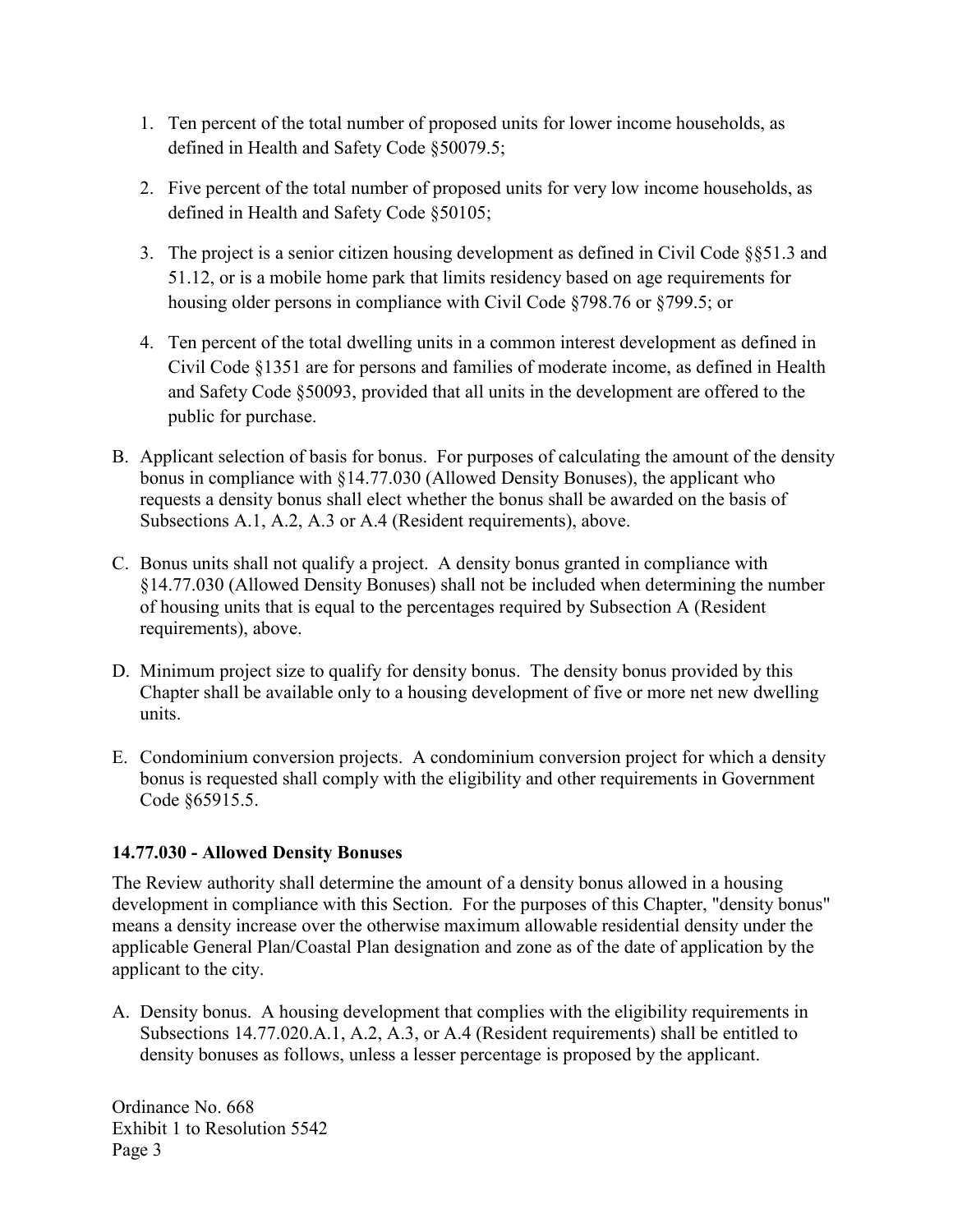1. Ten percent of the total number of proposed units for lower income households, as defined in Health and Safety Code §50079.5;

2. Five percent of the total number of proposed units for very low income households, as defined in Health and Safety Code §50105;

3. The project is a senior citizen housing development as defined in Civil Code §§51.3 and 51.12, or is a mobile home park that limits residency based on age requirements for housing older persons in compliance with Civil Code §798.76 or §799.5; or

4. Ten percent of the total dwelling units in a common interest development as defined in Civil Code §1351 are for persons and families of moderate income, as defined in Health and Safety Code §50093, provided that all units in the development are offered to the public for purchase.

B. Applicant selection of basis for bonus. For purposes of calculating the amount of the density bonus in compliance with §14.77.030 (Allowed Density Bonuses), the applicant who requests a density bonus shall elect whether the bonus shall be awarded on the basis of Subsections A.1, A.2, A.3 or A.4 (Resident requirements), above.

C. Bonus units shall not qualify a project. A density bonus granted in compliance with §14.77.030 (Allowed Density Bonuses) shall not be included when determining the number of housing units that is equal to the percentages required by Subsection A (Resident requirements), above.

D. Minimum project size to qualify for density bonus. The density bonus provided by this Chapter shall be available only to a housing development of five or more net new dwelling units.

E. Condominium conversion projects. A condominium conversion project for which a density bonus is requested shall comply with the eligibility and other requirements in Government Code §65915.5.

**14.77.030 - Allowed Density Bonuses**

The Review authority shall determine the amount of a density bonus allowed in a housing development in compliance with this Section. For the purposes of this Chapter, "density bonus" means a density increase over the otherwise maximum allowable residential density under the applicable General Plan/Coastal Plan designation and zone as of the date of application by the applicant to the city.

A. Density bonus. A housing development that complies with the eligibility requirements in Subsections 14.77.020.A.1, A.2, A.3, or A.4 (Resident requirements) shall be entitled to density bonuses as follows, unless a lesser percentage is proposed by the applicant.

Ordinance No. 668
Exhibit 1 to Resolution 5542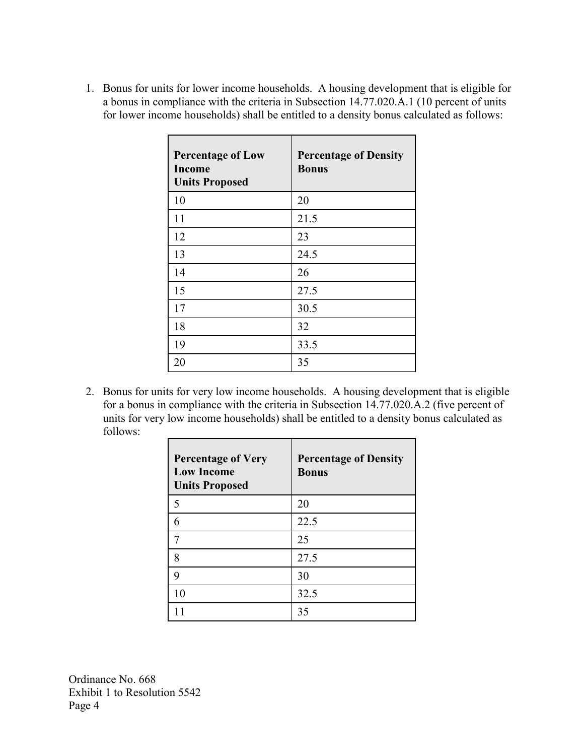1. Bonus for units for lower income households. A housing development that is eligible for a bonus in compliance with the criteria in Subsection 14.77.020.A.1 (10 percent of units for lower income households) shall be entitled to a density bonus calculated as follows:

| Percentage of Low Income Units Proposed | Percentage of Density Bonus |
|---|---|
| 10 | 20 |
| 11 | 21.5 |
| 12 | 23 |
| 13 | 24.5 |
| 14 | 26 |
| 15 | 27.5 |
| 17 | 30.5 |
| 18 | 32 |
| 19 | 33.5 |
| 20 | 35 |

2. Bonus for units for very low income households. A housing development that is eligible for a bonus in compliance with the criteria in Subsection 14.77.020.A.2 (five percent of units for very low income households) shall be entitled to a density bonus calculated as follows:

| Percentage of Very Low Income Units Proposed | Percentage of Density Bonus |
|---|---|
| 5 | 20 |
| 6 | 22.5 |
| 7 | 25 |
| 8 | 27.5 |
| 9 | 30 |
| 10 | 32.5 |
| 11 | 35 |

Ordinance No. 668
Exhibit 1 to Resolution 5542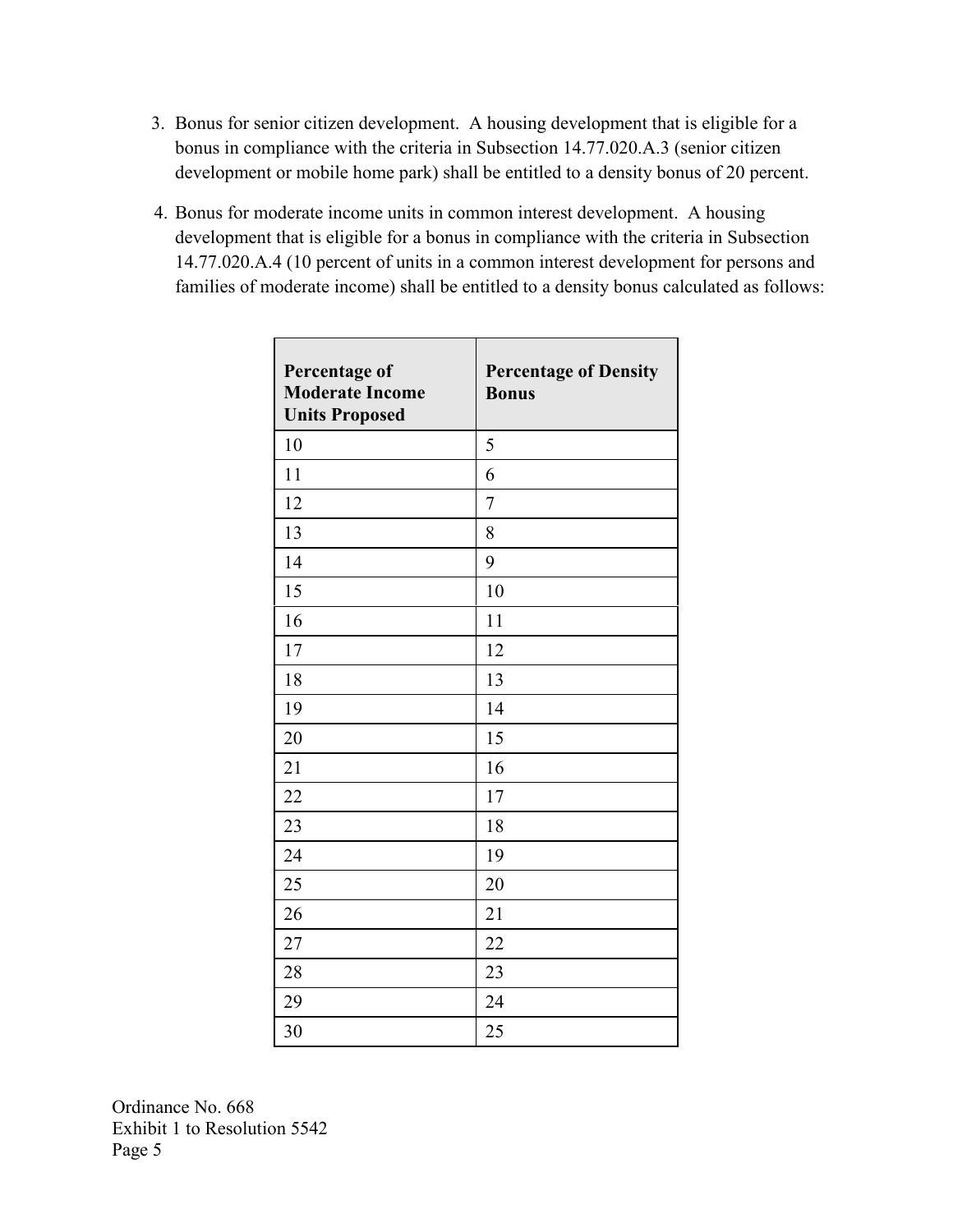3. Bonus for senior citizen development. A housing development that is eligible for a bonus in compliance with the criteria in Subsection 14.77.020.A.3 (senior citizen development or mobile home park) shall be entitled to a density bonus of 20 percent.

4. Bonus for moderate income units in common interest development. A housing development that is eligible for a bonus in compliance with the criteria in Subsection 14.77.020.A.4 (10 percent of units in a common interest development for persons and families of moderate income) shall be entitled to a density bonus calculated as follows:

| **Percentage of Moderate Income Units Proposed** | **Percentage of Density Bonus** |
| --- | --- |
| 10 | 5 |
| 11 | 6 |
| 12 | 7 |
| 13 | 8 |
| 14 | 9 |
| 15 | 10 |
| 16 | 11 |
| 17 | 12 |
| 18 | 13 |
| 19 | 14 |
| 20 | 15 |
| 21 | 16 |
| 22 | 17 |
| 23 | 18 |
| 24 | 19 |
| 25 | 20 |
| 26 | 21 |
| 27 | 22 |
| 28 | 23 |
| 29 | 24 |
| 30 | 25 |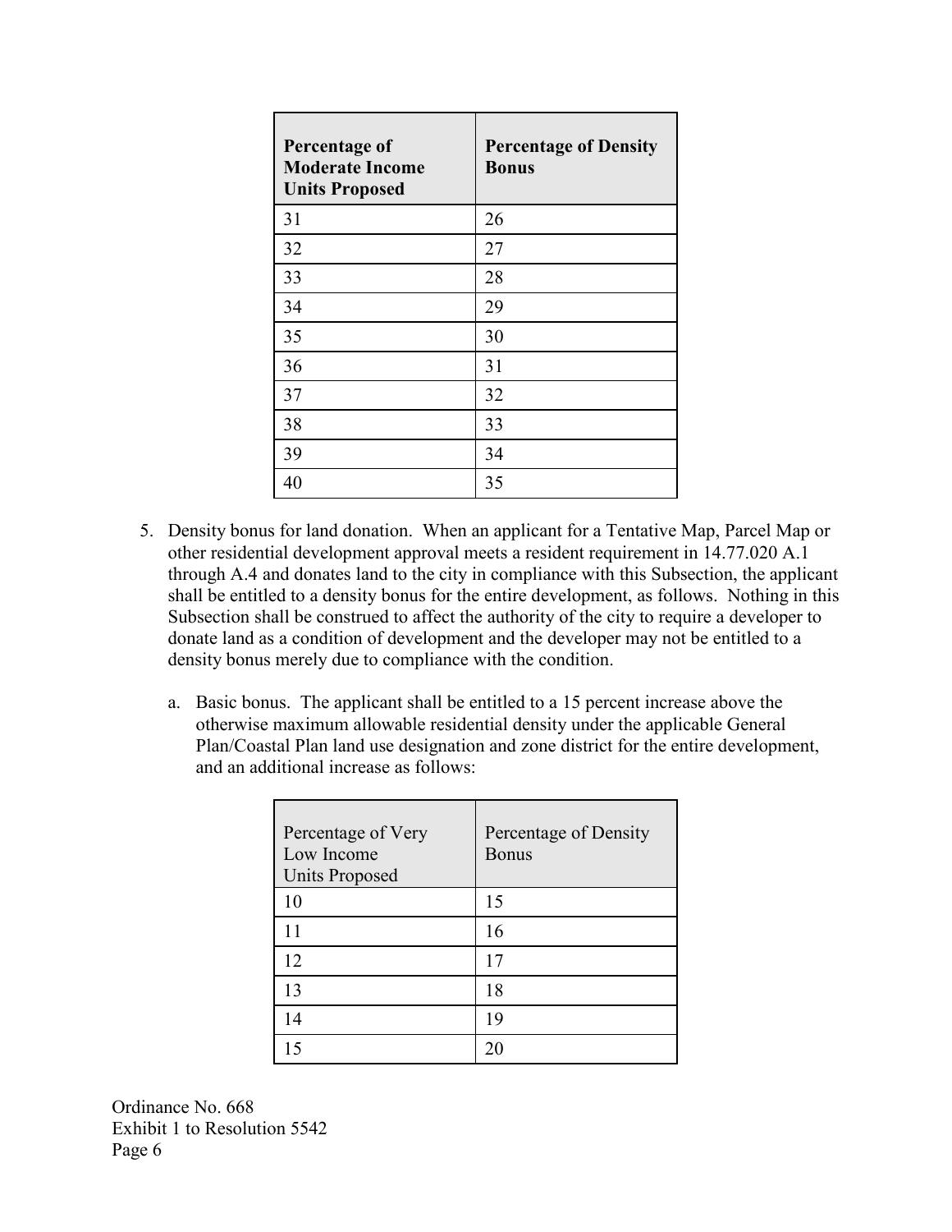| **Percentage of Moderate Income Units Proposed** | **Percentage of Density Bonus** |
|---|---|
| 31 | 26 |
| 32 | 27 |
| 33 | 28 |
| 34 | 29 |
| 35 | 30 |
| 36 | 31 |
| 37 | 32 |
| 38 | 33 |
| 39 | 34 |
| 40 | 35 |

5. Density bonus for land donation. When an applicant for a Tentative Map, Parcel Map or other residential development approval meets a resident requirement in 14.77.020 A.1 through A.4 and donates land to the city in compliance with this Subsection, the applicant shall be entitled to a density bonus for the entire development, as follows. Nothing in this Subsection shall be construed to affect the authority of the city to require a developer to donate land as a condition of development and the developer may not be entitled to a density bonus merely due to compliance with the condition.

   a. Basic bonus. The applicant shall be entitled to a 15 percent increase above the otherwise maximum allowable residential density under the applicable General Plan/Coastal Plan land use designation and zone district for the entire development, and an additional increase as follows:

| Percentage of Very Low Income Units Proposed | Percentage of Density Bonus |
|---|---|
| 10 | 15 |
| 11 | 16 |
| 12 | 17 |
| 13 | 18 |
| 14 | 19 |
| 15 | 20 |

Ordinance No. 668
Exhibit 1 to Resolution 5542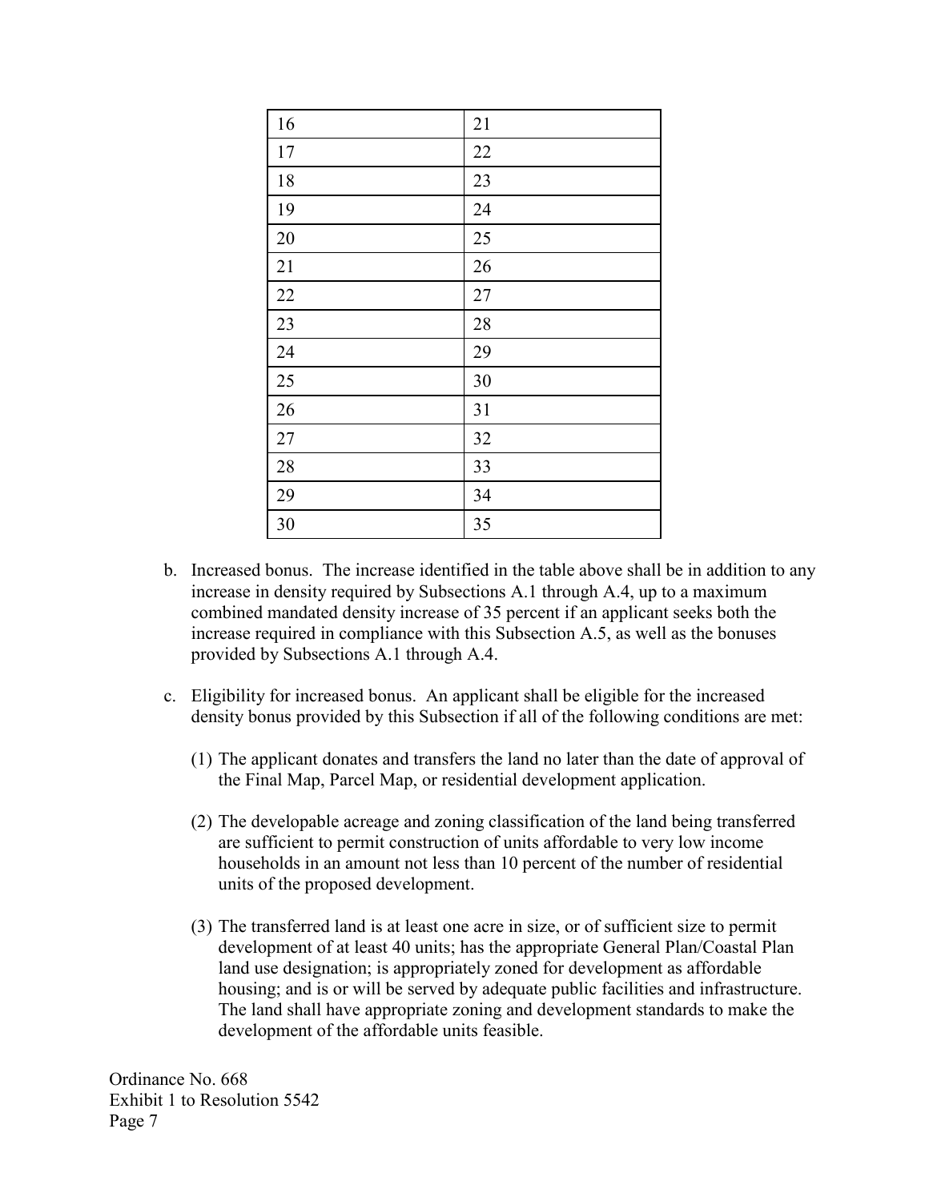| | |
|---|---|
| 16 | 21 |
| 17 | 22 |
| 18 | 23 |
| 19 | 24 |
| 20 | 25 |
| 21 | 26 |
| 22 | 27 |
| 23 | 28 |
| 24 | 29 |
| 25 | 30 |
| 26 | 31 |
| 27 | 32 |
| 28 | 33 |
| 29 | 34 |
| 30 | 35 |

b. Increased bonus. The increase identified in the table above shall be in addition to any increase in density required by Subsections A.1 through A.4, up to a maximum combined mandated density increase of 35 percent if an applicant seeks both the increase required in compliance with this Subsection A.5, as well as the bonuses provided by Subsections A.1 through A.4.

c. Eligibility for increased bonus. An applicant shall be eligible for the increased density bonus provided by this Subsection if all of the following conditions are met:

(1) The applicant donates and transfers the land no later than the date of approval of the Final Map, Parcel Map, or residential development application.

(2) The developable acreage and zoning classification of the land being transferred are sufficient to permit construction of units affordable to very low income households in an amount not less than 10 percent of the number of residential units of the proposed development.

(3) The transferred land is at least one acre in size, or of sufficient size to permit development of at least 40 units; has the appropriate General Plan/Coastal Plan land use designation; is appropriately zoned for development as affordable housing; and is or will be served by adequate public facilities and infrastructure. The land shall have appropriate zoning and development standards to make the development of the affordable units feasible.

Ordinance No. 668
Exhibit 1 to Resolution 5542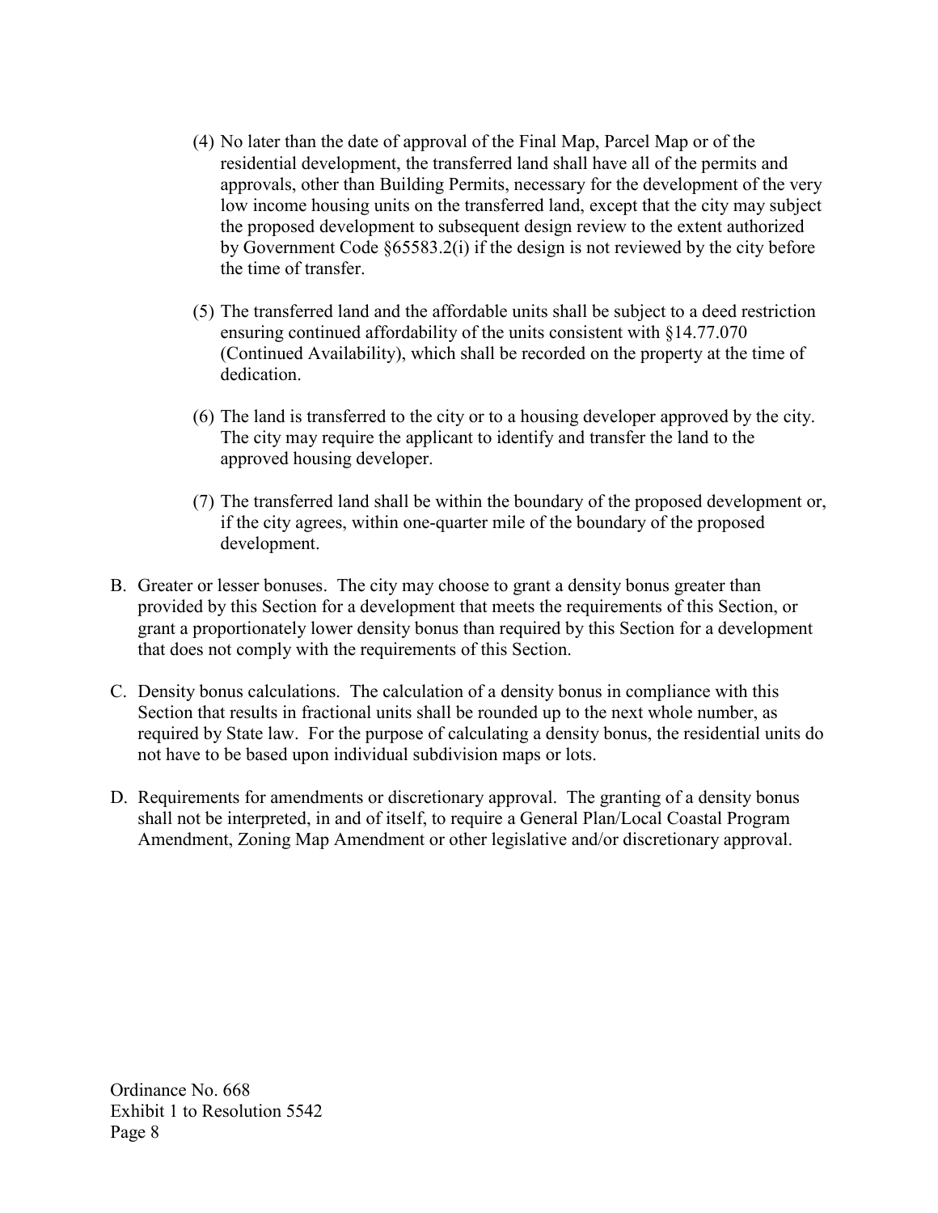(4) No later than the date of approval of the Final Map, Parcel Map or of the residential development, the transferred land shall have all of the permits and approvals, other than Building Permits, necessary for the development of the very low income housing units on the transferred land, except that the city may subject the proposed development to subsequent design review to the extent authorized by Government Code §65583.2(i) if the design is not reviewed by the city before the time of transfer.

(5) The transferred land and the affordable units shall be subject to a deed restriction ensuring continued affordability of the units consistent with §14.77.070 (Continued Availability), which shall be recorded on the property at the time of dedication.

(6) The land is transferred to the city or to a housing developer approved by the city. The city may require the applicant to identify and transfer the land to the approved housing developer.

(7) The transferred land shall be within the boundary of the proposed development or, if the city agrees, within one-quarter mile of the boundary of the proposed development.

B. Greater or lesser bonuses. The city may choose to grant a density bonus greater than provided by this Section for a development that meets the requirements of this Section, or grant a proportionately lower density bonus than required by this Section for a development that does not comply with the requirements of this Section.

C. Density bonus calculations. The calculation of a density bonus in compliance with this Section that results in fractional units shall be rounded up to the next whole number, as required by State law. For the purpose of calculating a density bonus, the residential units do not have to be based upon individual subdivision maps or lots.

D. Requirements for amendments or discretionary approval. The granting of a density bonus shall not be interpreted, in and of itself, to require a General Plan/Local Coastal Program Amendment, Zoning Map Amendment or other legislative and/or discretionary approval.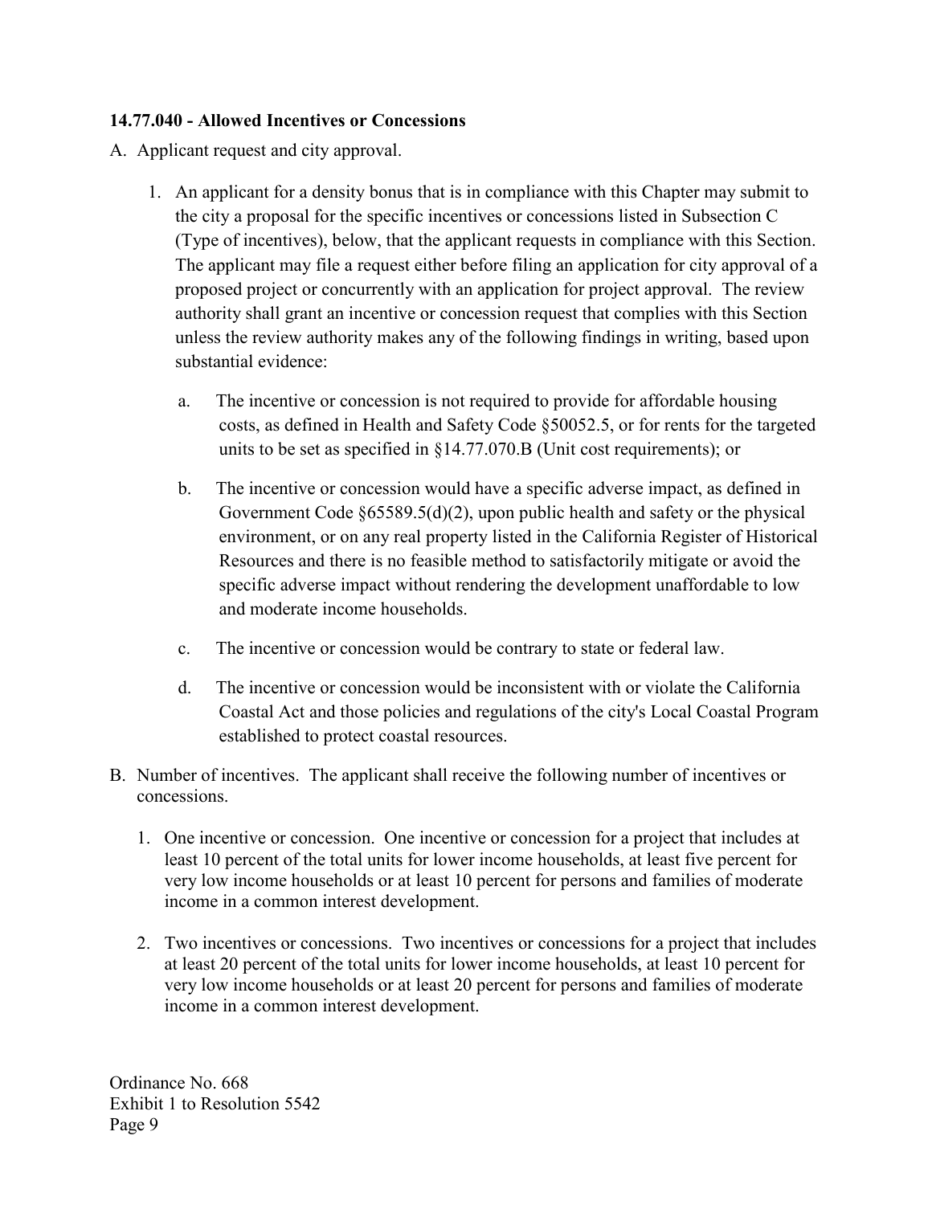**14.77.040 - Allowed Incentives or Concessions**

A. Applicant request and city approval.

   1. An applicant for a density bonus that is in compliance with this Chapter may submit to the city a proposal for the specific incentives or concessions listed in Subsection C (Type of incentives), below, that the applicant requests in compliance with this Section. The applicant may file a request either before filing an application for city approval of a proposed project or concurrently with an application for project approval. The review authority shall grant an incentive or concession request that complies with this Section unless the review authority makes any of the following findings in writing, based upon substantial evidence:

      a. The incentive or concession is not required to provide for affordable housing costs, as defined in Health and Safety Code §50052.5, or for rents for the targeted units to be set as specified in §14.77.070.B (Unit cost requirements); or

      b. The incentive or concession would have a specific adverse impact, as defined in Government Code §65589.5(d)(2), upon public health and safety or the physical environment, or on any real property listed in the California Register of Historical Resources and there is no feasible method to satisfactorily mitigate or avoid the specific adverse impact without rendering the development unaffordable to low and moderate income households.

      c. The incentive or concession would be contrary to state or federal law.

      d. The incentive or concession would be inconsistent with or violate the California Coastal Act and those policies and regulations of the city's Local Coastal Program established to protect coastal resources.

B. Number of incentives. The applicant shall receive the following number of incentives or concessions.

   1. One incentive or concession. One incentive or concession for a project that includes at least 10 percent of the total units for lower income households, at least five percent for very low income households or at least 10 percent for persons and families of moderate income in a common interest development.

   2. Two incentives or concessions. Two incentives or concessions for a project that includes at least 20 percent of the total units for lower income households, at least 10 percent for very low income households or at least 20 percent for persons and families of moderate income in a common interest development.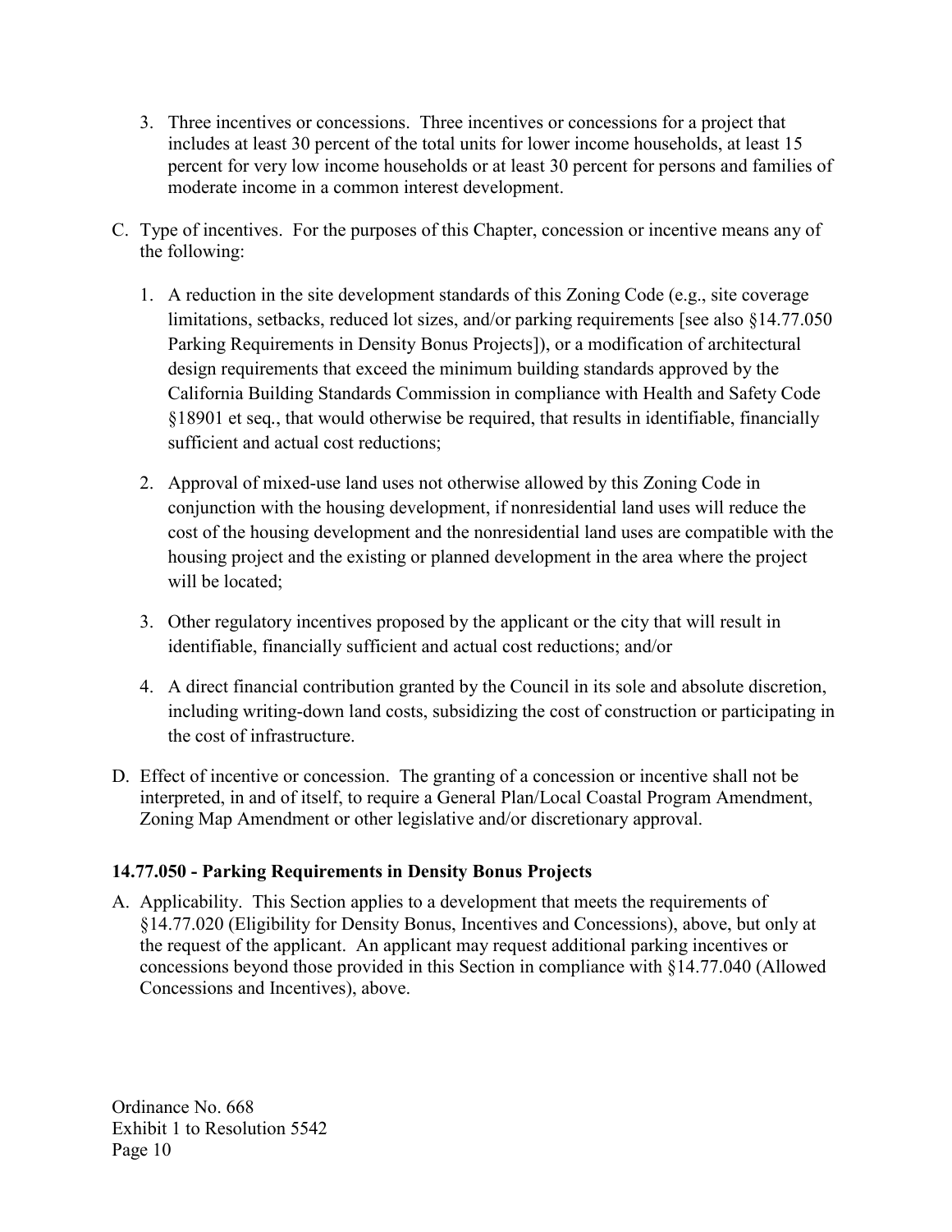3. Three incentives or concessions. Three incentives or concessions for a project that includes at least 30 percent of the total units for lower income households, at least 15 percent for very low income households or at least 30 percent for persons and families of moderate income in a common interest development.

C. Type of incentives. For the purposes of this Chapter, concession or incentive means any of the following:

   1. A reduction in the site development standards of this Zoning Code (e.g., site coverage limitations, setbacks, reduced lot sizes, and/or parking requirements [see also §14.77.050 Parking Requirements in Density Bonus Projects]), or a modification of architectural design requirements that exceed the minimum building standards approved by the California Building Standards Commission in compliance with Health and Safety Code §18901 et seq., that would otherwise be required, that results in identifiable, financially sufficient and actual cost reductions;

   2. Approval of mixed-use land uses not otherwise allowed by this Zoning Code in conjunction with the housing development, if nonresidential land uses will reduce the cost of the housing development and the nonresidential land uses are compatible with the housing project and the existing or planned development in the area where the project will be located;

   3. Other regulatory incentives proposed by the applicant or the city that will result in identifiable, financially sufficient and actual cost reductions; and/or

   4. A direct financial contribution granted by the Council in its sole and absolute discretion, including writing-down land costs, subsidizing the cost of construction or participating in the cost of infrastructure.

D. Effect of incentive or concession. The granting of a concession or incentive shall not be interpreted, in and of itself, to require a General Plan/Local Coastal Program Amendment, Zoning Map Amendment or other legislative and/or discretionary approval.

### 14.77.050 - Parking Requirements in Density Bonus Projects

A. Applicability. This Section applies to a development that meets the requirements of §14.77.020 (Eligibility for Density Bonus, Incentives and Concessions), above, but only at the request of the applicant. An applicant may request additional parking incentives or concessions beyond those provided in this Section in compliance with §14.77.040 (Allowed Concessions and Incentives), above.

Ordinance No. 668
Exhibit 1 to Resolution 5542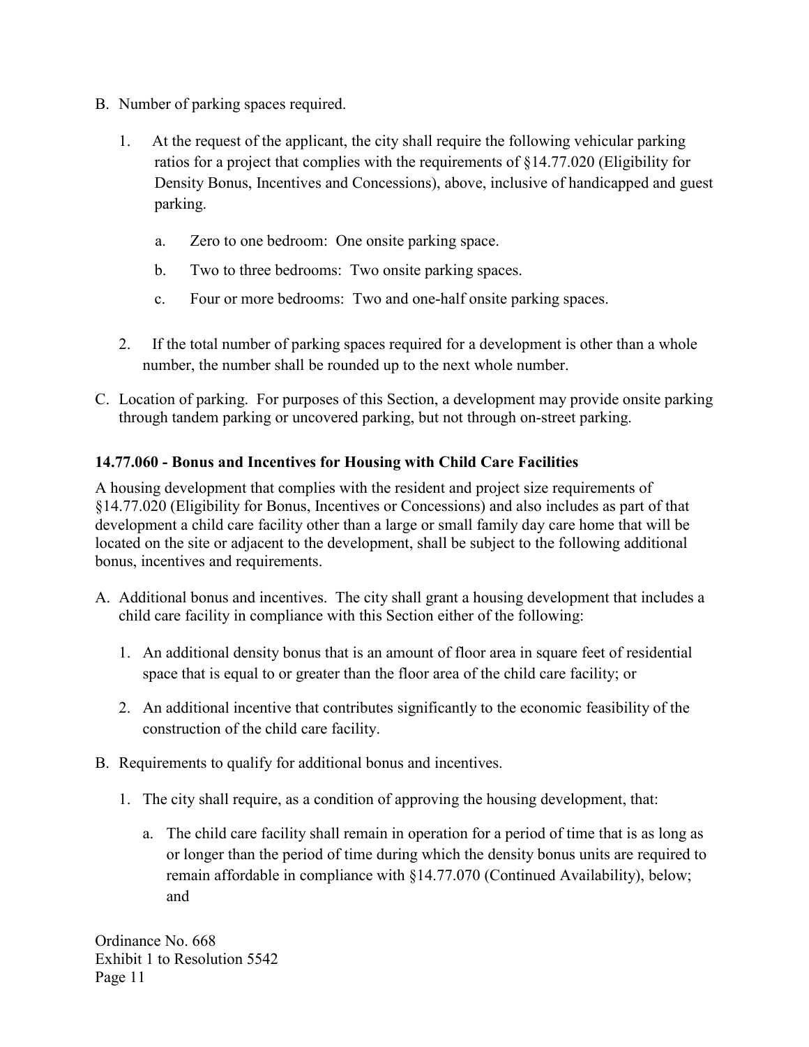B. Number of parking spaces required.

1. At the request of the applicant, the city shall require the following vehicular parking ratios for a project that complies with the requirements of §14.77.020 (Eligibility for Density Bonus, Incentives and Concessions), above, inclusive of handicapped and guest parking.

   a. Zero to one bedroom: One onsite parking space.

   b. Two to three bedrooms: Two onsite parking spaces.

   c. Four or more bedrooms: Two and one-half onsite parking spaces.

2. If the total number of parking spaces required for a development is other than a whole number, the number shall be rounded up to the next whole number.

C. Location of parking. For purposes of this Section, a development may provide onsite parking through tandem parking or uncovered parking, but not through on-street parking.

**14.77.060 - Bonus and Incentives for Housing with Child Care Facilities**

A housing development that complies with the resident and project size requirements of §14.77.020 (Eligibility for Bonus, Incentives or Concessions) and also includes as part of that development a child care facility other than a large or small family day care home that will be located on the site or adjacent to the development, shall be subject to the following additional bonus, incentives and requirements.

A. Additional bonus and incentives. The city shall grant a housing development that includes a child care facility in compliance with this Section either of the following:

1. An additional density bonus that is an amount of floor area in square feet of residential space that is equal to or greater than the floor area of the child care facility; or

2. An additional incentive that contributes significantly to the economic feasibility of the construction of the child care facility.

B. Requirements to qualify for additional bonus and incentives.

1. The city shall require, as a condition of approving the housing development, that:

   a. The child care facility shall remain in operation for a period of time that is as long as or longer than the period of time during which the density bonus units are required to remain affordable in compliance with §14.77.070 (Continued Availability), below; and

Ordinance No. 668
Exhibit 1 to Resolution 5542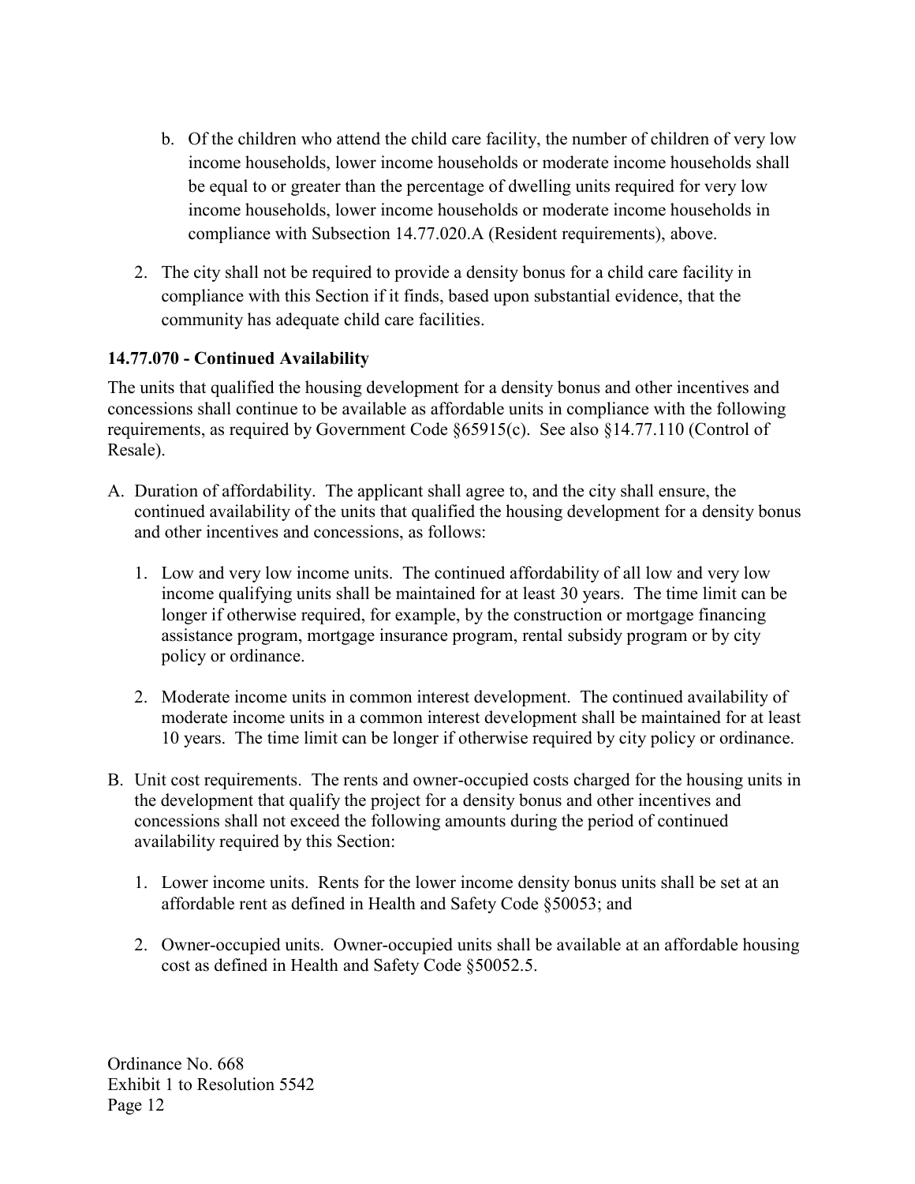b. Of the children who attend the child care facility, the number of children of very low income households, lower income households or moderate income households shall be equal to or greater than the percentage of dwelling units required for very low income households, lower income households or moderate income households in compliance with Subsection 14.77.020.A (Resident requirements), above.

2. The city shall not be required to provide a density bonus for a child care facility in compliance with this Section if it finds, based upon substantial evidence, that the community has adequate child care facilities.

**14.77.070 - Continued Availability**

The units that qualified the housing development for a density bonus and other incentives and concessions shall continue to be available as affordable units in compliance with the following requirements, as required by Government Code §65915(c). See also §14.77.110 (Control of Resale).

A. Duration of affordability. The applicant shall agree to, and the city shall ensure, the continued availability of the units that qualified the housing development for a density bonus and other incentives and concessions, as follows:

1. Low and very low income units. The continued affordability of all low and very low income qualifying units shall be maintained for at least 30 years. The time limit can be longer if otherwise required, for example, by the construction or mortgage financing assistance program, mortgage insurance program, rental subsidy program or by city policy or ordinance.

2. Moderate income units in common interest development. The continued availability of moderate income units in a common interest development shall be maintained for at least 10 years. The time limit can be longer if otherwise required by city policy or ordinance.

B. Unit cost requirements. The rents and owner-occupied costs charged for the housing units in the development that qualify the project for a density bonus and other incentives and concessions shall not exceed the following amounts during the period of continued availability required by this Section:

1. Lower income units. Rents for the lower income density bonus units shall be set at an affordable rent as defined in Health and Safety Code §50053; and

2. Owner-occupied units. Owner-occupied units shall be available at an affordable housing cost as defined in Health and Safety Code §50052.5.

Ordinance No. 668
Exhibit 1 to Resolution 5542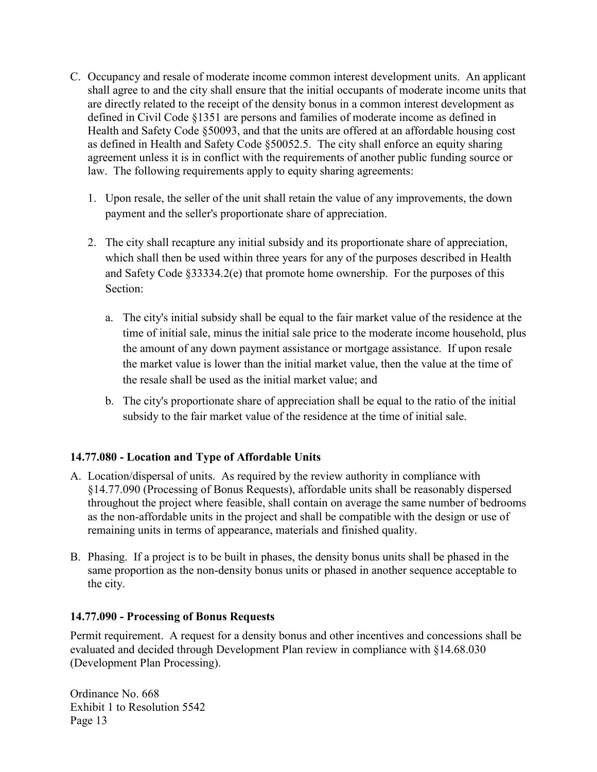C. Occupancy and resale of moderate income common interest development units. An applicant shall agree to and the city shall ensure that the initial occupants of moderate income units that are directly related to the receipt of the density bonus in a common interest development as defined in Civil Code §1351 are persons and families of moderate income as defined in Health and Safety Code §50093, and that the units are offered at an affordable housing cost as defined in Health and Safety Code §50052.5. The city shall enforce an equity sharing agreement unless it is in conflict with the requirements of another public funding source or law. The following requirements apply to equity sharing agreements:

   1. Upon resale, the seller of the unit shall retain the value of any improvements, the down payment and the seller's proportionate share of appreciation.

   2. The city shall recapture any initial subsidy and its proportionate share of appreciation, which shall then be used within three years for any of the purposes described in Health and Safety Code §33334.2(e) that promote home ownership. For the purposes of this Section:

      a. The city's initial subsidy shall be equal to the fair market value of the residence at the time of initial sale, minus the initial sale price to the moderate income household, plus the amount of any down payment assistance or mortgage assistance. If upon resale the market value is lower than the initial market value, then the value at the time of the resale shall be used as the initial market value; and

      b. The city's proportionate share of appreciation shall be equal to the ratio of the initial subsidy to the fair market value of the residence at the time of initial sale.

### 14.77.080 - Location and Type of Affordable Units

A. Location/dispersal of units. As required by the review authority in compliance with §14.77.090 (Processing of Bonus Requests), affordable units shall be reasonably dispersed throughout the project where feasible, shall contain on average the same number of bedrooms as the non-affordable units in the project and shall be compatible with the design or use of remaining units in terms of appearance, materials and finished quality.

B. Phasing. If a project is to be built in phases, the density bonus units shall be phased in the same proportion as the non-density bonus units or phased in another sequence acceptable to the city.

### 14.77.090 - Processing of Bonus Requests

Permit requirement. A request for a density bonus and other incentives and concessions shall be evaluated and decided through Development Plan review in compliance with §14.68.030 (Development Plan Processing).

Ordinance No. 668
Exhibit 1 to Resolution 5542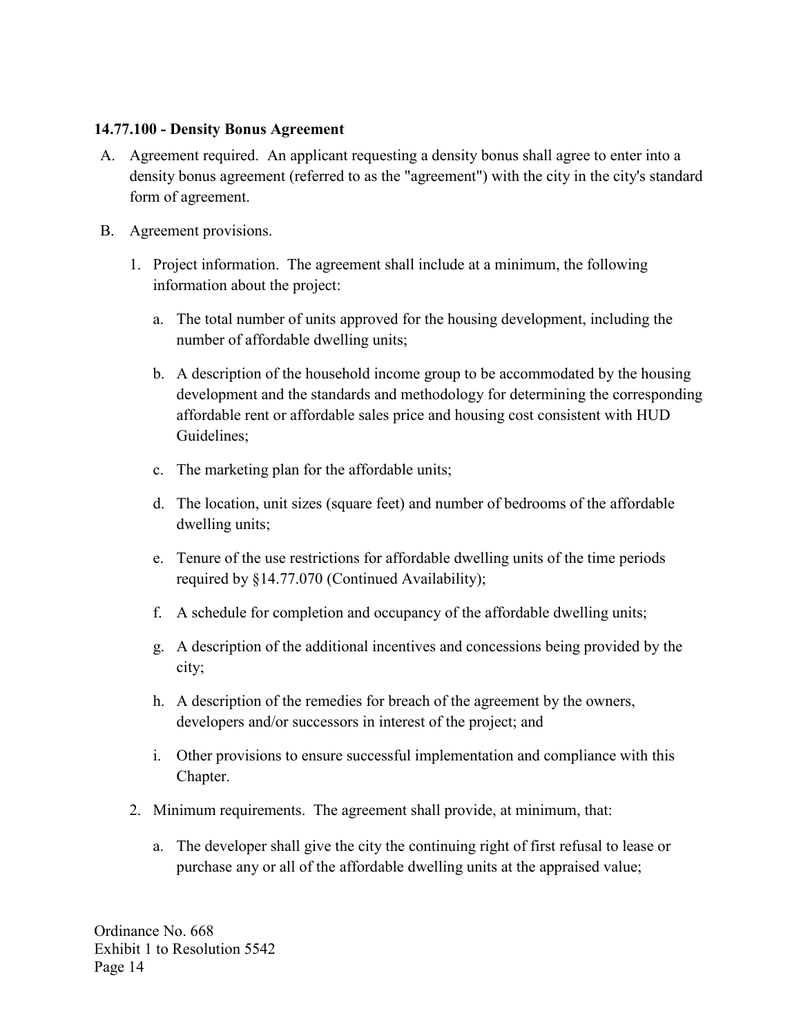**14.77.100 - Density Bonus Agreement**

A. Agreement required. An applicant requesting a density bonus shall agree to enter into a density bonus agreement (referred to as the "agreement") with the city in the city's standard form of agreement.

B. Agreement provisions.

   1. Project information. The agreement shall include at a minimum, the following information about the project:

      a. The total number of units approved for the housing development, including the number of affordable dwelling units;

      b. A description of the household income group to be accommodated by the housing development and the standards and methodology for determining the corresponding affordable rent or affordable sales price and housing cost consistent with HUD Guidelines;

      c. The marketing plan for the affordable units;

      d. The location, unit sizes (square feet) and number of bedrooms of the affordable dwelling units;

      e. Tenure of the use restrictions for affordable dwelling units of the time periods required by §14.77.070 (Continued Availability);

      f. A schedule for completion and occupancy of the affordable dwelling units;

      g. A description of the additional incentives and concessions being provided by the city;

      h. A description of the remedies for breach of the agreement by the owners, developers and/or successors in interest of the project; and

      i. Other provisions to ensure successful implementation and compliance with this Chapter.

   2. Minimum requirements. The agreement shall provide, at minimum, that:

      a. The developer shall give the city the continuing right of first refusal to lease or purchase any or all of the affordable dwelling units at the appraised value;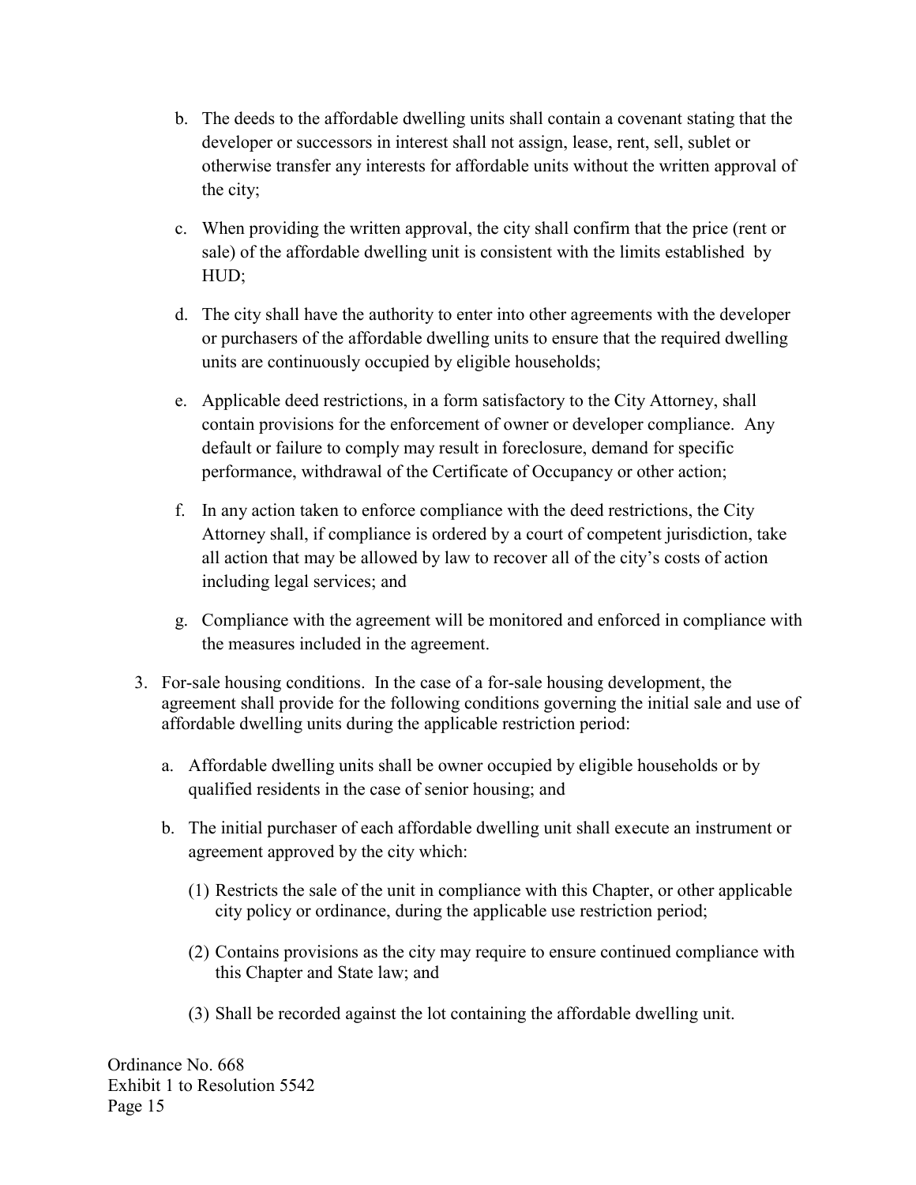b. The deeds to the affordable dwelling units shall contain a covenant stating that the developer or successors in interest shall not assign, lease, rent, sell, sublet or otherwise transfer any interests for affordable units without the written approval of the city;

c. When providing the written approval, the city shall confirm that the price (rent or sale) of the affordable dwelling unit is consistent with the limits established by HUD;

d. The city shall have the authority to enter into other agreements with the developer or purchasers of the affordable dwelling units to ensure that the required dwelling units are continuously occupied by eligible households;

e. Applicable deed restrictions, in a form satisfactory to the City Attorney, shall contain provisions for the enforcement of owner or developer compliance. Any default or failure to comply may result in foreclosure, demand for specific performance, withdrawal of the Certificate of Occupancy or other action;

f. In any action taken to enforce compliance with the deed restrictions, the City Attorney shall, if compliance is ordered by a court of competent jurisdiction, take all action that may be allowed by law to recover all of the city's costs of action including legal services; and

g. Compliance with the agreement will be monitored and enforced in compliance with the measures included in the agreement.

3. For-sale housing conditions. In the case of a for-sale housing development, the agreement shall provide for the following conditions governing the initial sale and use of affordable dwelling units during the applicable restriction period:

   a. Affordable dwelling units shall be owner occupied by eligible households or by qualified residents in the case of senior housing; and

   b. The initial purchaser of each affordable dwelling unit shall execute an instrument or agreement approved by the city which:

      (1) Restricts the sale of the unit in compliance with this Chapter, or other applicable city policy or ordinance, during the applicable use restriction period;

      (2) Contains provisions as the city may require to ensure continued compliance with this Chapter and State law; and

      (3) Shall be recorded against the lot containing the affordable dwelling unit.

Ordinance No. 668
Exhibit 1 to Resolution 5542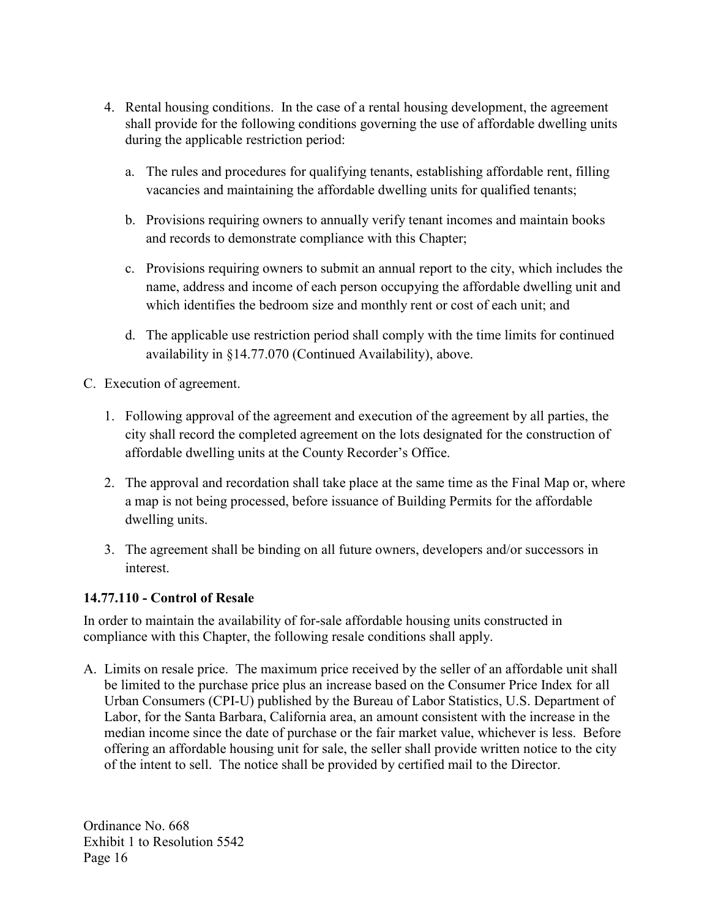4. Rental housing conditions. In the case of a rental housing development, the agreement shall provide for the following conditions governing the use of affordable dwelling units during the applicable restriction period:

   a. The rules and procedures for qualifying tenants, establishing affordable rent, filling vacancies and maintaining the affordable dwelling units for qualified tenants;

   b. Provisions requiring owners to annually verify tenant incomes and maintain books and records to demonstrate compliance with this Chapter;

   c. Provisions requiring owners to submit an annual report to the city, which includes the name, address and income of each person occupying the affordable dwelling unit and which identifies the bedroom size and monthly rent or cost of each unit; and

   d. The applicable use restriction period shall comply with the time limits for continued availability in §14.77.070 (Continued Availability), above.

C. Execution of agreement.

   1. Following approval of the agreement and execution of the agreement by all parties, the city shall record the completed agreement on the lots designated for the construction of affordable dwelling units at the County Recorder's Office.

   2. The approval and recordation shall take place at the same time as the Final Map or, where a map is not being processed, before issuance of Building Permits for the affordable dwelling units.

   3. The agreement shall be binding on all future owners, developers and/or successors in interest.

**14.77.110 - Control of Resale**

In order to maintain the availability of for-sale affordable housing units constructed in compliance with this Chapter, the following resale conditions shall apply.

A. Limits on resale price. The maximum price received by the seller of an affordable unit shall be limited to the purchase price plus an increase based on the Consumer Price Index for all Urban Consumers (CPI-U) published by the Bureau of Labor Statistics, U.S. Department of Labor, for the Santa Barbara, California area, an amount consistent with the increase in the median income since the date of purchase or the fair market value, whichever is less. Before offering an affordable housing unit for sale, the seller shall provide written notice to the city of the intent to sell. The notice shall be provided by certified mail to the Director.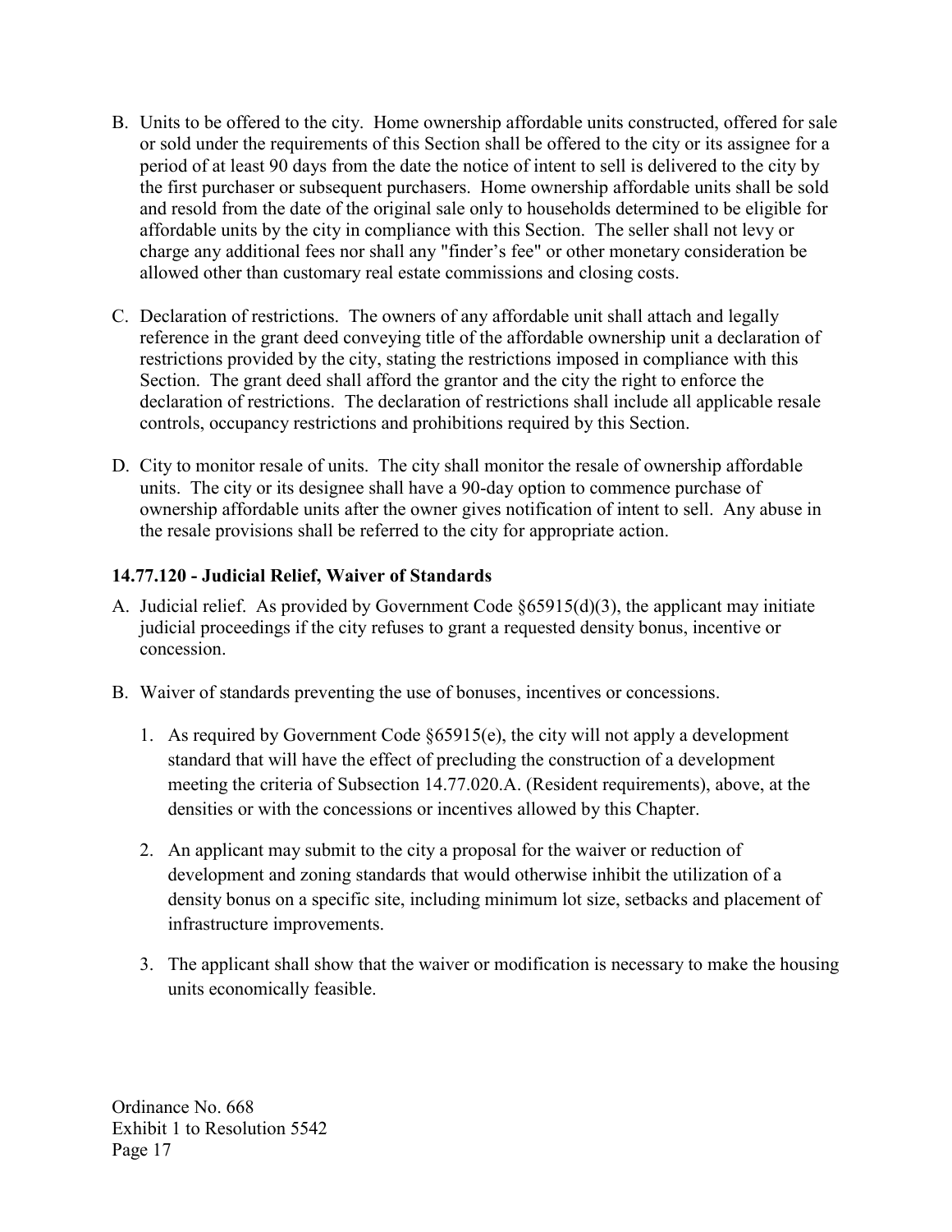B. Units to be offered to the city. Home ownership affordable units constructed, offered for sale or sold under the requirements of this Section shall be offered to the city or its assignee for a period of at least 90 days from the date the notice of intent to sell is delivered to the city by the first purchaser or subsequent purchasers. Home ownership affordable units shall be sold and resold from the date of the original sale only to households determined to be eligible for affordable units by the city in compliance with this Section. The seller shall not levy or charge any additional fees nor shall any "finder's fee" or other monetary consideration be allowed other than customary real estate commissions and closing costs.

C. Declaration of restrictions. The owners of any affordable unit shall attach and legally reference in the grant deed conveying title of the affordable ownership unit a declaration of restrictions provided by the city, stating the restrictions imposed in compliance with this Section. The grant deed shall afford the grantor and the city the right to enforce the declaration of restrictions. The declaration of restrictions shall include all applicable resale controls, occupancy restrictions and prohibitions required by this Section.

D. City to monitor resale of units. The city shall monitor the resale of ownership affordable units. The city or its designee shall have a 90-day option to commence purchase of ownership affordable units after the owner gives notification of intent to sell. Any abuse in the resale provisions shall be referred to the city for appropriate action.

### 14.77.120 - Judicial Relief, Waiver of Standards

A. Judicial relief. As provided by Government Code §65915(d)(3), the applicant may initiate judicial proceedings if the city refuses to grant a requested density bonus, incentive or concession.

B. Waiver of standards preventing the use of bonuses, incentives or concessions.

   1. As required by Government Code §65915(e), the city will not apply a development standard that will have the effect of precluding the construction of a development meeting the criteria of Subsection 14.77.020.A. (Resident requirements), above, at the densities or with the concessions or incentives allowed by this Chapter.

   2. An applicant may submit to the city a proposal for the waiver or reduction of development and zoning standards that would otherwise inhibit the utilization of a density bonus on a specific site, including minimum lot size, setbacks and placement of infrastructure improvements.

   3. The applicant shall show that the waiver or modification is necessary to make the housing units economically feasible.

Ordinance No. 668
Exhibit 1 to Resolution 5542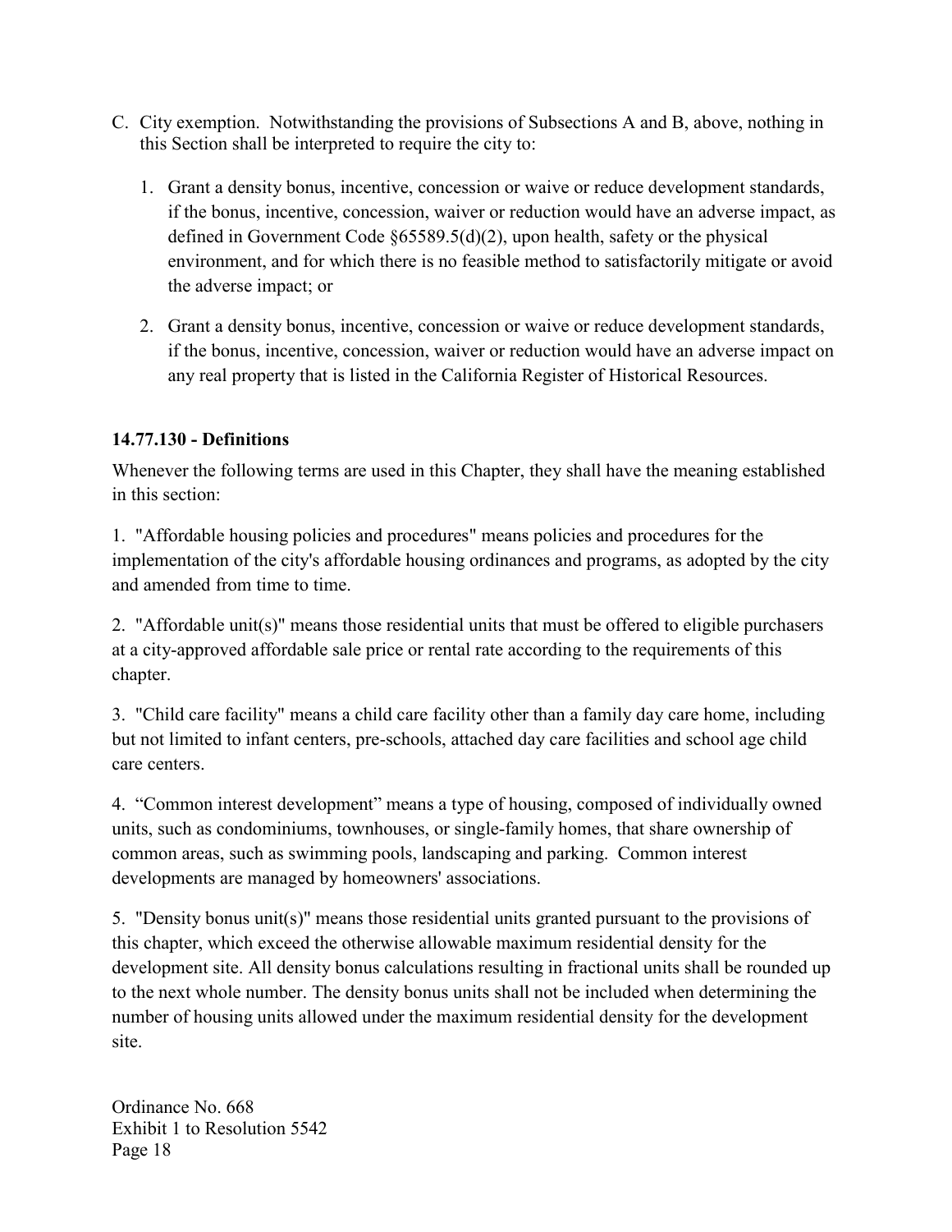C. City exemption. Notwithstanding the provisions of Subsections A and B, above, nothing in this Section shall be interpreted to require the city to:

   1. Grant a density bonus, incentive, concession or waive or reduce development standards, if the bonus, incentive, concession, waiver or reduction would have an adverse impact, as defined in Government Code §65589.5(d)(2), upon health, safety or the physical environment, and for which there is no feasible method to satisfactorily mitigate or avoid the adverse impact; or

   2. Grant a density bonus, incentive, concession or waive or reduce development standards, if the bonus, incentive, concession, waiver or reduction would have an adverse impact on any real property that is listed in the California Register of Historical Resources.

**14.77.130 - Definitions**

Whenever the following terms are used in this Chapter, they shall have the meaning established in this section:

1. "Affordable housing policies and procedures" means policies and procedures for the implementation of the city's affordable housing ordinances and programs, as adopted by the city and amended from time to time.

2. "Affordable unit(s)" means those residential units that must be offered to eligible purchasers at a city-approved affordable sale price or rental rate according to the requirements of this chapter.

3. "Child care facility" means a child care facility other than a family day care home, including but not limited to infant centers, pre-schools, attached day care facilities and school age child care centers.

4. "Common interest development" means a type of housing, composed of individually owned units, such as condominiums, townhouses, or single-family homes, that share ownership of common areas, such as swimming pools, landscaping and parking. Common interest developments are managed by homeowners' associations.

5. "Density bonus unit(s)" means those residential units granted pursuant to the provisions of this chapter, which exceed the otherwise allowable maximum residential density for the development site. All density bonus calculations resulting in fractional units shall be rounded up to the next whole number. The density bonus units shall not be included when determining the number of housing units allowed under the maximum residential density for the development site.

Ordinance No. 668
Exhibit 1 to Resolution 5542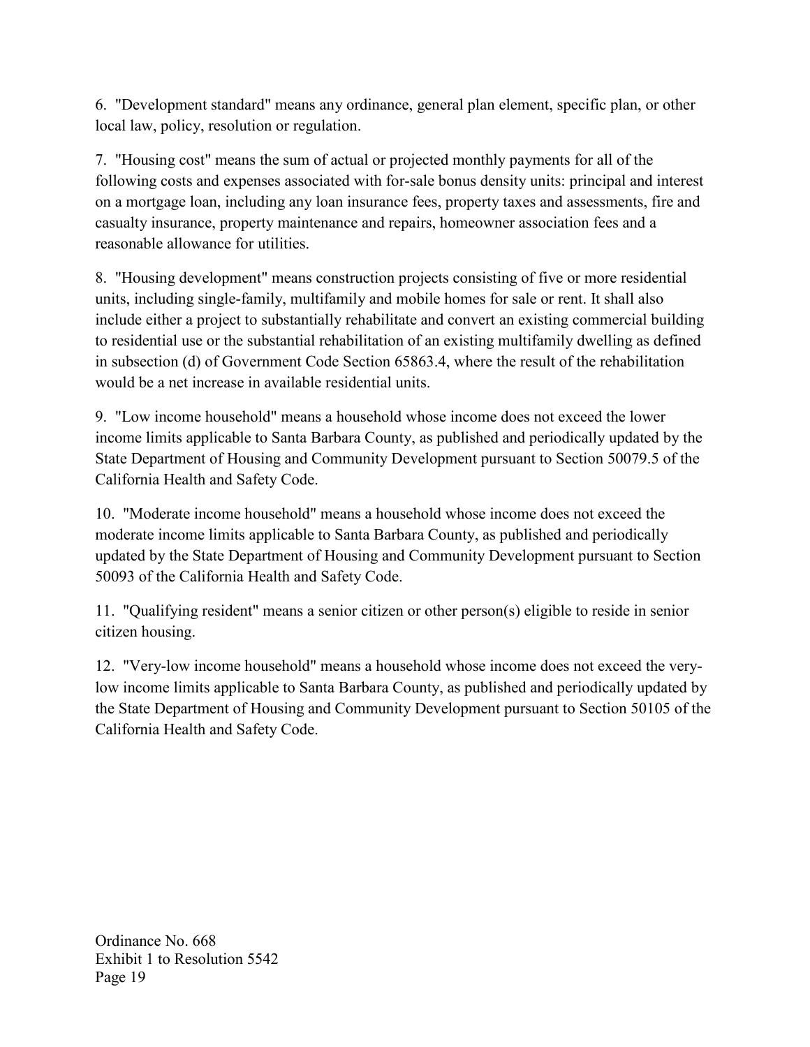6. "Development standard" means any ordinance, general plan element, specific plan, or other local law, policy, resolution or regulation.

7. "Housing cost" means the sum of actual or projected monthly payments for all of the following costs and expenses associated with for-sale bonus density units: principal and interest on a mortgage loan, including any loan insurance fees, property taxes and assessments, fire and casualty insurance, property maintenance and repairs, homeowner association fees and a reasonable allowance for utilities.

8. "Housing development" means construction projects consisting of five or more residential units, including single-family, multifamily and mobile homes for sale or rent. It shall also include either a project to substantially rehabilitate and convert an existing commercial building to residential use or the substantial rehabilitation of an existing multifamily dwelling as defined in subsection (d) of Government Code Section 65863.4, where the result of the rehabilitation would be a net increase in available residential units.

9. "Low income household" means a household whose income does not exceed the lower income limits applicable to Santa Barbara County, as published and periodically updated by the State Department of Housing and Community Development pursuant to Section 50079.5 of the California Health and Safety Code.

10. "Moderate income household" means a household whose income does not exceed the moderate income limits applicable to Santa Barbara County, as published and periodically updated by the State Department of Housing and Community Development pursuant to Section 50093 of the California Health and Safety Code.

11. "Qualifying resident" means a senior citizen or other person(s) eligible to reside in senior citizen housing.

12. "Very-low income household" means a household whose income does not exceed the very-low income limits applicable to Santa Barbara County, as published and periodically updated by the State Department of Housing and Community Development pursuant to Section 50105 of the California Health and Safety Code.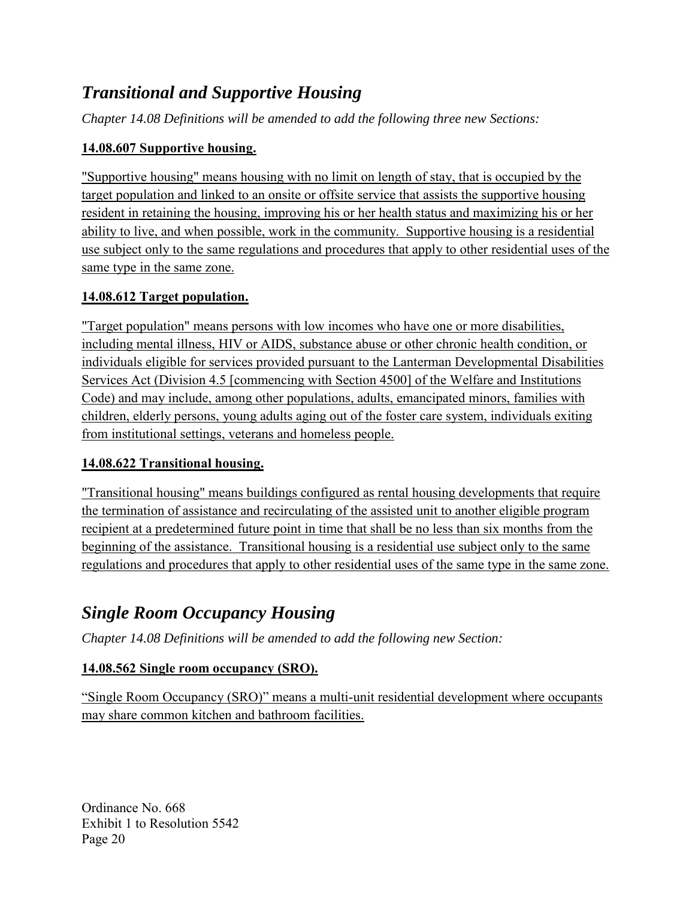## *Transitional and Supportive Housing*

*Chapter 14.08 Definitions will be amended to add the following three new Sections:*

**14.08.607 Supportive housing.**

"Supportive housing" means housing with no limit on length of stay, that is occupied by the target population and linked to an onsite or offsite service that assists the supportive housing resident in retaining the housing, improving his or her health status and maximizing his or her ability to live, and when possible, work in the community. Supportive housing is a residential use subject only to the same regulations and procedures that apply to other residential uses of the same type in the same zone.

**14.08.612 Target population.**

"Target population" means persons with low incomes who have one or more disabilities, including mental illness, HIV or AIDS, substance abuse or other chronic health condition, or individuals eligible for services provided pursuant to the Lanterman Developmental Disabilities Services Act (Division 4.5 [commencing with Section 4500] of the Welfare and Institutions Code) and may include, among other populations, adults, emancipated minors, families with children, elderly persons, young adults aging out of the foster care system, individuals exiting from institutional settings, veterans and homeless people.

**14.08.622 Transitional housing.**

"Transitional housing" means buildings configured as rental housing developments that require the termination of assistance and recirculating of the assisted unit to another eligible program recipient at a predetermined future point in time that shall be no less than six months from the beginning of the assistance. Transitional housing is a residential use subject only to the same regulations and procedures that apply to other residential uses of the same type in the same zone.

## *Single Room Occupancy Housing*

*Chapter 14.08 Definitions will be amended to add the following new Section:*

**14.08.562 Single room occupancy (SRO).**

"Single Room Occupancy (SRO)" means a multi-unit residential development where occupants may share common kitchen and bathroom facilities.

Ordinance No. 668
Exhibit 1 to Resolution 5542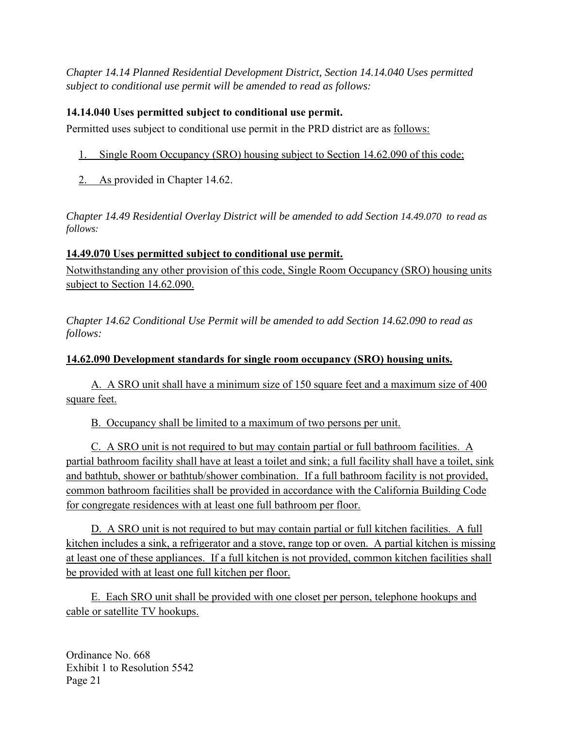*Chapter 14.14 Planned Residential Development District, Section 14.14.040 Uses permitted subject to conditional use permit will be amended to read as follows:*

**14.14.040 Uses permitted subject to conditional use permit.**

Permitted uses subject to conditional use permit in the PRD district are as follows:

1. Single Room Occupancy (SRO) housing subject to Section 14.62.090 of this code;

2. As provided in Chapter 14.62.

*Chapter 14.49 Residential Overlay District will be amended to add Section 14.49.070 to read as follows:*

**14.49.070 Uses permitted subject to conditional use permit.**

Notwithstanding any other provision of this code, Single Room Occupancy (SRO) housing units subject to Section 14.62.090.

*Chapter 14.62 Conditional Use Permit will be amended to add Section 14.62.090 to read as follows:*

**14.62.090 Development standards for single room occupancy (SRO) housing units.**

A. A SRO unit shall have a minimum size of 150 square feet and a maximum size of 400 square feet.

B. Occupancy shall be limited to a maximum of two persons per unit.

C. A SRO unit is not required to but may contain partial or full bathroom facilities. A partial bathroom facility shall have at least a toilet and sink; a full facility shall have a toilet, sink and bathtub, shower or bathtub/shower combination. If a full bathroom facility is not provided, common bathroom facilities shall be provided in accordance with the California Building Code for congregate residences with at least one full bathroom per floor.

D. A SRO unit is not required to but may contain partial or full kitchen facilities. A full kitchen includes a sink, a refrigerator and a stove, range top or oven. A partial kitchen is missing at least one of these appliances. If a full kitchen is not provided, common kitchen facilities shall be provided with at least one full kitchen per floor.

E. Each SRO unit shall be provided with one closet per person, telephone hookups and cable or satellite TV hookups.

Ordinance No. 668
Exhibit 1 to Resolution 5542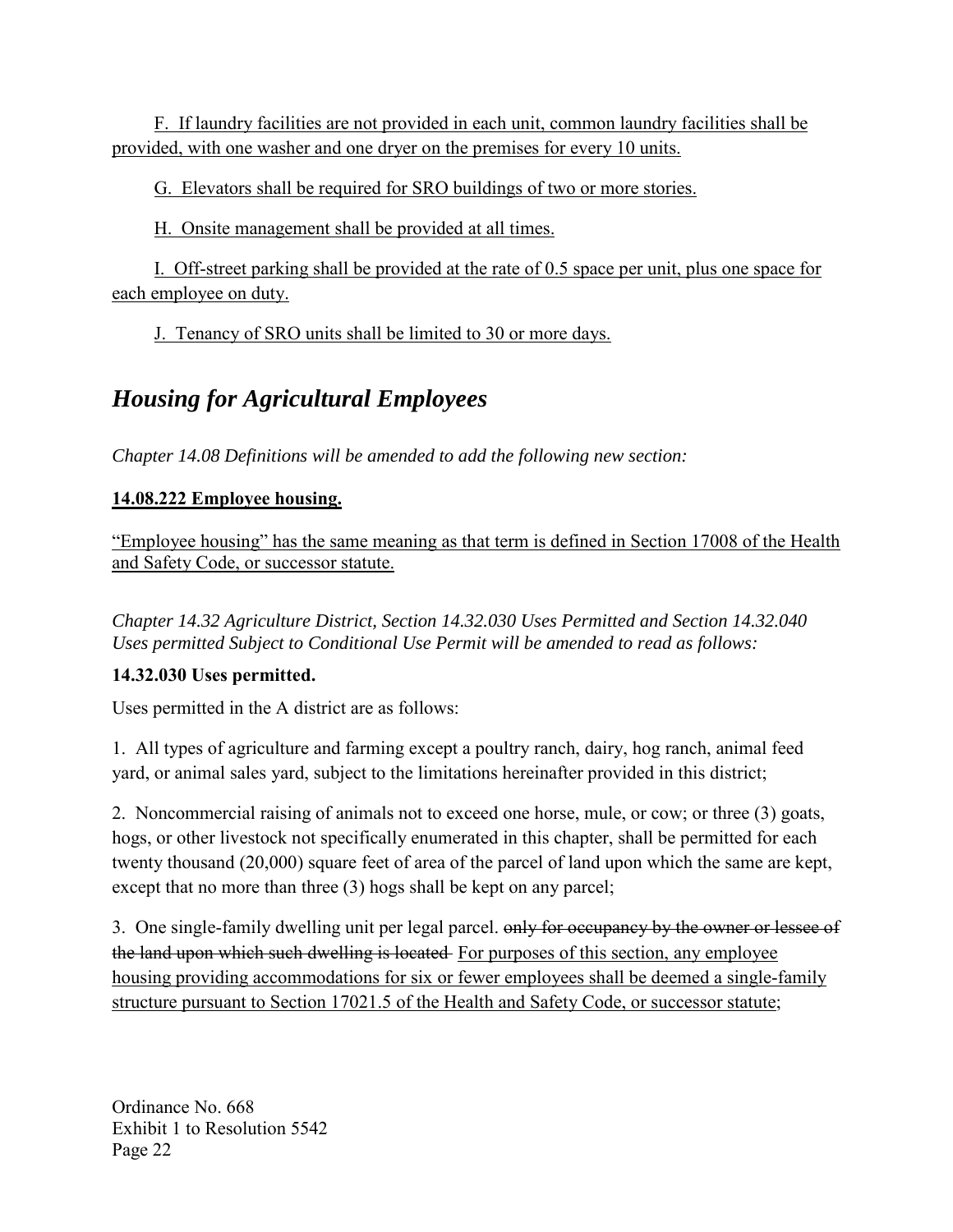F. If laundry facilities are not provided in each unit, common laundry facilities shall be provided, with one washer and one dryer on the premises for every 10 units.

G. Elevators shall be required for SRO buildings of two or more stories.

H. Onsite management shall be provided at all times.

I. Off-street parking shall be provided at the rate of 0.5 space per unit, plus one space for each employee on duty.

J. Tenancy of SRO units shall be limited to 30 or more days.

## *Housing for Agricultural Employees*

*Chapter 14.08 Definitions will be amended to add the following new section:*

**14.08.222 Employee housing.**

"Employee housing" has the same meaning as that term is defined in Section 17008 of the Health and Safety Code, or successor statute.

*Chapter 14.32 Agriculture District, Section 14.32.030 Uses Permitted and Section 14.32.040 Uses permitted Subject to Conditional Use Permit will be amended to read as follows:*

**14.32.030 Uses permitted.**

Uses permitted in the A district are as follows:

1. All types of agriculture and farming except a poultry ranch, dairy, hog ranch, animal feed yard, or animal sales yard, subject to the limitations hereinafter provided in this district;

2. Noncommercial raising of animals not to exceed one horse, mule, or cow; or three (3) goats, hogs, or other livestock not specifically enumerated in this chapter, shall be permitted for each twenty thousand (20,000) square feet of area of the parcel of land upon which the same are kept, except that no more than three (3) hogs shall be kept on any parcel;

3. One single-family dwelling unit per legal parcel. ~~only for occupancy by the owner or lessee of the land upon which such dwelling is located~~ For purposes of this section, any employee housing providing accommodations for six or fewer employees shall be deemed a single-family structure pursuant to Section 17021.5 of the Health and Safety Code, or successor statute;

Ordinance No. 668
Exhibit 1 to Resolution 5542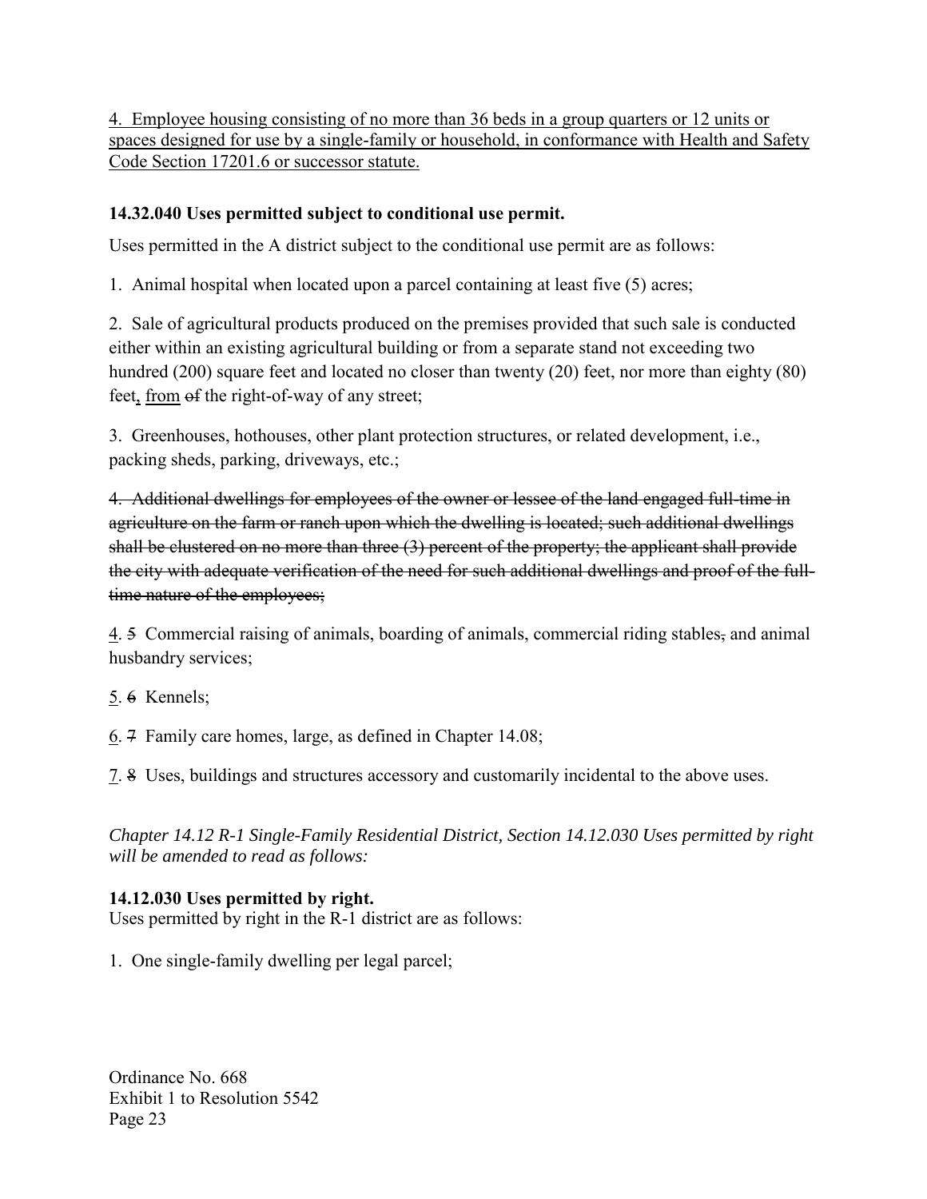<u>4. Employee housing consisting of no more than 36 beds in a group quarters or 12 units or spaces designed for use by a single-family or household, in conformance with Health and Safety Code Section 17201.6 or successor statute.</u>

**14.32.040 Uses permitted subject to conditional use permit.**

Uses permitted in the A district subject to the conditional use permit are as follows:

1. Animal hospital when located upon a parcel containing at least five (5) acres;

2. Sale of agricultural products produced on the premises provided that such sale is conducted either within an existing agricultural building or from a separate stand not exceeding two hundred (200) square feet and located no closer than twenty (20) feet, nor more than eighty (80) feet<u>,</u> <u>from</u> ~~of~~ the right-of-way of any street;

3. Greenhouses, hothouses, other plant protection structures, or related development, i.e., packing sheds, parking, driveways, etc.;

~~4. Additional dwellings for employees of the owner or lessee of the land engaged full-time in agriculture on the farm or ranch upon which the dwelling is located; such additional dwellings shall be clustered on no more than three (3) percent of the property; the applicant shall provide the city with adequate verification of the need for such additional dwellings and proof of the full-time nature of the employees;~~

<u>4</u>. ~~5~~ Commercial raising of animals, boarding of animals, commercial riding stables~~,~~ and animal husbandry services;

<u>5</u>. ~~6~~ Kennels;

<u>6</u>. ~~7~~ Family care homes, large, as defined in Chapter 14.08;

<u>7</u>. ~~8~~ Uses, buildings and structures accessory and customarily incidental to the above uses.

*Chapter 14.12 R-1 Single-Family Residential District, Section 14.12.030 Uses permitted by right will be amended to read as follows:*

**14.12.030 Uses permitted by right.**

Uses permitted by right in the R-1 district are as follows:

1. One single-family dwelling per legal parcel;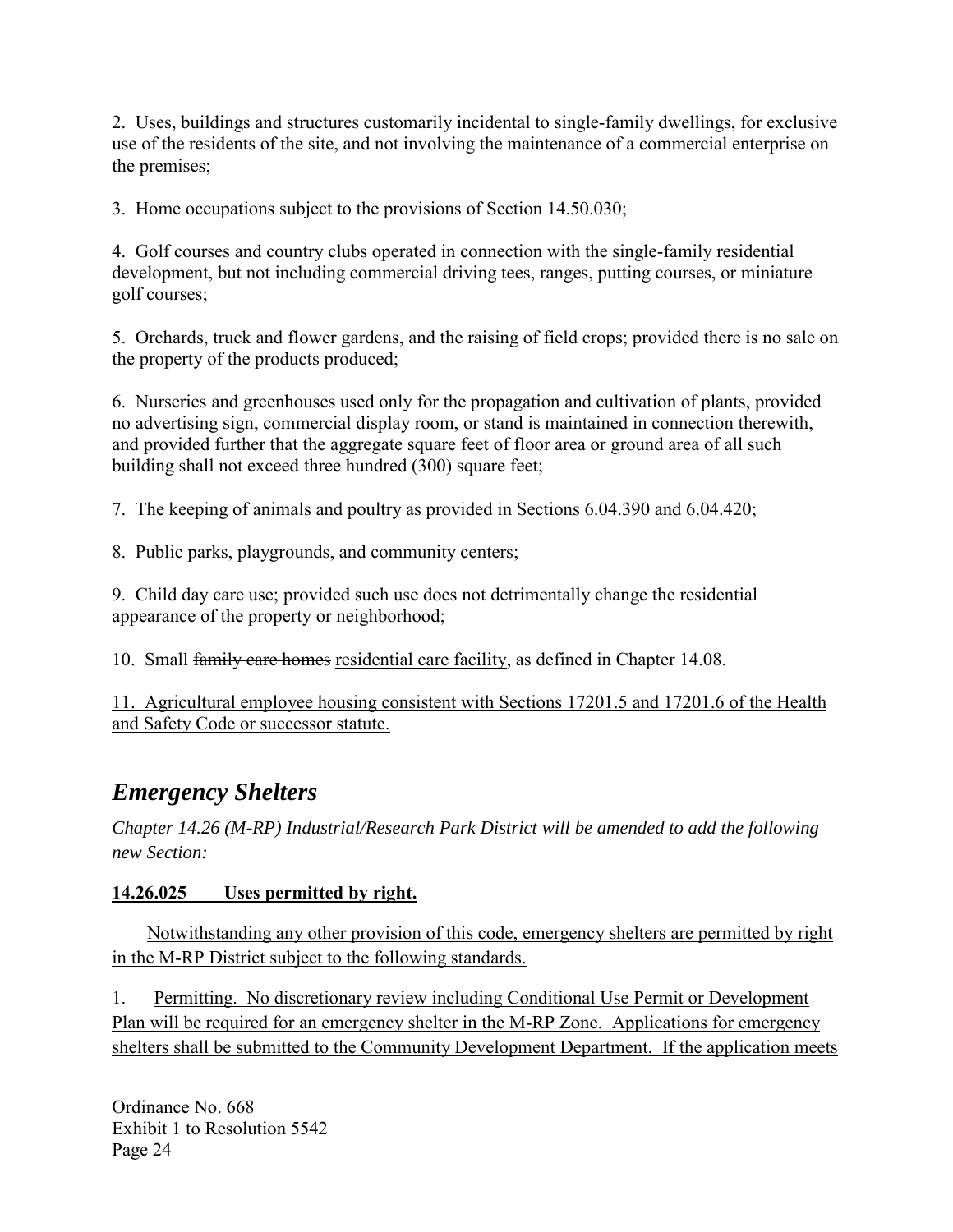2. Uses, buildings and structures customarily incidental to single-family dwellings, for exclusive use of the residents of the site, and not involving the maintenance of a commercial enterprise on the premises;

3. Home occupations subject to the provisions of Section 14.50.030;

4. Golf courses and country clubs operated in connection with the single-family residential development, but not including commercial driving tees, ranges, putting courses, or miniature golf courses;

5. Orchards, truck and flower gardens, and the raising of field crops; provided there is no sale on the property of the products produced;

6. Nurseries and greenhouses used only for the propagation and cultivation of plants, provided no advertising sign, commercial display room, or stand is maintained in connection therewith, and provided further that the aggregate square feet of floor area or ground area of all such building shall not exceed three hundred (300) square feet;

7. The keeping of animals and poultry as provided in Sections 6.04.390 and 6.04.420;

8. Public parks, playgrounds, and community centers;

9. Child day care use; provided such use does not detrimentally change the residential appearance of the property or neighborhood;

10. Small ~~family care homes~~ residential care facility, as defined in Chapter 14.08.

11. Agricultural employee housing consistent with Sections 17201.5 and 17201.6 of the Health and Safety Code or successor statute.

## *Emergency Shelters*

*Chapter 14.26 (M-RP) Industrial/Research Park District will be amended to add the following new Section:*

**14.26.025 Uses permitted by right.**

Notwithstanding any other provision of this code, emergency shelters are permitted by right in the M-RP District subject to the following standards.

1. Permitting. No discretionary review including Conditional Use Permit or Development Plan will be required for an emergency shelter in the M-RP Zone. Applications for emergency shelters shall be submitted to the Community Development Department. If the application meets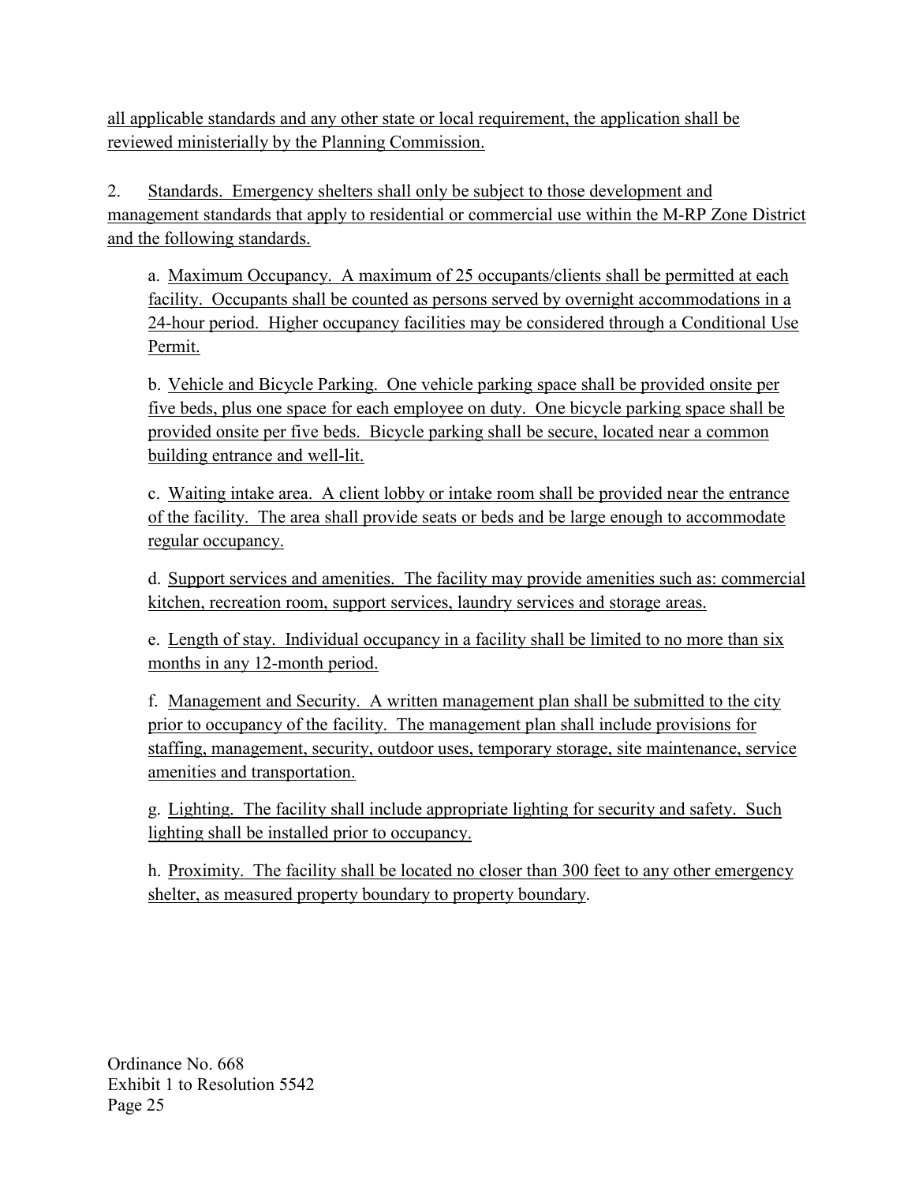all applicable standards and any other state or local requirement, the application shall be reviewed ministerially by the Planning Commission.

2. Standards. Emergency shelters shall only be subject to those development and management standards that apply to residential or commercial use within the M-RP Zone District and the following standards.

a. Maximum Occupancy. A maximum of 25 occupants/clients shall be permitted at each facility. Occupants shall be counted as persons served by overnight accommodations in a 24-hour period. Higher occupancy facilities may be considered through a Conditional Use Permit.

b. Vehicle and Bicycle Parking. One vehicle parking space shall be provided onsite per five beds, plus one space for each employee on duty. One bicycle parking space shall be provided onsite per five beds. Bicycle parking shall be secure, located near a common building entrance and well-lit.

c. Waiting intake area. A client lobby or intake room shall be provided near the entrance of the facility. The area shall provide seats or beds and be large enough to accommodate regular occupancy.

d. Support services and amenities. The facility may provide amenities such as: commercial kitchen, recreation room, support services, laundry services and storage areas.

e. Length of stay. Individual occupancy in a facility shall be limited to no more than six months in any 12-month period.

f. Management and Security. A written management plan shall be submitted to the city prior to occupancy of the facility. The management plan shall include provisions for staffing, management, security, outdoor uses, temporary storage, site maintenance, service amenities and transportation.

g. Lighting. The facility shall include appropriate lighting for security and safety. Such lighting shall be installed prior to occupancy.

h. Proximity. The facility shall be located no closer than 300 feet to any other emergency shelter, as measured property boundary to property boundary.

Ordinance No. 668
Exhibit 1 to Resolution 5542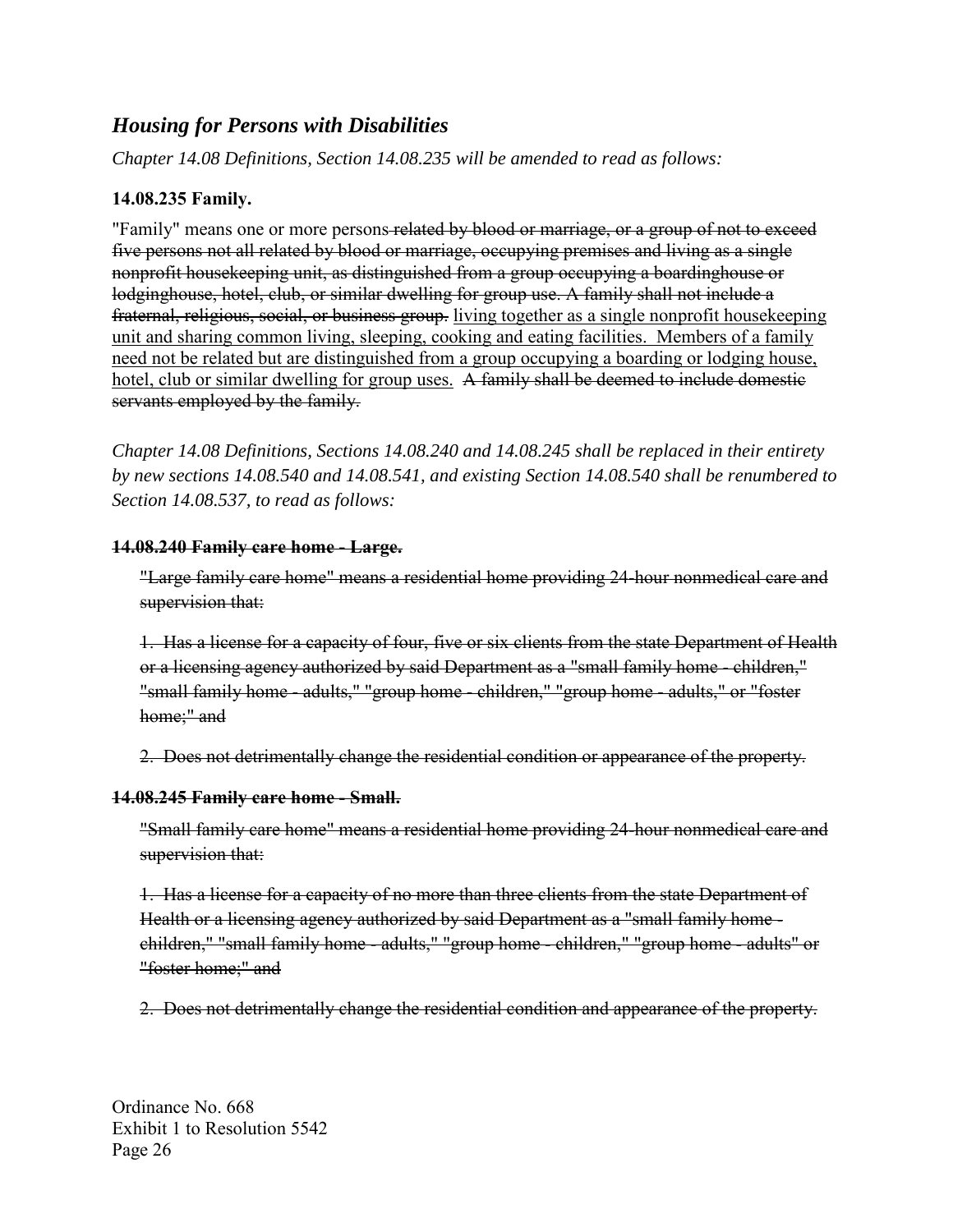## *Housing for Persons with Disabilities*

*Chapter 14.08 Definitions, Section 14.08.235 will be amended to read as follows:*

**14.08.235 Family.**

"Family" means one or more persons ~~related by blood or marriage, or a group of not to exceed five persons not all related by blood or marriage, occupying premises and living as a single nonprofit housekeeping unit, as distinguished from a group occupying a boardinghouse or lodginghouse, hotel, club, or similar dwelling for group use. A family shall not include a fraternal, religious, social, or business group.~~ <u>living together as a single nonprofit housekeeping unit and sharing common living, sleeping, cooking and eating facilities. Members of a family need not be related but are distinguished from a group occupying a boarding or lodging house, hotel, club or similar dwelling for group uses.</u> ~~A family shall be deemed to include domestic servants employed by the family.~~

*Chapter 14.08 Definitions, Sections 14.08.240 and 14.08.245 shall be replaced in their entirety by new sections 14.08.540 and 14.08.541, and existing Section 14.08.540 shall be renumbered to Section 14.08.537, to read as follows:*

~~**14.08.240 Family care home - Large.**~~

~~"Large family care home" means a residential home providing 24-hour nonmedical care and supervision that:~~

~~1. Has a license for a capacity of four, five or six clients from the state Department of Health or a licensing agency authorized by said Department as a "small family home - children," "small family home - adults," "group home - children," "group home - adults," or "foster home;" and~~

~~2. Does not detrimentally change the residential condition or appearance of the property.~~

~~**14.08.245 Family care home - Small.**~~

~~"Small family care home" means a residential home providing 24-hour nonmedical care and supervision that:~~

~~1. Has a license for a capacity of no more than three clients from the state Department of Health or a licensing agency authorized by said Department as a "small family home - children," "small family home - adults," "group home - children," "group home - adults" or "foster home;" and~~

~~2. Does not detrimentally change the residential condition and appearance of the property.~~

Ordinance No. 668
Exhibit 1 to Resolution 5542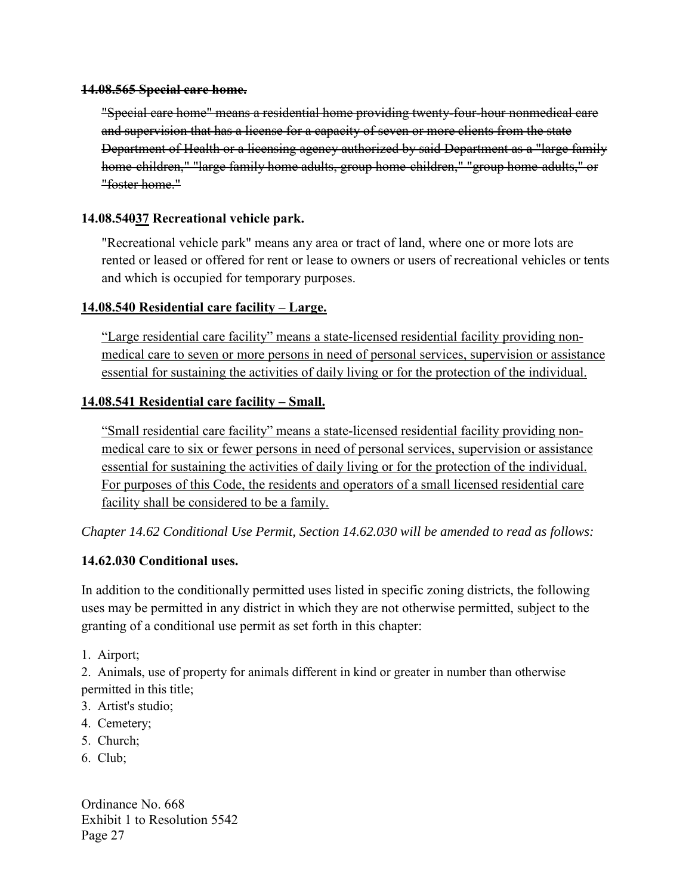~~**14.08.565 Special care home.**~~

~~"Special care home" means a residential home providing twenty-four-hour nonmedical care and supervision that has a license for a capacity of seven or more clients from the state Department of Health or a licensing agency authorized by said Department as a "large family home-children," "large family home adults, group home-children," "group home-adults," or "foster home."~~

**14.08.5~~40~~<u>37</u> Recreational vehicle park.**

"Recreational vehicle park" means any area or tract of land, where one or more lots are rented or leased or offered for rent or lease to owners or users of recreational vehicles or tents and which is occupied for temporary purposes.

<u>**14.08.540 Residential care facility – Large.**</u>

<u>"Large residential care facility" means a state-licensed residential facility providing non-medical care to seven or more persons in need of personal services, supervision or assistance essential for sustaining the activities of daily living or for the protection of the individual.</u>

<u>**14.08.541 Residential care facility – Small.**</u>

<u>"Small residential care facility" means a state-licensed residential facility providing non-medical care to six or fewer persons in need of personal services, supervision or assistance essential for sustaining the activities of daily living or for the protection of the individual. For purposes of this Code, the residents and operators of a small licensed residential care facility shall be considered to be a family.</u>

*Chapter 14.62 Conditional Use Permit, Section 14.62.030 will be amended to read as follows:*

**14.62.030 Conditional uses.**

In addition to the conditionally permitted uses listed in specific zoning districts, the following uses may be permitted in any district in which they are not otherwise permitted, subject to the granting of a conditional use permit as set forth in this chapter:

1. Airport;
2. Animals, use of property for animals different in kind or greater in number than otherwise permitted in this title;
3. Artist's studio;
4. Cemetery;
5. Church;
6. Club;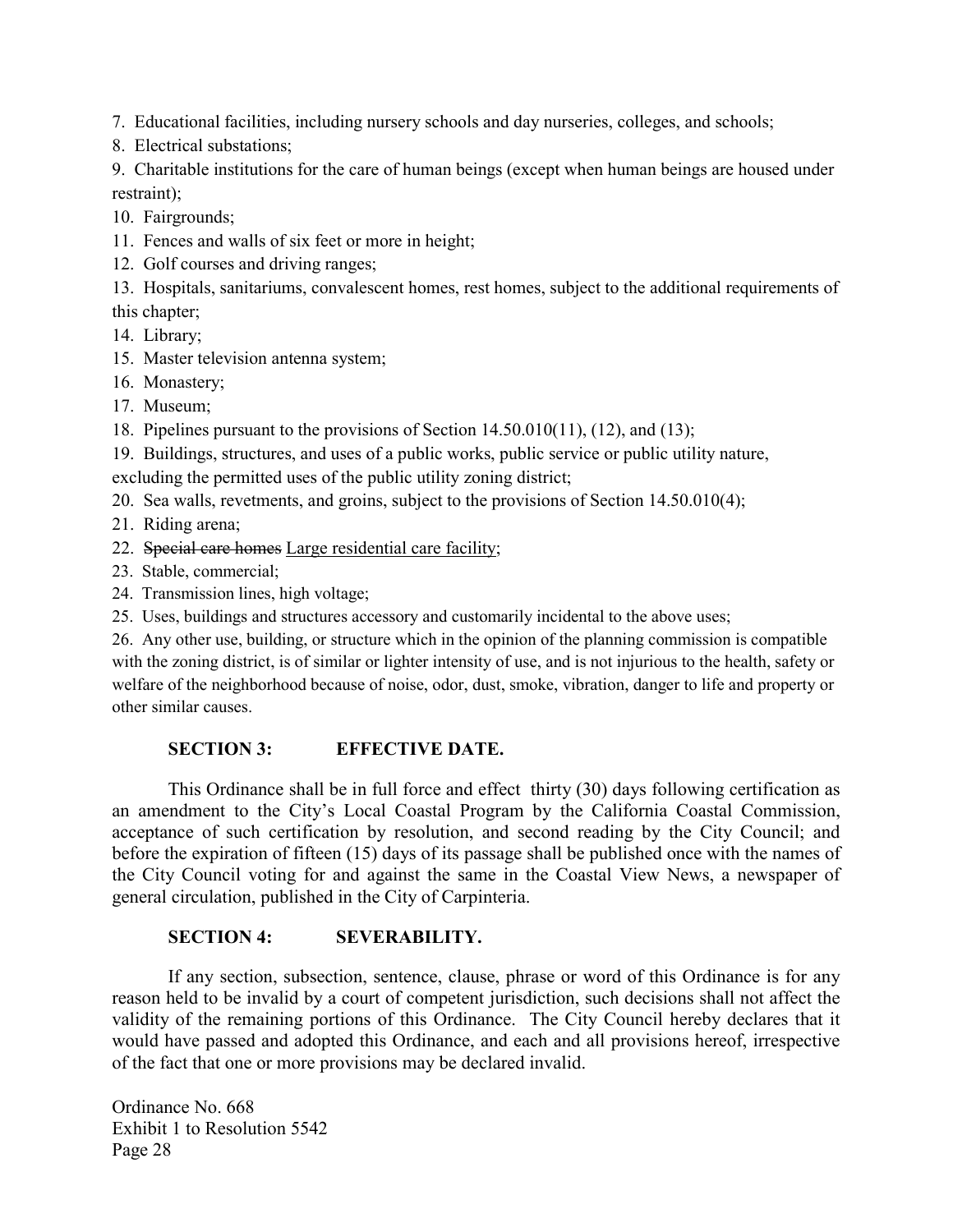7. Educational facilities, including nursery schools and day nurseries, colleges, and schools;
8. Electrical substations;
9. Charitable institutions for the care of human beings (except when human beings are housed under restraint);
10. Fairgrounds;
11. Fences and walls of six feet or more in height;
12. Golf courses and driving ranges;
13. Hospitals, sanitariums, convalescent homes, rest homes, subject to the additional requirements of this chapter;
14. Library;
15. Master television antenna system;
16. Monastery;
17. Museum;
18. Pipelines pursuant to the provisions of Section 14.50.010(11), (12), and (13);
19. Buildings, structures, and uses of a public works, public service or public utility nature, excluding the permitted uses of the public utility zoning district;
20. Sea walls, revetments, and groins, subject to the provisions of Section 14.50.010(4);
21. Riding arena;
22. ~~Special care homes~~ <u>Large residential care facility</u>;
23. Stable, commercial;
24. Transmission lines, high voltage;
25. Uses, buildings and structures accessory and customarily incidental to the above uses;
26. Any other use, building, or structure which in the opinion of the planning commission is compatible with the zoning district, is of similar or lighter intensity of use, and is not injurious to the health, safety or welfare of the neighborhood because of noise, odor, dust, smoke, vibration, danger to life and property or other similar causes.

**SECTION 3: EFFECTIVE DATE.**

This Ordinance shall be in full force and effect thirty (30) days following certification as an amendment to the City's Local Coastal Program by the California Coastal Commission, acceptance of such certification by resolution, and second reading by the City Council; and before the expiration of fifteen (15) days of its passage shall be published once with the names of the City Council voting for and against the same in the Coastal View News, a newspaper of general circulation, published in the City of Carpinteria.

**SECTION 4: SEVERABILITY.**

If any section, subsection, sentence, clause, phrase or word of this Ordinance is for any reason held to be invalid by a court of competent jurisdiction, such decisions shall not affect the validity of the remaining portions of this Ordinance. The City Council hereby declares that it would have passed and adopted this Ordinance, and each and all provisions hereof, irrespective of the fact that one or more provisions may be declared invalid.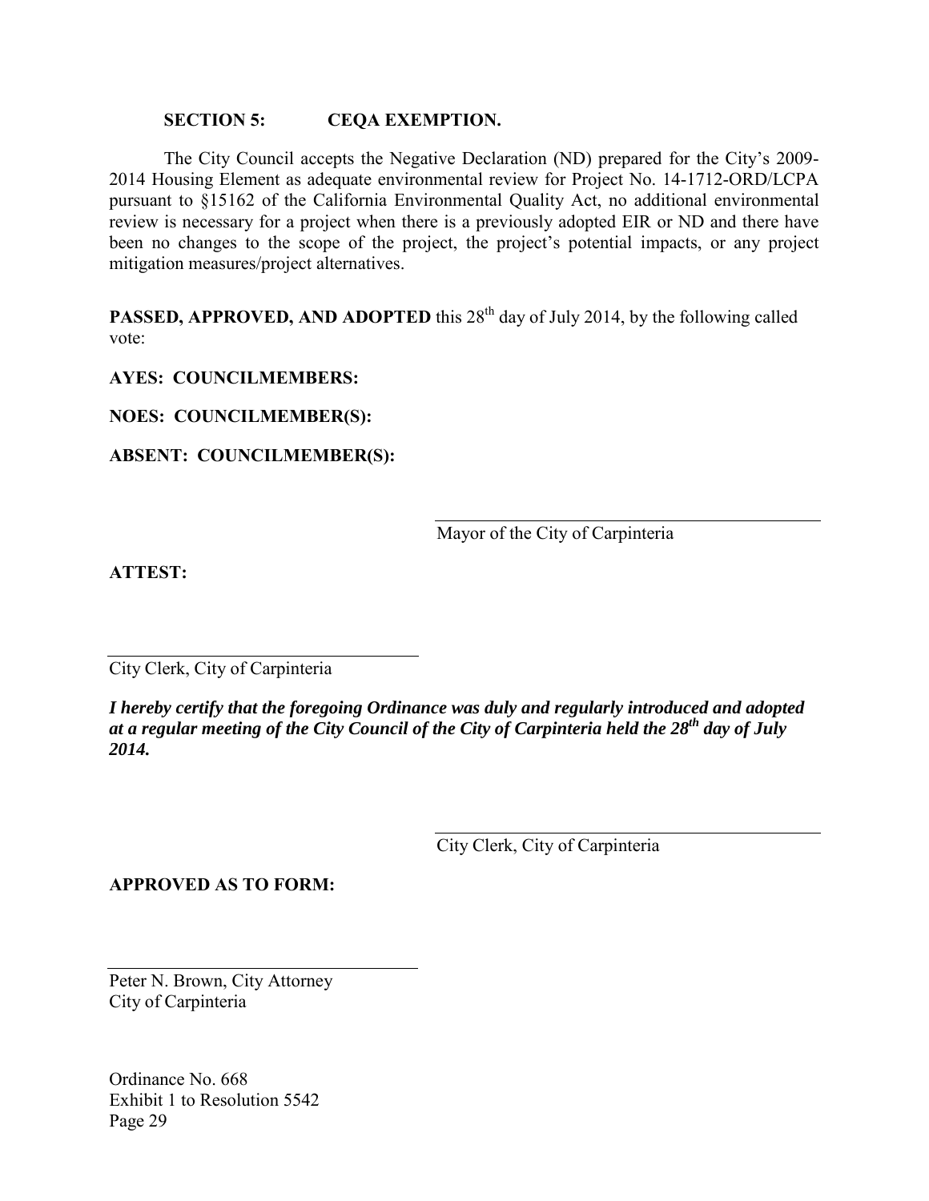**SECTION 5: CEQA EXEMPTION.**

The City Council accepts the Negative Declaration (ND) prepared for the City's 2009-2014 Housing Element as adequate environmental review for Project No. 14-1712-ORD/LCPA pursuant to §15162 of the California Environmental Quality Act, no additional environmental review is necessary for a project when there is a previously adopted EIR or ND and there have been no changes to the scope of the project, the project's potential impacts, or any project mitigation measures/project alternatives.

**PASSED, APPROVED, AND ADOPTED** this 28th day of July 2014, by the following called vote:

**AYES: COUNCILMEMBERS:**

**NOES: COUNCILMEMBER(S):**

**ABSENT: COUNCILMEMBER(S):**

\_\_\_\_\_\_\_\_\_\_\_\_\_\_\_\_\_\_\_\_\_\_\_\_\_\_\_\_\_\_\_\_\_\_\_\_
Mayor of the City of Carpinteria

**ATTEST:**

\_\_\_\_\_\_\_\_\_\_\_\_\_\_\_\_\_\_\_\_\_\_\_\_\_\_\_\_\_\_\_\_\_\_\_\_
City Clerk, City of Carpinteria

***I hereby certify that the foregoing Ordinance was duly and regularly introduced and adopted at a regular meeting of the City Council of the City of Carpinteria held the 28th day of July 2014.***

\_\_\_\_\_\_\_\_\_\_\_\_\_\_\_\_\_\_\_\_\_\_\_\_\_\_\_\_\_\_\_\_\_\_\_\_
City Clerk, City of Carpinteria

**APPROVED AS TO FORM:**

\_\_\_\_\_\_\_\_\_\_\_\_\_\_\_\_\_\_\_\_\_\_\_\_\_\_\_\_\_\_\_\_\_\_\_\_
Peter N. Brown, City Attorney
City of Carpinteria

Ordinance No. 668
Exhibit 1 to Resolution 5542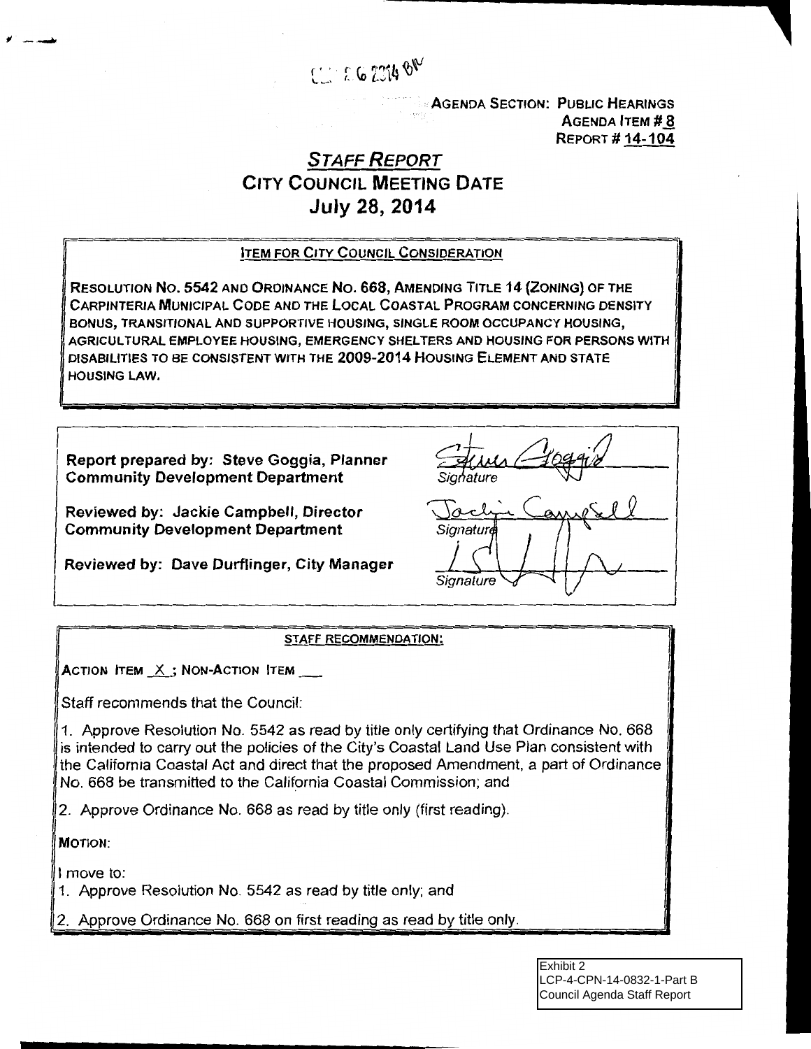AGENDA SECTION: PUBLIC HEARINGS
AGENDA ITEM # 8
REPORT # 14-104

# *STAFF REPORT*
## CITY COUNCIL MEETING DATE
## July 28, 2014

**ITEM FOR CITY COUNCIL CONSIDERATION**

RESOLUTION NO. 5542 AND ORDINANCE NO. 668, AMENDING TITLE 14 (ZONING) OF THE CARPINTERIA MUNICIPAL CODE AND THE LOCAL COASTAL PROGRAM CONCERNING DENSITY BONUS, TRANSITIONAL AND SUPPORTIVE HOUSING, SINGLE ROOM OCCUPANCY HOUSING, AGRICULTURAL EMPLOYEE HOUSING, EMERGENCY SHELTERS AND HOUSING FOR PERSONS WITH DISABILITIES TO BE CONSISTENT WITH THE 2009-2014 HOUSING ELEMENT AND STATE HOUSING LAW.

**Report prepared by: Steve Goggia, Planner**
**Community Development Department**

*Signature*

**Reviewed by: Jackie Campbell, Director**
**Community Development Department**

*Signature*

**Reviewed by: Dave Durflinger, City Manager**

*Signature*

**STAFF RECOMMENDATION:**

ACTION ITEM _X_; NON-ACTION ITEM ___

Staff recommends that the Council:

1. Approve Resolution No. 5542 as read by title only certifying that Ordinance No. 668 is intended to carry out the policies of the City's Coastal Land Use Plan consistent with the California Coastal Act and direct that the proposed Amendment, a part of Ordinance No. 668 be transmitted to the California Coastal Commission; and

2. Approve Ordinance No. 668 as read by title only (first reading).

MOTION:

I move to:
1. Approve Resolution No. 5542 as read by title only; and
2. Approve Ordinance No. 668 on first reading as read by title only.

Exhibit 2
LCP-4-CPN-14-0832-1-Part B
Council Agenda Staff Report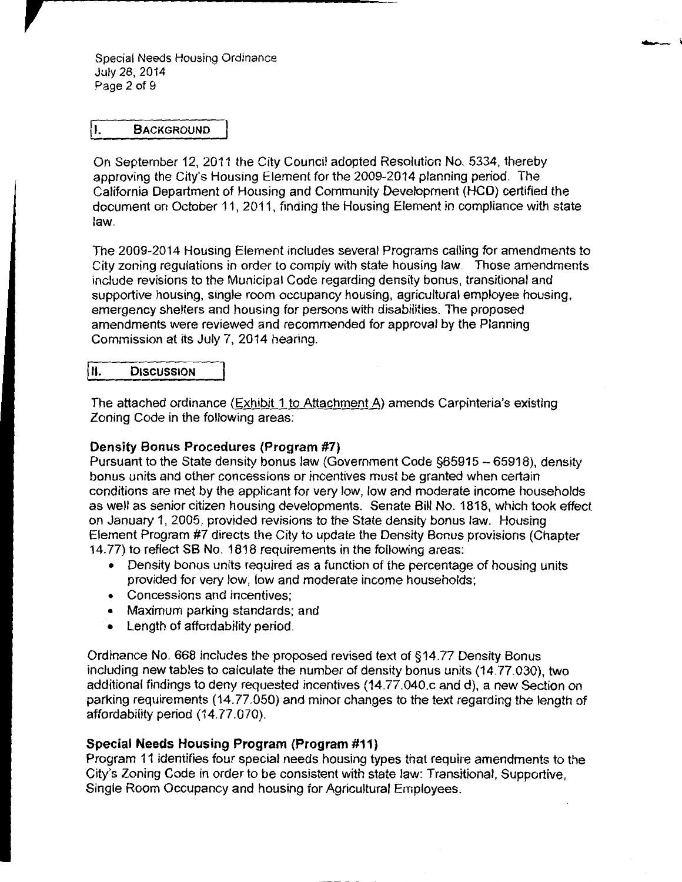## I. Background

On September 12, 2011 the City Council adopted Resolution No. 5334, thereby approving the City's Housing Element for the 2009-2014 planning period. The California Department of Housing and Community Development (HCD) certified the document on October 11, 2011, finding the Housing Element in compliance with state law.

The 2009-2014 Housing Element includes several Programs calling for amendments to City zoning regulations in order to comply with state housing law. Those amendments include revisions to the Municipal Code regarding density bonus, transitional and supportive housing, single room occupancy housing, agricultural employee housing, emergency shelters and housing for persons with disabilities. The proposed amendments were reviewed and recommended for approval by the Planning Commission at its July 7, 2014 hearing.

## II. Discussion

The attached ordinance (Exhibit 1 to Attachment A) amends Carpinteria's existing Zoning Code in the following areas:

**Density Bonus Procedures (Program #7)**

Pursuant to the State density bonus law (Government Code §65915 – 65918), density bonus units and other concessions or incentives must be granted when certain conditions are met by the applicant for very low, low and moderate income households as well as senior citizen housing developments. Senate Bill No. 1818, which took effect on January 1, 2005, provided revisions to the State density bonus law. Housing Element Program #7 directs the City to update the Density Bonus provisions (Chapter 14.77) to reflect SB No. 1818 requirements in the following areas:

- Density bonus units required as a function of the percentage of housing units provided for very low, low and moderate income households;
- Concessions and incentives;
- Maximum parking standards; and
- Length of affordability period.

Ordinance No. 668 includes the proposed revised text of §14.77 Density Bonus including new tables to calculate the number of density bonus units (14.77.030), two additional findings to deny requested incentives (14.77.040.c and d), a new Section on parking requirements (14.77.050) and minor changes to the text regarding the length of affordability period (14.77.070).

**Special Needs Housing Program (Program #11)**

Program 11 identifies four special needs housing types that require amendments to the City's Zoning Code in order to be consistent with state law: Transitional, Supportive, Single Room Occupancy and housing for Agricultural Employees.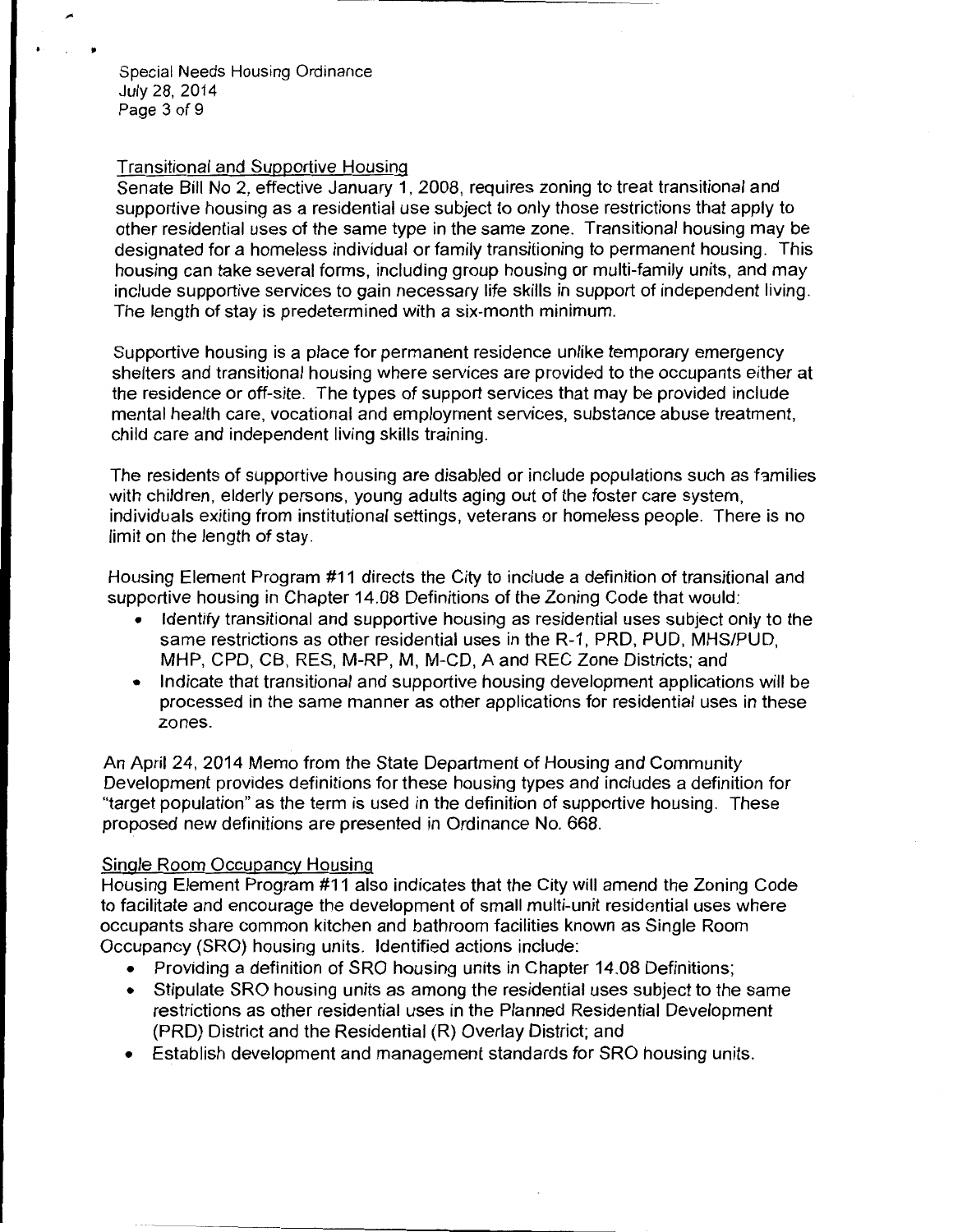### Transitional and Supportive Housing

Senate Bill No 2, effective January 1, 2008, requires zoning to treat transitional and supportive housing as a residential use subject to only those restrictions that apply to other residential uses of the same type in the same zone. Transitional housing may be designated for a homeless individual or family transitioning to permanent housing. This housing can take several forms, including group housing or multi-family units, and may include supportive services to gain necessary life skills in support of independent living. The length of stay is predetermined with a six-month minimum.

Supportive housing is a place for permanent residence unlike temporary emergency shelters and transitional housing where services are provided to the occupants either at the residence or off-site. The types of support services that may be provided include mental health care, vocational and employment services, substance abuse treatment, child care and independent living skills training.

The residents of supportive housing are disabled or include populations such as families with children, elderly persons, young adults aging out of the foster care system, individuals exiting from institutional settings, veterans or homeless people. There is no limit on the length of stay.

Housing Element Program #11 directs the City to include a definition of transitional and supportive housing in Chapter 14.08 Definitions of the Zoning Code that would:

- Identify transitional and supportive housing as residential uses subject only to the same restrictions as other residential uses in the R-1, PRD, PUD, MHS/PUD, MHP, CPD, CB, RES, M-RP, M, M-CD, A and REC Zone Districts; and
- Indicate that transitional and supportive housing development applications will be processed in the same manner as other applications for residential uses in these zones.

An April 24, 2014 Memo from the State Department of Housing and Community Development provides definitions for these housing types and includes a definition for "target population" as the term is used in the definition of supportive housing. These proposed new definitions are presented in Ordinance No. 668.

### Single Room Occupancy Housing

Housing Element Program #11 also indicates that the City will amend the Zoning Code to facilitate and encourage the development of small multi-unit residential uses where occupants share common kitchen and bathroom facilities known as Single Room Occupancy (SRO) housing units. Identified actions include:

- Providing a definition of SRO housing units in Chapter 14.08 Definitions;
- Stipulate SRO housing units as among the residential uses subject to the same restrictions as other residential uses in the Planned Residential Development (PRD) District and the Residential (R) Overlay District; and
- Establish development and management standards for SRO housing units.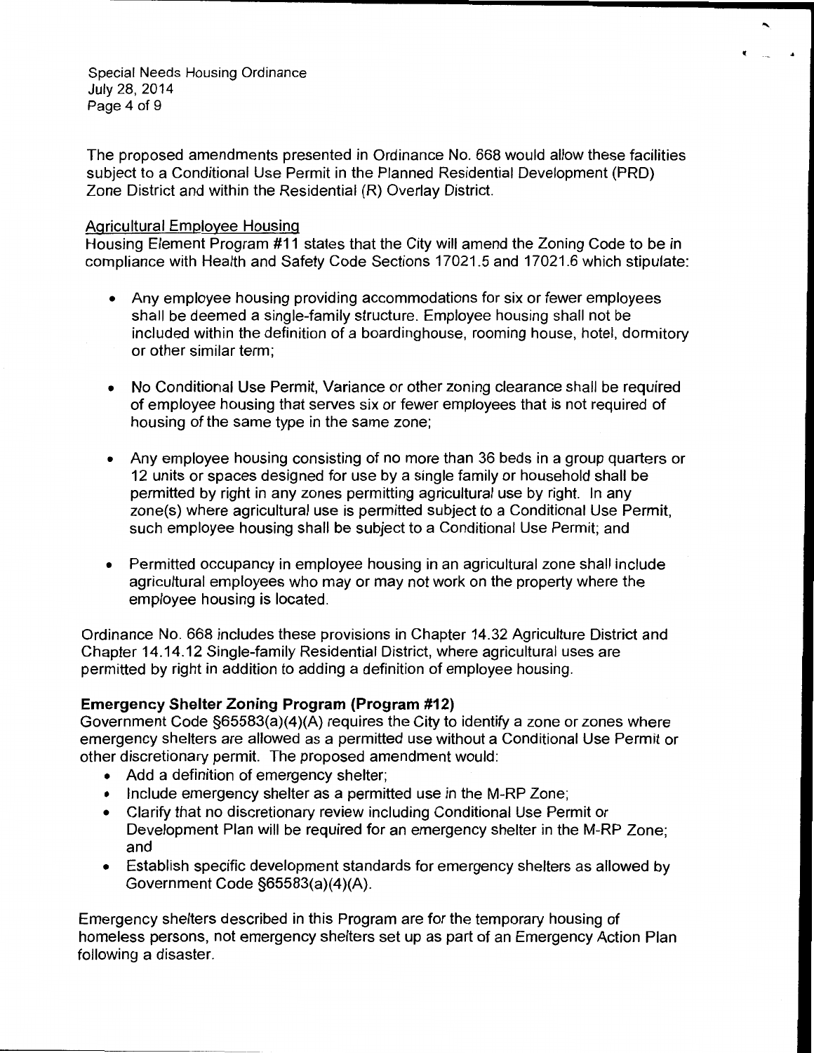The proposed amendments presented in Ordinance No. 668 would allow these facilities subject to a Conditional Use Permit in the Planned Residential Development (PRD) Zone District and within the Residential (R) Overlay District.

Agricultural Employee Housing

Housing Element Program #11 states that the City will amend the Zoning Code to be in compliance with Health and Safety Code Sections 17021.5 and 17021.6 which stipulate:

- Any employee housing providing accommodations for six or fewer employees shall be deemed a single-family structure. Employee housing shall not be included within the definition of a boardinghouse, rooming house, hotel, dormitory or other similar term;

- No Conditional Use Permit, Variance or other zoning clearance shall be required of employee housing that serves six or fewer employees that is not required of housing of the same type in the same zone;

- Any employee housing consisting of no more than 36 beds in a group quarters or 12 units or spaces designed for use by a single family or household shall be permitted by right in any zones permitting agricultural use by right. In any zone(s) where agricultural use is permitted subject to a Conditional Use Permit, such employee housing shall be subject to a Conditional Use Permit; and

- Permitted occupancy in employee housing in an agricultural zone shall include agricultural employees who may or may not work on the property where the employee housing is located.

Ordinance No. 668 includes these provisions in Chapter 14.32 Agriculture District and Chapter 14.14.12 Single-family Residential District, where agricultural uses are permitted by right in addition to adding a definition of employee housing.

**Emergency Shelter Zoning Program (Program #12)**

Government Code §65583(a)(4)(A) requires the City to identify a zone or zones where emergency shelters are allowed as a permitted use without a Conditional Use Permit or other discretionary permit. The proposed amendment would:

- Add a definition of emergency shelter;
- Include emergency shelter as a permitted use in the M-RP Zone;
- Clarify that no discretionary review including Conditional Use Permit or Development Plan will be required for an emergency shelter in the M-RP Zone; and
- Establish specific development standards for emergency shelters as allowed by Government Code §65583(a)(4)(A).

Emergency shelters described in this Program are for the temporary housing of homeless persons, not emergency shelters set up as part of an Emergency Action Plan following a disaster.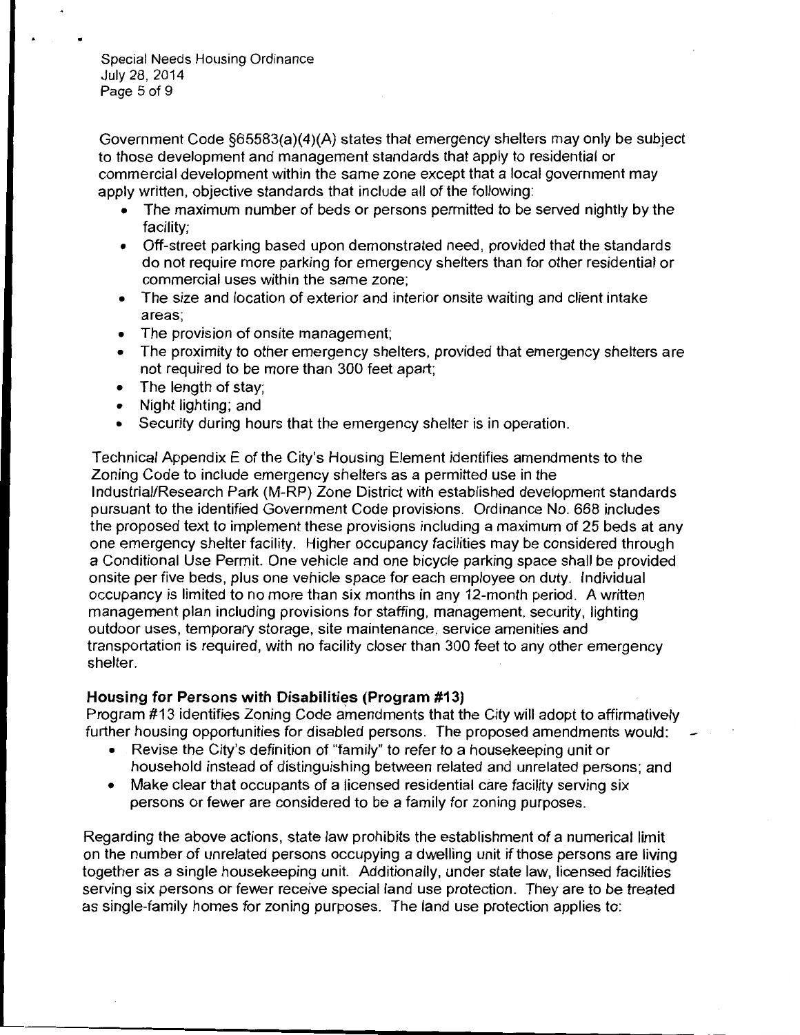Government Code §65583(a)(4)(A) states that emergency shelters may only be subject to those development and management standards that apply to residential or commercial development within the same zone except that a local government may apply written, objective standards that include all of the following:

- The maximum number of beds or persons permitted to be served nightly by the facility;
- Off-street parking based upon demonstrated need, provided that the standards do not require more parking for emergency shelters than for other residential or commercial uses within the same zone;
- The size and location of exterior and interior onsite waiting and client intake areas;
- The provision of onsite management;
- The proximity to other emergency shelters, provided that emergency shelters are not required to be more than 300 feet apart;
- The length of stay;
- Night lighting; and
- Security during hours that the emergency shelter is in operation.

Technical Appendix E of the City's Housing Element identifies amendments to the Zoning Code to include emergency shelters as a permitted use in the Industrial/Research Park (M-RP) Zone District with established development standards pursuant to the identified Government Code provisions. Ordinance No. 668 includes the proposed text to implement these provisions including a maximum of 25 beds at any one emergency shelter facility. Higher occupancy facilities may be considered through a Conditional Use Permit. One vehicle and one bicycle parking space shall be provided onsite per five beds, plus one vehicle space for each employee on duty. Individual occupancy is limited to no more than six months in any 12-month period. A written management plan including provisions for staffing, management, security, lighting outdoor uses, temporary storage, site maintenance, service amenities and transportation is required, with no facility closer than 300 feet to any other emergency shelter.

**Housing for Persons with Disabilities (Program #13)**

Program #13 identifies Zoning Code amendments that the City will adopt to affirmatively further housing opportunities for disabled persons. The proposed amendments would:

- Revise the City's definition of "family" to refer to a housekeeping unit or household instead of distinguishing between related and unrelated persons; and
- Make clear that occupants of a licensed residential care facility serving six persons or fewer are considered to be a family for zoning purposes.

Regarding the above actions, state law prohibits the establishment of a numerical limit on the number of unrelated persons occupying a dwelling unit if those persons are living together as a single housekeeping unit. Additionally, under state law, licensed facilities serving six persons or fewer receive special land use protection. They are to be treated as single-family homes for zoning purposes. The land use protection applies to: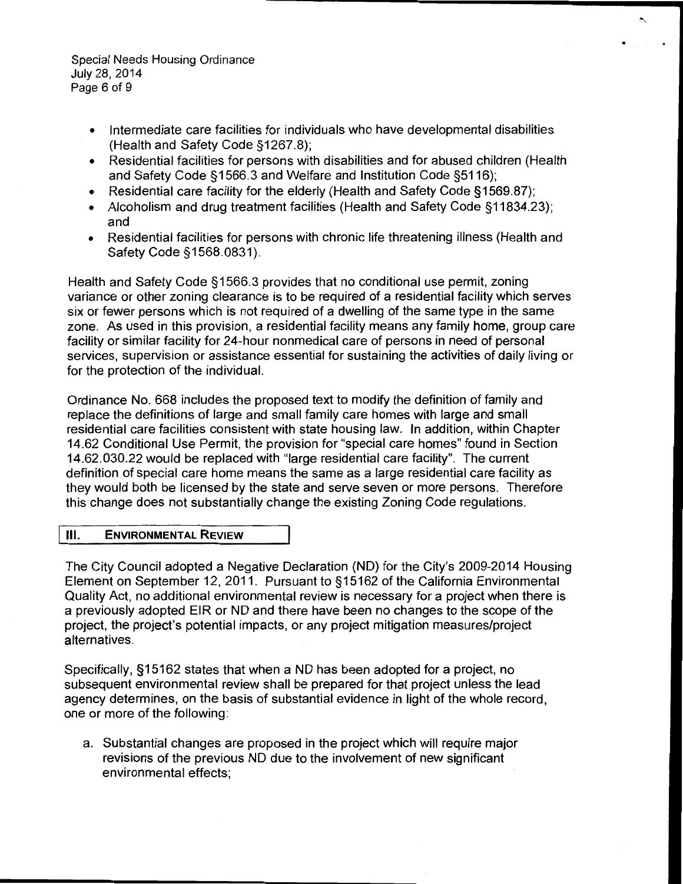- Intermediate care facilities for individuals who have developmental disabilities (Health and Safety Code §1267.8);
- Residential facilities for persons with disabilities and for abused children (Health and Safety Code §1566.3 and Welfare and Institution Code §5116);
- Residential care facility for the elderly (Health and Safety Code §1569.87);
- Alcoholism and drug treatment facilities (Health and Safety Code §11834.23); and
- Residential facilities for persons with chronic life threatening illness (Health and Safety Code §1568.0831).

Health and Safety Code §1566.3 provides that no conditional use permit, zoning variance or other zoning clearance is to be required of a residential facility which serves six or fewer persons which is not required of a dwelling of the same type in the same zone. As used in this provision, a residential facility means any family home, group care facility or similar facility for 24-hour nonmedical care of persons in need of personal services, supervision or assistance essential for sustaining the activities of daily living or for the protection of the individual.

Ordinance No. 668 includes the proposed text to modify the definition of family and replace the definitions of large and small family care homes with large and small residential care facilities consistent with state housing law. In addition, within Chapter 14.62 Conditional Use Permit, the provision for "special care homes" found in Section 14.62.030.22 would be replaced with "large residential care facility". The current definition of special care home means the same as a large residential care facility as they would both be licensed by the state and serve seven or more persons. Therefore this change does not substantially change the existing Zoning Code regulations.

## III. ENVIRONMENTAL REVIEW

The City Council adopted a Negative Declaration (ND) for the City's 2009-2014 Housing Element on September 12, 2011. Pursuant to §15162 of the California Environmental Quality Act, no additional environmental review is necessary for a project when there is a previously adopted EIR or ND and there have been no changes to the scope of the project, the project's potential impacts, or any project mitigation measures/project alternatives.

Specifically, §15162 states that when a ND has been adopted for a project, no subsequent environmental review shall be prepared for that project unless the lead agency determines, on the basis of substantial evidence in light of the whole record, one or more of the following:

a. Substantial changes are proposed in the project which will require major revisions of the previous ND due to the involvement of new significant environmental effects;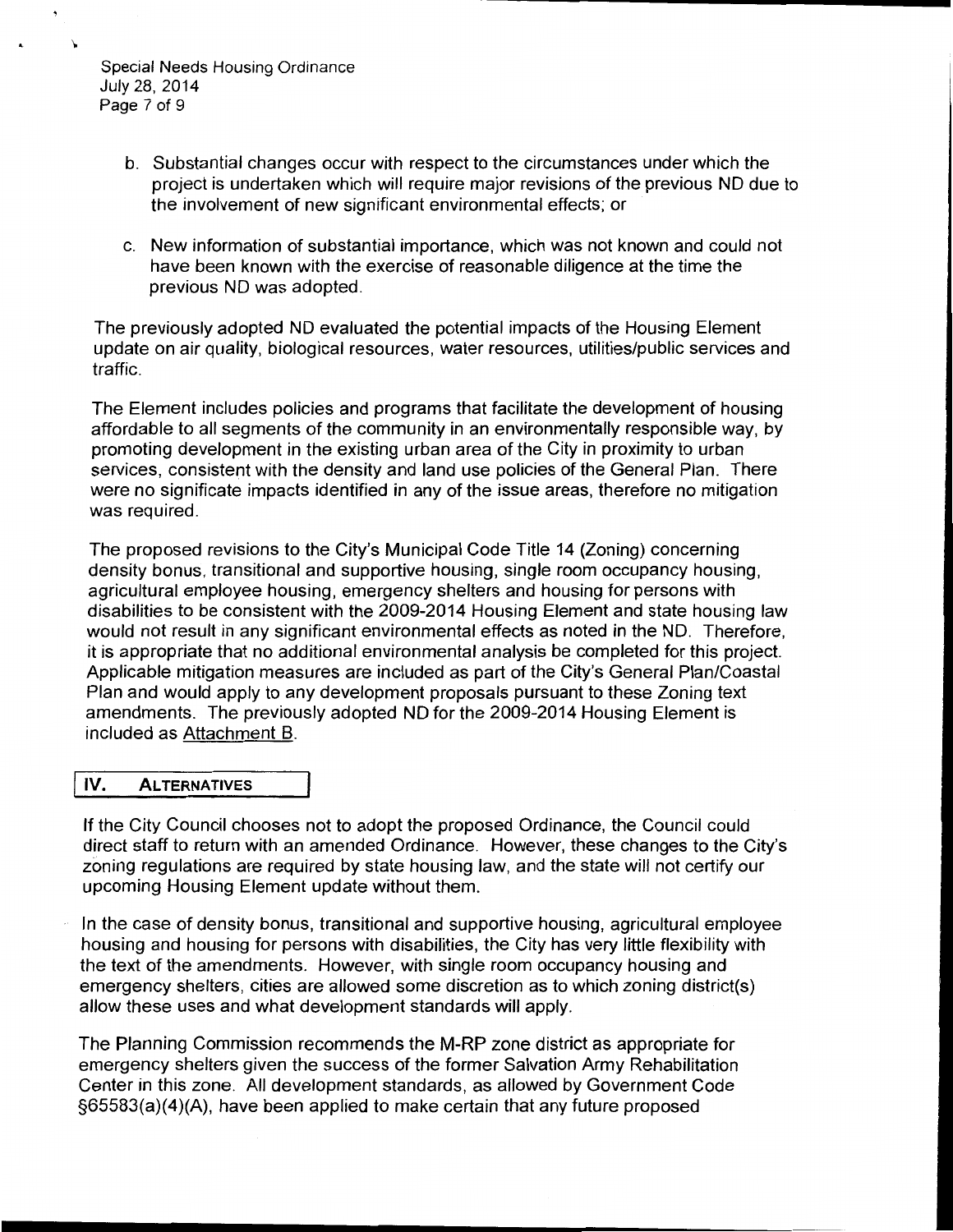b. Substantial changes occur with respect to the circumstances under which the project is undertaken which will require major revisions of the previous ND due to the involvement of new significant environmental effects; or

c. New information of substantial importance, which was not known and could not have been known with the exercise of reasonable diligence at the time the previous ND was adopted.

The previously adopted ND evaluated the potential impacts of the Housing Element update on air quality, biological resources, water resources, utilities/public services and traffic.

The Element includes policies and programs that facilitate the development of housing affordable to all segments of the community in an environmentally responsible way, by promoting development in the existing urban area of the City in proximity to urban services, consistent with the density and land use policies of the General Plan. There were no significate impacts identified in any of the issue areas, therefore no mitigation was required.

The proposed revisions to the City's Municipal Code Title 14 (Zoning) concerning density bonus, transitional and supportive housing, single room occupancy housing, agricultural employee housing, emergency shelters and housing for persons with disabilities to be consistent with the 2009-2014 Housing Element and state housing law would not result in any significant environmental effects as noted in the ND. Therefore, it is appropriate that no additional environmental analysis be completed for this project. Applicable mitigation measures are included as part of the City's General Plan/Coastal Plan and would apply to any development proposals pursuant to these Zoning text amendments. The previously adopted ND for the 2009-2014 Housing Element is included as Attachment B.

## IV. ALTERNATIVES

If the City Council chooses not to adopt the proposed Ordinance, the Council could direct staff to return with an amended Ordinance. However, these changes to the City's zoning regulations are required by state housing law, and the state will not certify our upcoming Housing Element update without them.

In the case of density bonus, transitional and supportive housing, agricultural employee housing and housing for persons with disabilities, the City has very little flexibility with the text of the amendments. However, with single room occupancy housing and emergency shelters, cities are allowed some discretion as to which zoning district(s) allow these uses and what development standards will apply.

The Planning Commission recommends the M-RP zone district as appropriate for emergency shelters given the success of the former Salvation Army Rehabilitation Center in this zone. All development standards, as allowed by Government Code §65583(a)(4)(A), have been applied to make certain that any future proposed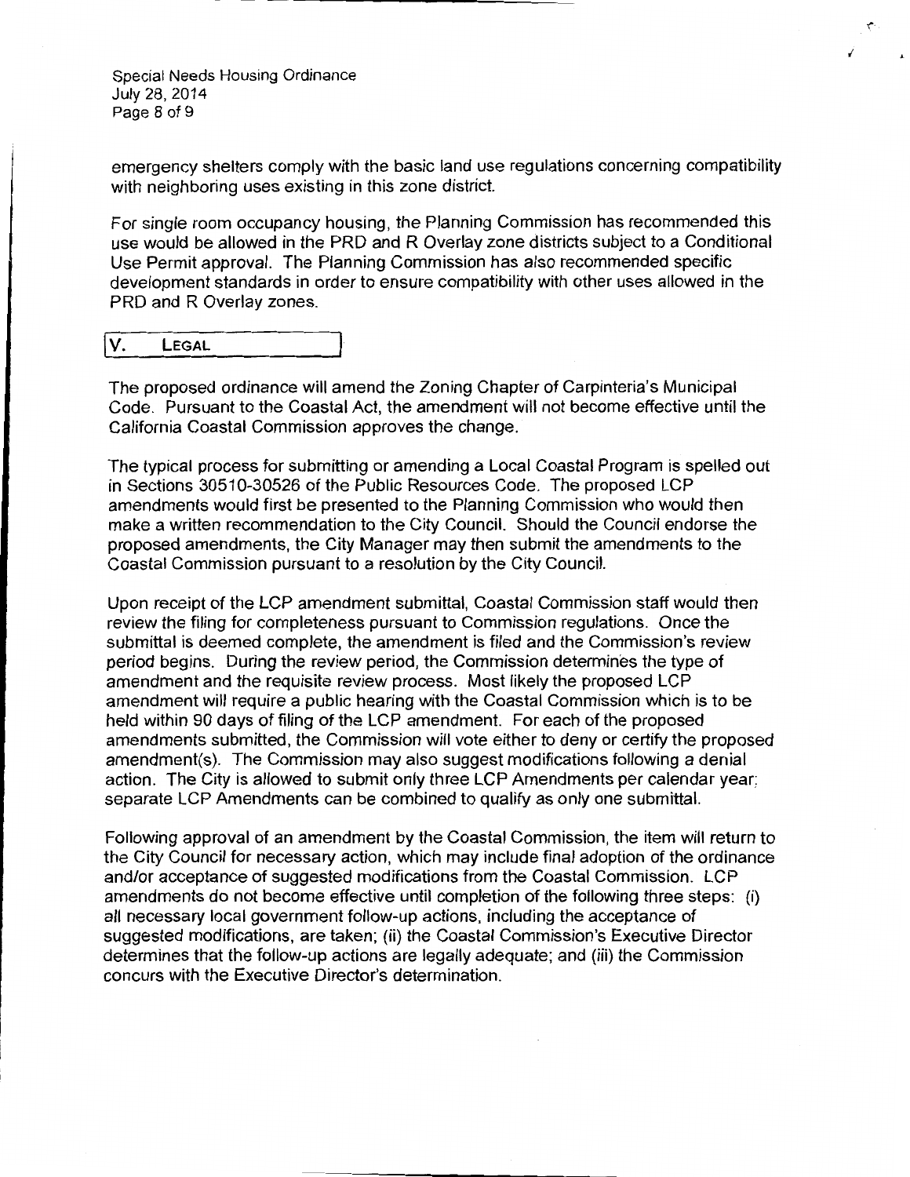emergency shelters comply with the basic land use regulations concerning compatibility with neighboring uses existing in this zone district.

For single room occupancy housing, the Planning Commission has recommended this use would be allowed in the PRD and R Overlay zone districts subject to a Conditional Use Permit approval. The Planning Commission has also recommended specific development standards in order to ensure compatibility with other uses allowed in the PRD and R Overlay zones.

## V. LEGAL

The proposed ordinance will amend the Zoning Chapter of Carpinteria's Municipal Code. Pursuant to the Coastal Act, the amendment will not become effective until the California Coastal Commission approves the change.

The typical process for submitting or amending a Local Coastal Program is spelled out in Sections 30510-30526 of the Public Resources Code. The proposed LCP amendments would first be presented to the Planning Commission who would then make a written recommendation to the City Council. Should the Council endorse the proposed amendments, the City Manager may then submit the amendments to the Coastal Commission pursuant to a resolution by the City Council.

Upon receipt of the LCP amendment submittal, Coastal Commission staff would then review the filing for completeness pursuant to Commission regulations. Once the submittal is deemed complete, the amendment is filed and the Commission's review period begins. During the review period, the Commission determines the type of amendment and the requisite review process. Most likely the proposed LCP amendment will require a public hearing with the Coastal Commission which is to be held within 90 days of filing of the LCP amendment. For each of the proposed amendments submitted, the Commission will vote either to deny or certify the proposed amendment(s). The Commission may also suggest modifications following a denial action. The City is allowed to submit only three LCP Amendments per calendar year; separate LCP Amendments can be combined to qualify as only one submittal.

Following approval of an amendment by the Coastal Commission, the item will return to the City Council for necessary action, which may include final adoption of the ordinance and/or acceptance of suggested modifications from the Coastal Commission. LCP amendments do not become effective until completion of the following three steps: (i) all necessary local government follow-up actions, including the acceptance of suggested modifications, are taken; (ii) the Coastal Commission's Executive Director determines that the follow-up actions are legally adequate; and (iii) the Commission concurs with the Executive Director's determination.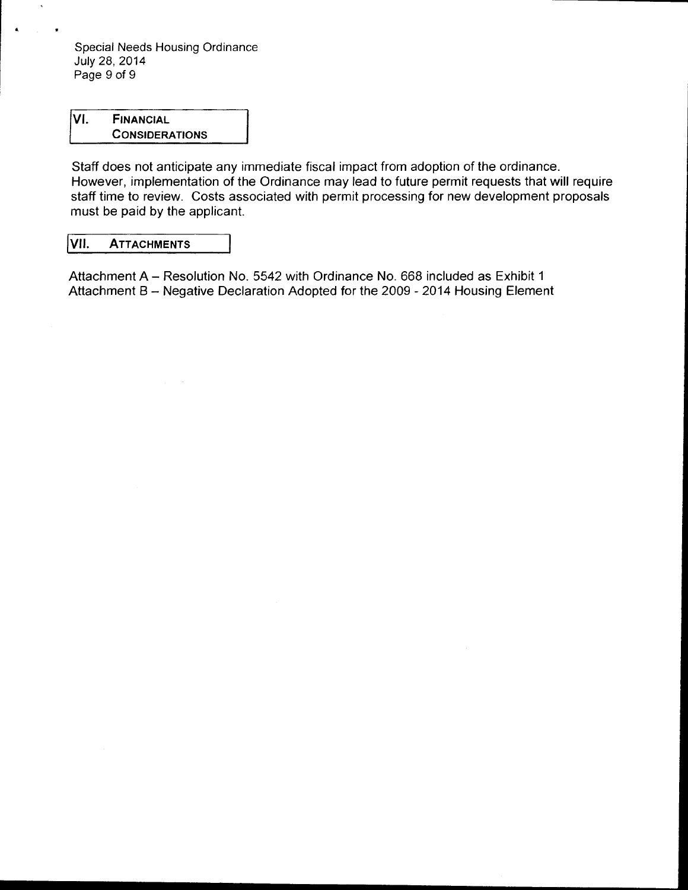## VI. FINANCIAL CONSIDERATIONS

Staff does not anticipate any immediate fiscal impact from adoption of the ordinance. However, implementation of the Ordinance may lead to future permit requests that will require staff time to review. Costs associated with permit processing for new development proposals must be paid by the applicant.

## VII. ATTACHMENTS

Attachment A – Resolution No. 5542 with Ordinance No. 668 included as Exhibit 1
Attachment B – Negative Declaration Adopted for the 2009 - 2014 Housing Element